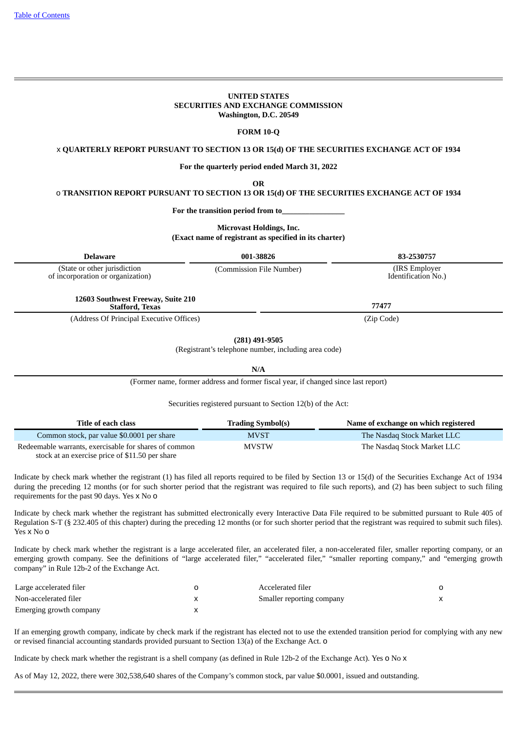[Table of Contents](#)

**UNITED STATES**
**SECURITIES AND EXCHANGE COMMISSION**
**Washington, D.C. 20549**

**FORM 10-Q**

x **QUARTERLY REPORT PURSUANT TO SECTION 13 OR 15(d) OF THE SECURITIES EXCHANGE ACT OF 1934**

**For the quarterly period ended March 31, 2022**

**OR**

o **TRANSITION REPORT PURSUANT TO SECTION 13 OR 15(d) OF THE SECURITIES EXCHANGE ACT OF 1934**

**For the transition period from to________________**

**Microvast Holdings, Inc.**
**(Exact name of registrant as specified in its charter)**

| **Delaware** | **001-38826** | **83-2530757** |
|---|---|---|
| (State or other jurisdiction of incorporation or organization) | (Commission File Number) | (IRS Employer Identification No.) |

| **12603 Southwest Freeway, Suite 210 Stafford, Texas** | **77477** |
|---|---|
| (Address Of Principal Executive Offices) | (Zip Code) |

**(281) 491-9505**
(Registrant's telephone number, including area code)

**N/A**
(Former name, former address and former fiscal year, if changed since last report)

Securities registered pursuant to Section 12(b) of the Act:

| Title of each class | Trading Symbol(s) | Name of exchange on which registered |
|---|---|---|
| Common stock, par value $0.0001 per share | MVST | The Nasdaq Stock Market LLC |
| Redeemable warrants, exercisable for shares of common stock at an exercise price of $11.50 per share | MVSTW | The Nasdaq Stock Market LLC |

Indicate by check mark whether the registrant (1) has filed all reports required to be filed by Section 13 or 15(d) of the Securities Exchange Act of 1934 during the preceding 12 months (or for such shorter period that the registrant was required to file such reports), and (2) has been subject to such filing requirements for the past 90 days. Yes x No o

Indicate by check mark whether the registrant has submitted electronically every Interactive Data File required to be submitted pursuant to Rule 405 of Regulation S-T (§ 232.405 of this chapter) during the preceding 12 months (or for such shorter period that the registrant was required to submit such files). Yes x No o

Indicate by check mark whether the registrant is a large accelerated filer, an accelerated filer, a non-accelerated filer, smaller reporting company, or an emerging growth company. See the definitions of "large accelerated filer," "accelerated filer," "smaller reporting company," and "emerging growth company" in Rule 12b-2 of the Exchange Act.

| | | | |
|---|---|---|---|
| Large accelerated filer | o | Accelerated filer | o |
| Non-accelerated filer | x | Smaller reporting company | x |
| Emerging growth company | x | | |

If an emerging growth company, indicate by check mark if the registrant has elected not to use the extended transition period for complying with any new or revised financial accounting standards provided pursuant to Section 13(a) of the Exchange Act. o

Indicate by check mark whether the registrant is a shell company (as defined in Rule 12b-2 of the Exchange Act). Yes o No x

As of May 12, 2022, there were 302,538,640 shares of the Company's common stock, par value $0.0001, issued and outstanding.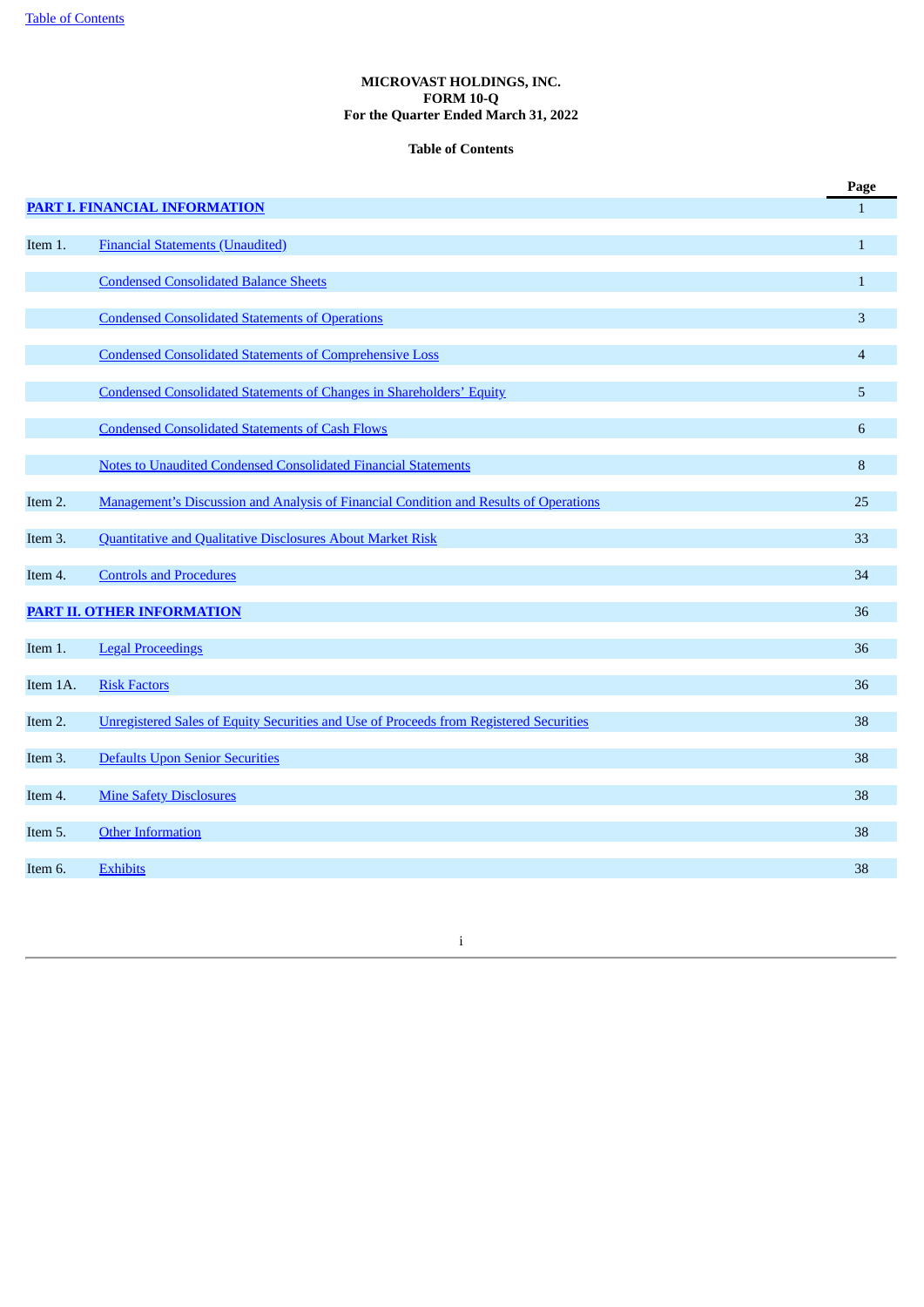**MICROVAST HOLDINGS, INC.**
**FORM 10-Q**
**For the Quarter Ended March 31, 2022**

**Table of Contents**

| | | Page |
|---|---|---|
| **PART I. FINANCIAL INFORMATION** | | 1 |
| Item 1. | Financial Statements (Unaudited) | 1 |
| | Condensed Consolidated Balance Sheets | 1 |
| | Condensed Consolidated Statements of Operations | 3 |
| | Condensed Consolidated Statements of Comprehensive Loss | 4 |
| | Condensed Consolidated Statements of Changes in Shareholders' Equity | 5 |
| | Condensed Consolidated Statements of Cash Flows | 6 |
| | Notes to Unaudited Condensed Consolidated Financial Statements | 8 |
| Item 2. | Management's Discussion and Analysis of Financial Condition and Results of Operations | 25 |
| Item 3. | Quantitative and Qualitative Disclosures About Market Risk | 33 |
| Item 4. | Controls and Procedures | 34 |
| **PART II. OTHER INFORMATION** | | 36 |
| Item 1. | Legal Proceedings | 36 |
| Item 1A. | Risk Factors | 36 |
| Item 2. | Unregistered Sales of Equity Securities and Use of Proceeds from Registered Securities | 38 |
| Item 3. | Defaults Upon Senior Securities | 38 |
| Item 4. | Mine Safety Disclosures | 38 |
| Item 5. | Other Information | 38 |
| Item 6. | Exhibits | 38 |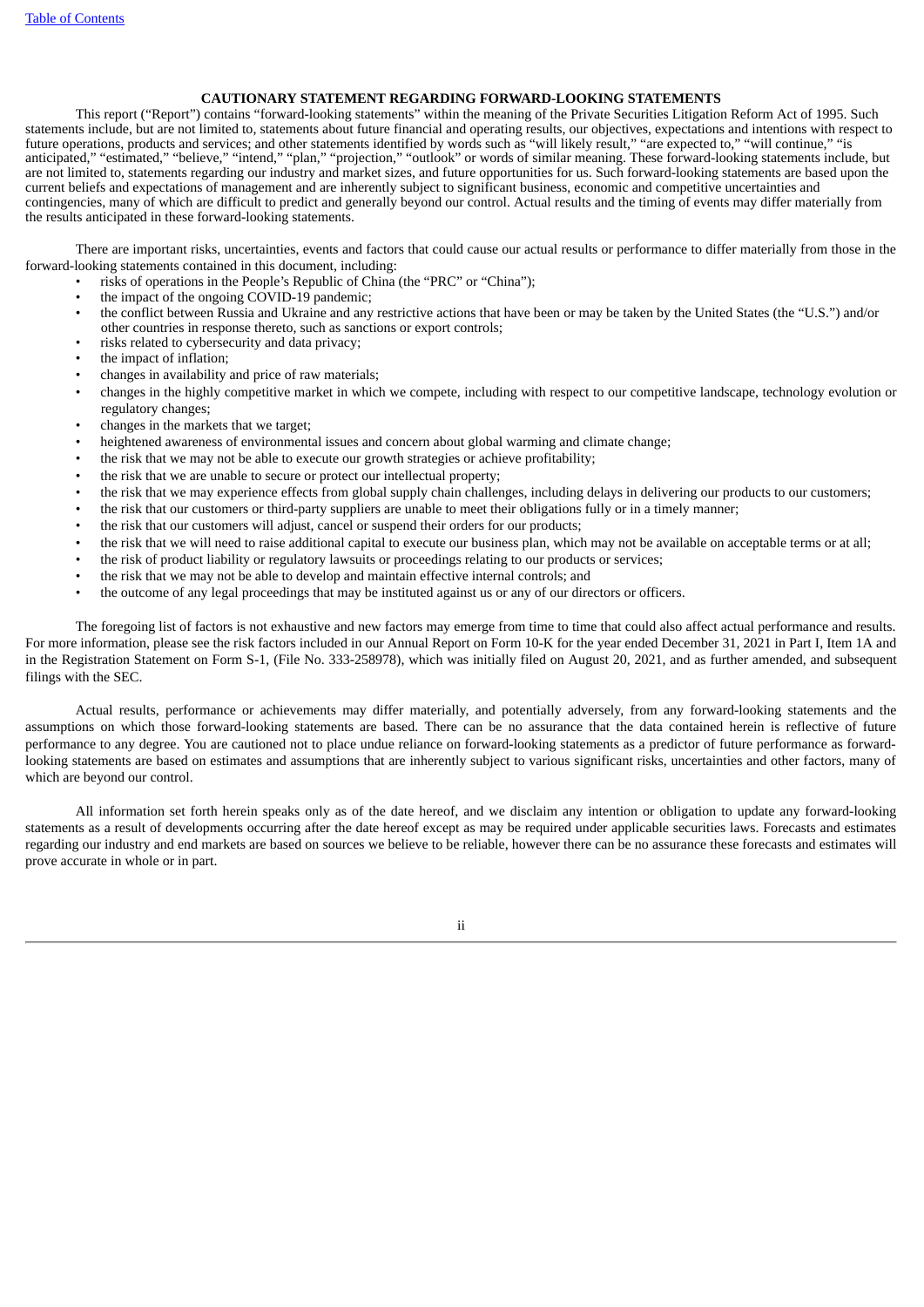**CAUTIONARY STATEMENT REGARDING FORWARD-LOOKING STATEMENTS**

This report ("Report") contains "forward-looking statements" within the meaning of the Private Securities Litigation Reform Act of 1995. Such statements include, but are not limited to, statements about future financial and operating results, our objectives, expectations and intentions with respect to future operations, products and services; and other statements identified by words such as "will likely result," "are expected to," "will continue," "is anticipated," "estimated," "believe," "intend," "plan," "projection," "outlook" or words of similar meaning. These forward-looking statements include, but are not limited to, statements regarding our industry and market sizes, and future opportunities for us. Such forward-looking statements are based upon the current beliefs and expectations of management and are inherently subject to significant business, economic and competitive uncertainties and contingencies, many of which are difficult to predict and generally beyond our control. Actual results and the timing of events may differ materially from the results anticipated in these forward-looking statements.

There are important risks, uncertainties, events and factors that could cause our actual results or performance to differ materially from those in the forward-looking statements contained in this document, including:

- risks of operations in the People's Republic of China (the "PRC" or "China");
- the impact of the ongoing COVID-19 pandemic;
- the conflict between Russia and Ukraine and any restrictive actions that have been or may be taken by the United States (the "U.S.") and/or other countries in response thereto, such as sanctions or export controls;
- risks related to cybersecurity and data privacy;
- the impact of inflation;
- changes in availability and price of raw materials;
- changes in the highly competitive market in which we compete, including with respect to our competitive landscape, technology evolution or regulatory changes;
- changes in the markets that we target;
- heightened awareness of environmental issues and concern about global warming and climate change;
- the risk that we may not be able to execute our growth strategies or achieve profitability;
- the risk that we are unable to secure or protect our intellectual property;
- the risk that we may experience effects from global supply chain challenges, including delays in delivering our products to our customers;
- the risk that our customers or third-party suppliers are unable to meet their obligations fully or in a timely manner;
- the risk that our customers will adjust, cancel or suspend their orders for our products;
- the risk that we will need to raise additional capital to execute our business plan, which may not be available on acceptable terms or at all;
- the risk of product liability or regulatory lawsuits or proceedings relating to our products or services;
- the risk that we may not be able to develop and maintain effective internal controls; and
- the outcome of any legal proceedings that may be instituted against us or any of our directors or officers.

The foregoing list of factors is not exhaustive and new factors may emerge from time to time that could also affect actual performance and results. For more information, please see the risk factors included in our Annual Report on Form 10-K for the year ended December 31, 2021 in Part I, Item 1A and in the Registration Statement on Form S-1, (File No. 333-258978), which was initially filed on August 20, 2021, and as further amended, and subsequent filings with the SEC.

Actual results, performance or achievements may differ materially, and potentially adversely, from any forward-looking statements and the assumptions on which those forward-looking statements are based. There can be no assurance that the data contained herein is reflective of future performance to any degree. You are cautioned not to place undue reliance on forward-looking statements as a predictor of future performance as forward-looking statements are based on estimates and assumptions that are inherently subject to various significant risks, uncertainties and other factors, many of which are beyond our control.

All information set forth herein speaks only as of the date hereof, and we disclaim any intention or obligation to update any forward-looking statements as a result of developments occurring after the date hereof except as may be required under applicable securities laws. Forecasts and estimates regarding our industry and end markets are based on sources we believe to be reliable, however there can be no assurance these forecasts and estimates will prove accurate in whole or in part.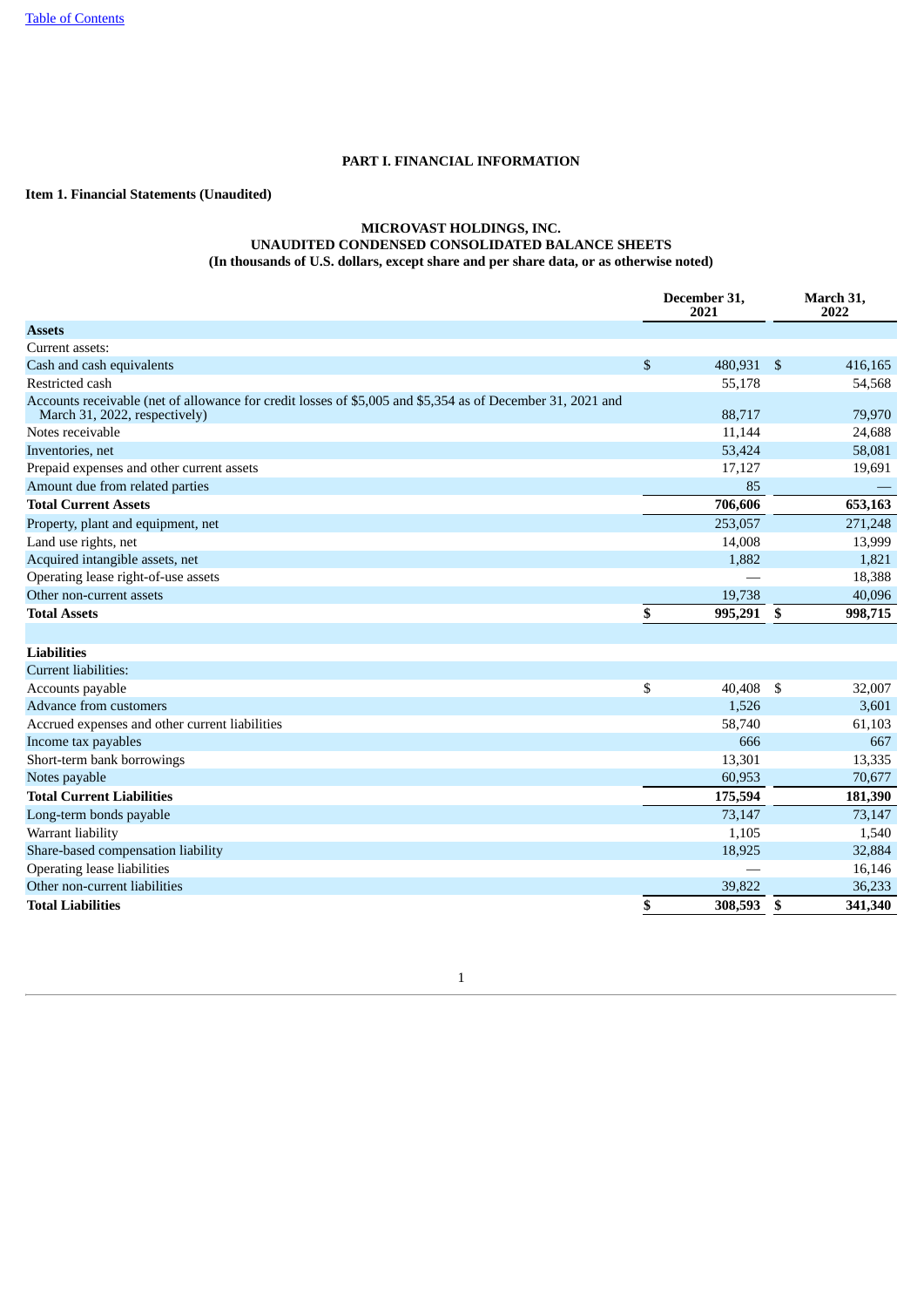# PART I. FINANCIAL INFORMATION

## Item 1. Financial Statements (Unaudited)

### MICROVAST HOLDINGS, INC.
### UNAUDITED CONDENSED CONSOLIDATED BALANCE SHEETS
### (In thousands of U.S. dollars, except share and per share data, or as otherwise noted)

| | December 31, 2021 | March 31, 2022 |
|---|---|---|
| **Assets** | | |
| Current assets: | | |
| Cash and cash equivalents | $ 480,931 | $ 416,165 |
| Restricted cash | 55,178 | 54,568 |
| Accounts receivable (net of allowance for credit losses of $5,005 and $5,354 as of December 31, 2021 and March 31, 2022, respectively) | 88,717 | 79,970 |
| Notes receivable | 11,144 | 24,688 |
| Inventories, net | 53,424 | 58,081 |
| Prepaid expenses and other current assets | 17,127 | 19,691 |
| Amount due from related parties | 85 | — |
| **Total Current Assets** | **706,606** | **653,163** |
| Property, plant and equipment, net | 253,057 | 271,248 |
| Land use rights, net | 14,008 | 13,999 |
| Acquired intangible assets, net | 1,882 | 1,821 |
| Operating lease right-of-use assets | — | 18,388 |
| Other non-current assets | 19,738 | 40,096 |
| **Total Assets** | **$ 995,291** | **$ 998,715** |
| | | |
| **Liabilities** | | |
| Current liabilities: | | |
| Accounts payable | $ 40,408 | $ 32,007 |
| Advance from customers | 1,526 | 3,601 |
| Accrued expenses and other current liabilities | 58,740 | 61,103 |
| Income tax payables | 666 | 667 |
| Short-term bank borrowings | 13,301 | 13,335 |
| Notes payable | 60,953 | 70,677 |
| **Total Current Liabilities** | **175,594** | **181,390** |
| Long-term bonds payable | 73,147 | 73,147 |
| Warrant liability | 1,105 | 1,540 |
| Share-based compensation liability | 18,925 | 32,884 |
| Operating lease liabilities | — | 16,146 |
| Other non-current liabilities | 39,822 | 36,233 |
| **Total Liabilities** | **$ 308,593** | **$ 341,340** |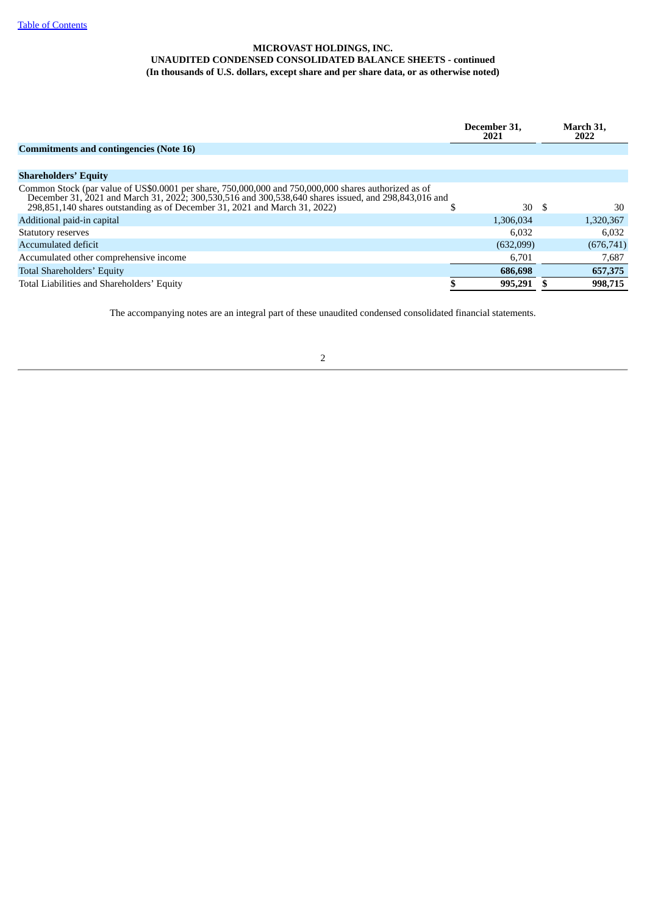**MICROVAST HOLDINGS, INC.**
**UNAUDITED CONDENSED CONSOLIDATED BALANCE SHEETS - continued**
**(In thousands of U.S. dollars, except share and per share data, or as otherwise noted)**

| | December 31, 2021 | March 31, 2022 |
|---|---|---|
| **Commitments and contingencies (Note 16)** | | |
| | | |
| **Shareholders' Equity** | | |
| Common Stock (par value of US$0.0001 per share, 750,000,000 and 750,000,000 shares authorized as of December 31, 2021 and March 31, 2022; 300,530,516 and 300,538,640 shares issued, and 298,843,016 and 298,851,140 shares outstanding as of December 31, 2021 and March 31, 2022) | $ 30 | $ 30 |
| Additional paid-in capital | 1,306,034 | 1,320,367 |
| Statutory reserves | 6,032 | 6,032 |
| Accumulated deficit | (632,099) | (676,741) |
| Accumulated other comprehensive income | 6,701 | 7,687 |
| Total Shareholders' Equity | **686,698** | **657,375** |
| Total Liabilities and Shareholders' Equity | **$ 995,291** | **$ 998,715** |

The accompanying notes are an integral part of these unaudited condensed consolidated financial statements.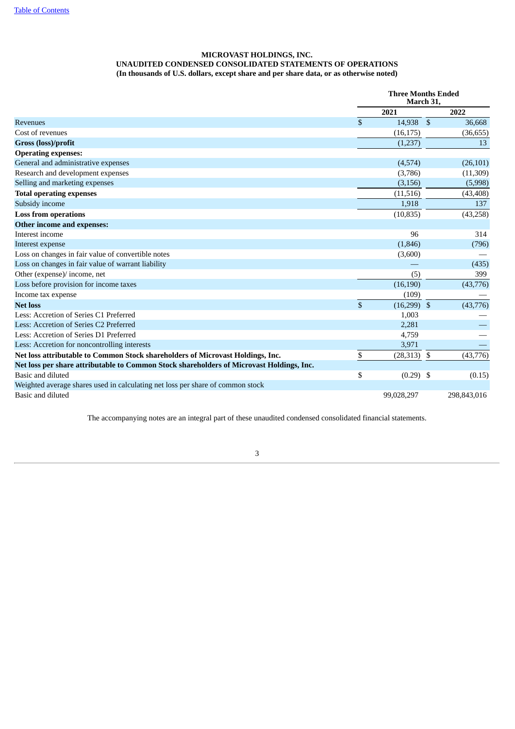**MICROVAST HOLDINGS, INC.**
**UNAUDITED CONDENSED CONSOLIDATED STATEMENTS OF OPERATIONS**
**(In thousands of U.S. dollars, except share and per share data, or as otherwise noted)**

| | Three Months Ended March 31, | |
|---|---|---|
| | 2021 | 2022 |
| Revenues | $ 14,938 | $ 36,668 |
| Cost of revenues | (16,175) | (36,655) |
| **Gross (loss)/profit** | (1,237) | 13 |
| **Operating expenses:** | | |
| General and administrative expenses | (4,574) | (26,101) |
| Research and development expenses | (3,786) | (11,309) |
| Selling and marketing expenses | (3,156) | (5,998) |
| **Total operating expenses** | (11,516) | (43,408) |
| Subsidy income | 1,918 | 137 |
| **Loss from operations** | (10,835) | (43,258) |
| **Other income and expenses:** | | |
| Interest income | 96 | 314 |
| Interest expense | (1,846) | (796) |
| Loss on changes in fair value of convertible notes | (3,600) | — |
| Loss on changes in fair value of warrant liability | — | (435) |
| Other (expense)/ income, net | (5) | 399 |
| Loss before provision for income taxes | (16,190) | (43,776) |
| Income tax expense | (109) | — |
| **Net loss** | $ (16,299) | $ (43,776) |
| Less: Accretion of Series C1 Preferred | 1,003 | — |
| Less: Accretion of Series C2 Preferred | 2,281 | — |
| Less: Accretion of Series D1 Preferred | 4,759 | — |
| Less: Accretion for noncontrolling interests | 3,971 | — |
| **Net loss attributable to Common Stock shareholders of Microvast Holdings, Inc.** | $ (28,313) | $ (43,776) |
| **Net loss per share attributable to Common Stock shareholders of Microvast Holdings, Inc.** | | |
| Basic and diluted | $ (0.29) | $ (0.15) |
| Weighted average shares used in calculating net loss per share of common stock | | |
| Basic and diluted | 99,028,297 | 298,843,016 |

The accompanying notes are an integral part of these unaudited condensed consolidated financial statements.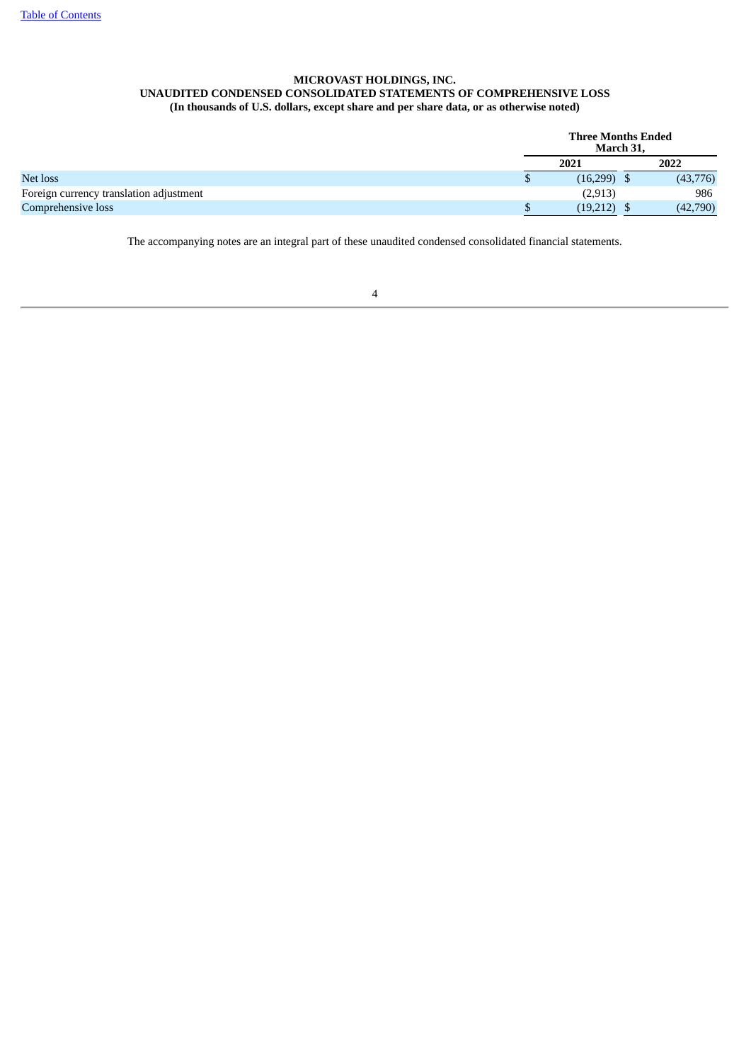**MICROVAST HOLDINGS, INC.**
**UNAUDITED CONDENSED CONSOLIDATED STATEMENTS OF COMPREHENSIVE LOSS**
**(In thousands of U.S. dollars, except share and per share data, or as otherwise noted)**

| | Three Months Ended March 31, | |
|---|---|---|
| | 2021 | 2022 |
| Net loss | $ (16,299) | $ (43,776) |
| Foreign currency translation adjustment | (2,913) | 986 |
| Comprehensive loss | $ (19,212) | $ (42,790) |

The accompanying notes are an integral part of these unaudited condensed consolidated financial statements.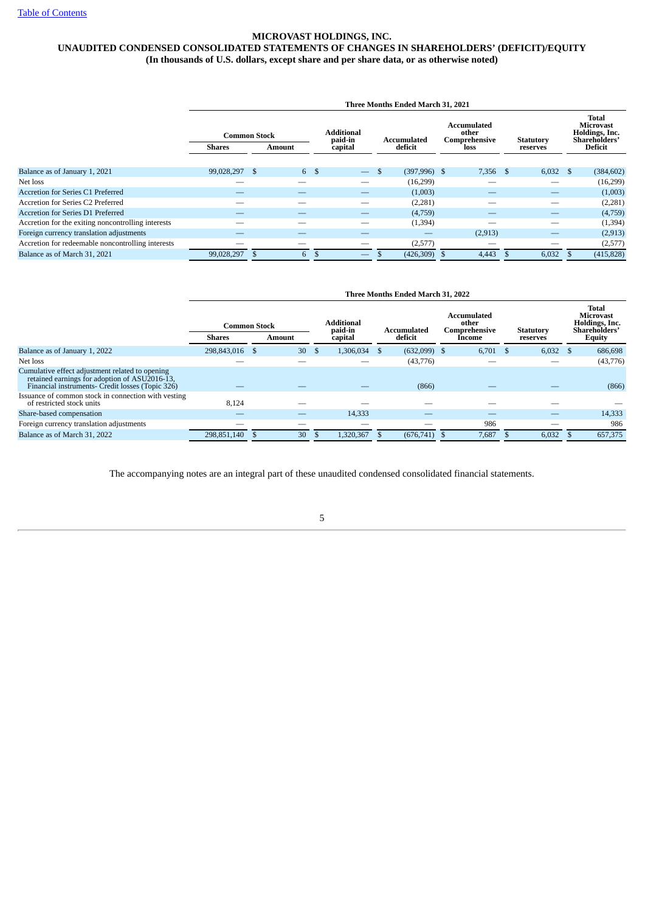[Table of Contents](#)

**MICROVAST HOLDINGS, INC.**
**UNAUDITED CONDENSED CONSOLIDATED STATEMENTS OF CHANGES IN SHAREHOLDERS' (DEFICIT)/EQUITY**
**(In thousands of U.S. dollars, except share and per share data, or as otherwise noted)**

| | Three Months Ended March 31, 2021 | | | | | | |
|---|---|---|---|---|---|---|---|
| | Common Stock | | Additional paid-in capital | Accumulated deficit | Accumulated other Comprehensive loss | Statutory reserves | Total Microvast Holdings, Inc. Shareholders' Deficit |
| | Shares | Amount | | | | | |
| Balance as of January 1, 2021 | 99,028,297 | $ 6 | $ — | $ (397,996) | $ 7,356 | $ 6,032 | $ (384,602) |
| Net loss | — | — | — | (16,299) | — | — | (16,299) |
| Accretion for Series C1 Preferred | — | — | — | (1,003) | — | — | (1,003) |
| Accretion for Series C2 Preferred | — | — | — | (2,281) | — | — | (2,281) |
| Accretion for Series D1 Preferred | — | — | — | (4,759) | — | — | (4,759) |
| Accretion for the exiting noncontrolling interests | — | — | — | (1,394) | — | — | (1,394) |
| Foreign currency translation adjustments | — | — | — | — | (2,913) | — | (2,913) |
| Accretion for redeemable noncontrolling interests | — | — | — | (2,577) | — | — | (2,577) |
| Balance as of March 31, 2021 | 99,028,297 | $ 6 | $ — | $ (426,309) | $ 4,443 | $ 6,032 | $ (415,828) |

| | Three Months Ended March 31, 2022 | | | | | | |
|---|---|---|---|---|---|---|---|
| | Common Stock | | Additional paid-in capital | Accumulated deficit | Accumulated other Comprehensive Income | Statutory reserves | Total Microvast Holdings, Inc. Shareholders' Equity |
| | Shares | Amount | | | | | |
| Balance as of January 1, 2022 | 298,843,016 | $ 30 | $ 1,306,034 | $ (632,099) | $ 6,701 | $ 6,032 | $ 686,698 |
| Net loss | — | — | — | (43,776) | — | — | (43,776) |
| Cumulative effect adjustment related to opening retained earnings for adoption of ASU2016-13, Financial instruments- Credit losses (Topic 326) | — | — | — | (866) | — | — | (866) |
| Issuance of common stock in connection with vesting of restricted stock units | 8,124 | — | — | — | — | — | — |
| Share-based compensation | — | — | 14,333 | — | — | — | 14,333 |
| Foreign currency translation adjustments | — | — | — | — | 986 | — | 986 |
| Balance as of March 31, 2022 | 298,851,140 | $ 30 | $ 1,320,367 | $ (676,741) | $ 7,687 | $ 6,032 | $ 657,375 |

The accompanying notes are an integral part of these unaudited condensed consolidated financial statements.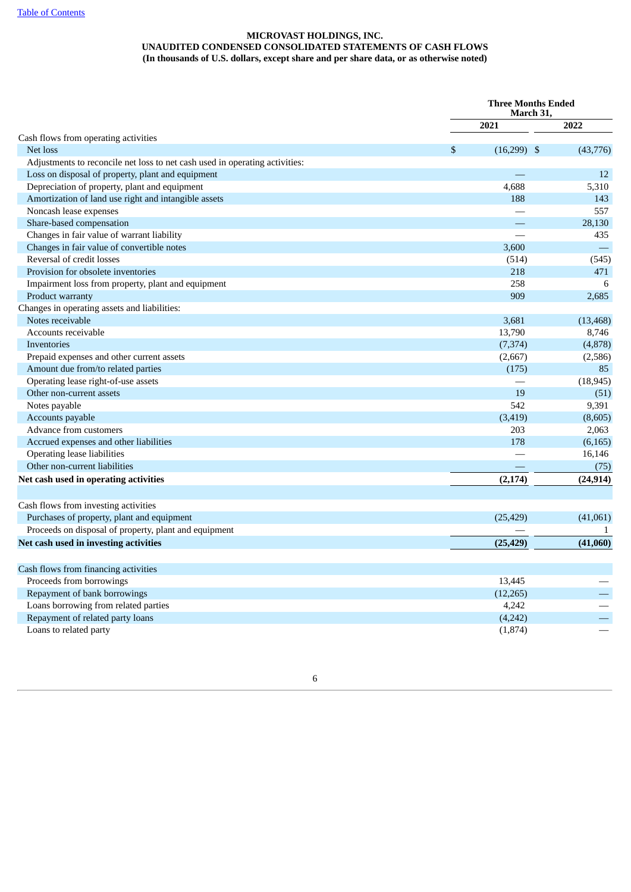[Table of Contents](#)

**MICROVAST HOLDINGS, INC.**
**UNAUDITED CONDENSED CONSOLIDATED STATEMENTS OF CASH FLOWS**
**(In thousands of U.S. dollars, except share and per share data, or as otherwise noted)**

| | Three Months Ended March 31, | |
|---|---|---|
| | 2021 | 2022 |
| Cash flows from operating activities | | |
| Net loss | $ (16,299) | $ (43,776) |
| Adjustments to reconcile net loss to net cash used in operating activities: | | |
| Loss on disposal of property, plant and equipment | — | 12 |
| Depreciation of property, plant and equipment | 4,688 | 5,310 |
| Amortization of land use right and intangible assets | 188 | 143 |
| Noncash lease expenses | — | 557 |
| Share-based compensation | — | 28,130 |
| Changes in fair value of warrant liability | — | 435 |
| Changes in fair value of convertible notes | 3,600 | — |
| Reversal of credit losses | (514) | (545) |
| Provision for obsolete inventories | 218 | 471 |
| Impairment loss from property, plant and equipment | 258 | 6 |
| Product warranty | 909 | 2,685 |
| Changes in operating assets and liabilities: | | |
| Notes receivable | 3,681 | (13,468) |
| Accounts receivable | 13,790 | 8,746 |
| Inventories | (7,374) | (4,878) |
| Prepaid expenses and other current assets | (2,667) | (2,586) |
| Amount due from/to related parties | (175) | 85 |
| Operating lease right-of-use assets | — | (18,945) |
| Other non-current assets | 19 | (51) |
| Notes payable | 542 | 9,391 |
| Accounts payable | (3,419) | (8,605) |
| Advance from customers | 203 | 2,063 |
| Accrued expenses and other liabilities | 178 | (6,165) |
| Operating lease liabilities | — | 16,146 |
| Other non-current liabilities | — | (75) |
| **Net cash used in operating activities** | **(2,174)** | **(24,914)** |
| | | |
| Cash flows from investing activities | | |
| Purchases of property, plant and equipment | (25,429) | (41,061) |
| Proceeds on disposal of property, plant and equipment | — | 1 |
| **Net cash used in investing activities** | **(25,429)** | **(41,060)** |
| | | |
| Cash flows from financing activities | | |
| Proceeds from borrowings | 13,445 | — |
| Repayment of bank borrowings | (12,265) | — |
| Loans borrowing from related parties | 4,242 | — |
| Repayment of related party loans | (4,242) | — |
| Loans to related party | (1,874) | — |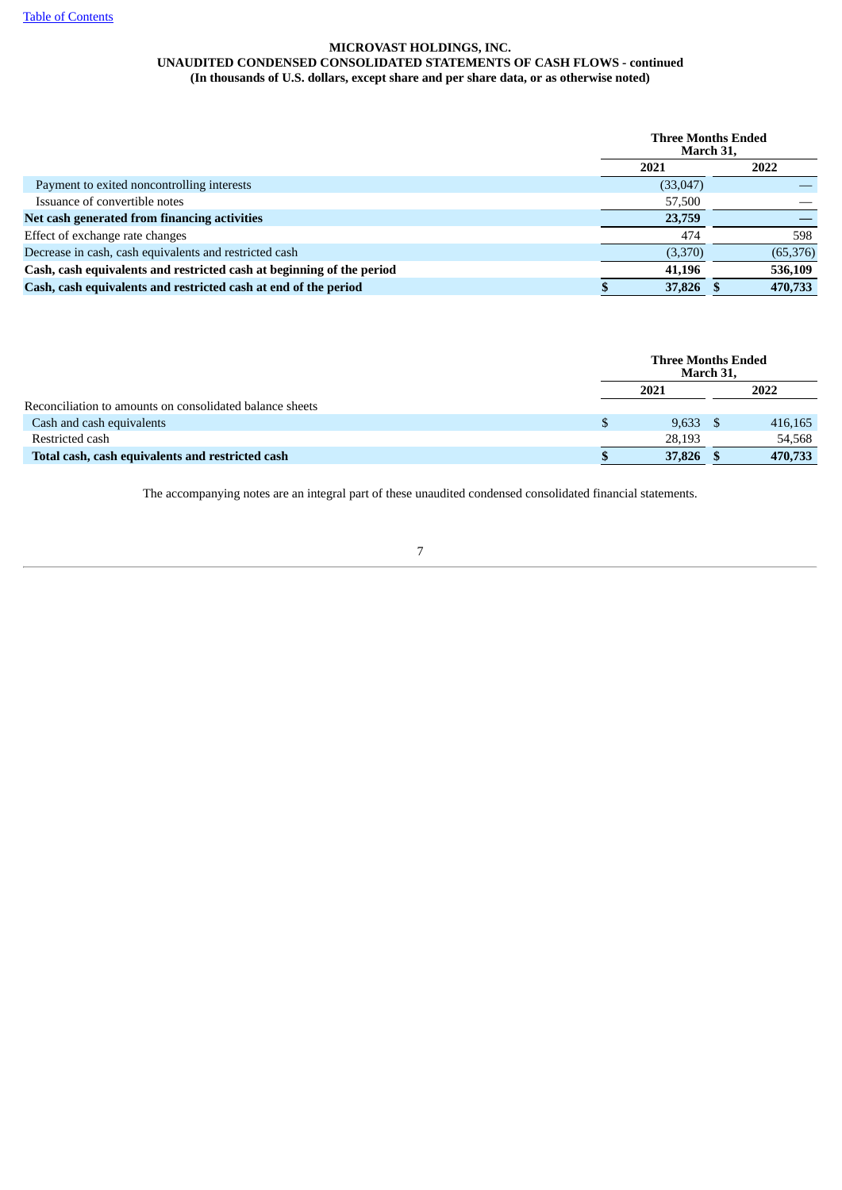**MICROVAST HOLDINGS, INC.**
**UNAUDITED CONDENSED CONSOLIDATED STATEMENTS OF CASH FLOWS - continued**
**(In thousands of U.S. dollars, except share and per share data, or as otherwise noted)**

| | Three Months Ended March 31, | |
|---|---|---|
| | 2021 | 2022 |
| Payment to exited noncontrolling interests | (33,047) | — |
| Issuance of convertible notes | 57,500 | — |
| **Net cash generated from financing activities** | **23,759** | **—** |
| Effect of exchange rate changes | 474 | 598 |
| Decrease in cash, cash equivalents and restricted cash | (3,370) | (65,376) |
| **Cash, cash equivalents and restricted cash at beginning of the period** | **41,196** | **536,109** |
| **Cash, cash equivalents and restricted cash at end of the period** | **$ 37,826** | **$ 470,733** |

| | Three Months Ended March 31, | |
|---|---|---|
| | 2021 | 2022 |
| Reconciliation to amounts on consolidated balance sheets | | |
| Cash and cash equivalents | $ 9,633 | $ 416,165 |
| Restricted cash | 28,193 | 54,568 |
| **Total cash, cash equivalents and restricted cash** | **$ 37,826** | **$ 470,733** |

The accompanying notes are an integral part of these unaudited condensed consolidated financial statements.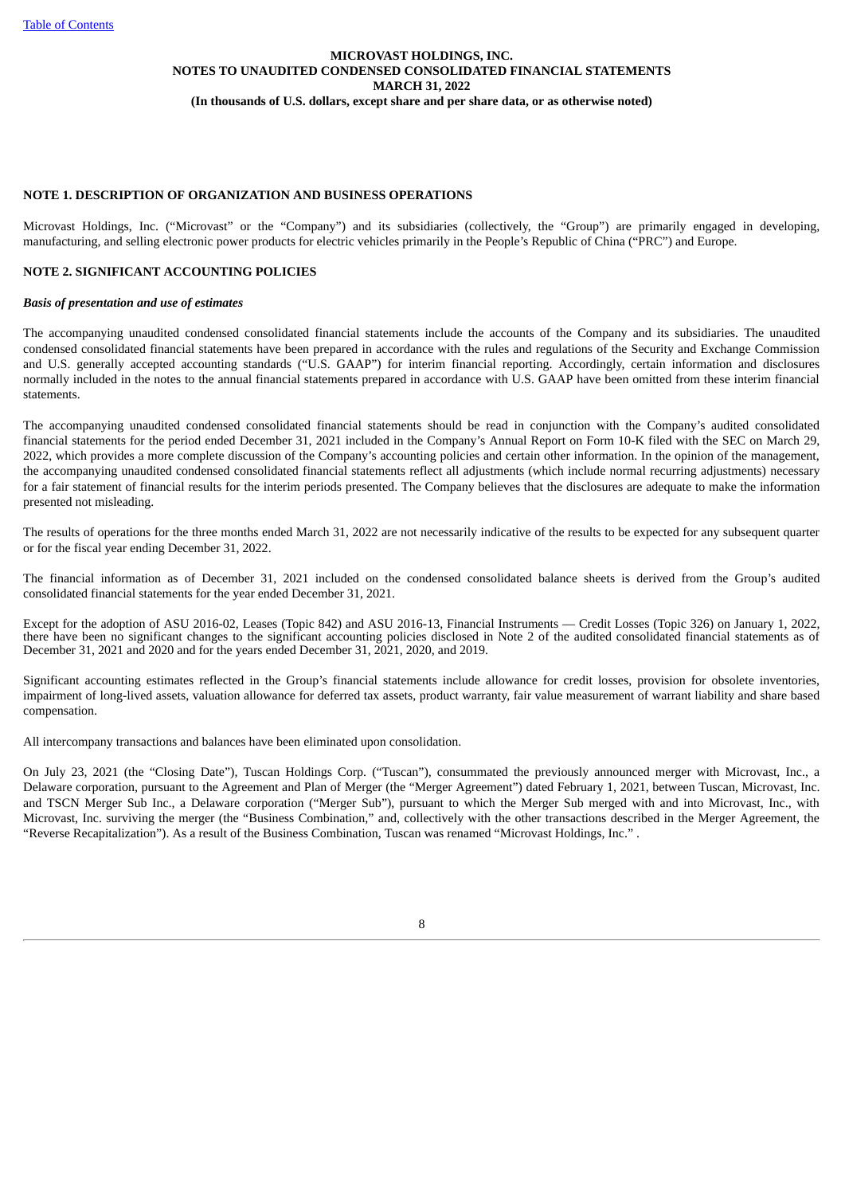# MICROVAST HOLDINGS, INC.
## NOTES TO UNAUDITED CONDENSED CONSOLIDATED FINANCIAL STATEMENTS
## MARCH 31, 2022
**(In thousands of U.S. dollars, except share and per share data, or as otherwise noted)**

## NOTE 1. DESCRIPTION OF ORGANIZATION AND BUSINESS OPERATIONS

Microvast Holdings, Inc. ("Microvast" or the "Company") and its subsidiaries (collectively, the "Group") are primarily engaged in developing, manufacturing, and selling electronic power products for electric vehicles primarily in the People's Republic of China ("PRC") and Europe.

## NOTE 2. SIGNIFICANT ACCOUNTING POLICIES

***Basis of presentation and use of estimates***

The accompanying unaudited condensed consolidated financial statements include the accounts of the Company and its subsidiaries. The unaudited condensed consolidated financial statements have been prepared in accordance with the rules and regulations of the Security and Exchange Commission and U.S. generally accepted accounting standards ("U.S. GAAP") for interim financial reporting. Accordingly, certain information and disclosures normally included in the notes to the annual financial statements prepared in accordance with U.S. GAAP have been omitted from these interim financial statements.

The accompanying unaudited condensed consolidated financial statements should be read in conjunction with the Company's audited consolidated financial statements for the period ended December 31, 2021 included in the Company's Annual Report on Form 10-K filed with the SEC on March 29, 2022, which provides a more complete discussion of the Company's accounting policies and certain other information. In the opinion of the management, the accompanying unaudited condensed consolidated financial statements reflect all adjustments (which include normal recurring adjustments) necessary for a fair statement of financial results for the interim periods presented. The Company believes that the disclosures are adequate to make the information presented not misleading.

The results of operations for the three months ended March 31, 2022 are not necessarily indicative of the results to be expected for any subsequent quarter or for the fiscal year ending December 31, 2022.

The financial information as of December 31, 2021 included on the condensed consolidated balance sheets is derived from the Group's audited consolidated financial statements for the year ended December 31, 2021.

Except for the adoption of ASU 2016-02, Leases (Topic 842) and ASU 2016-13, Financial Instruments — Credit Losses (Topic 326) on January 1, 2022, there have been no significant changes to the significant accounting policies disclosed in Note 2 of the audited consolidated financial statements as of December 31, 2021 and 2020 and for the years ended December 31, 2021, 2020, and 2019.

Significant accounting estimates reflected in the Group's financial statements include allowance for credit losses, provision for obsolete inventories, impairment of long-lived assets, valuation allowance for deferred tax assets, product warranty, fair value measurement of warrant liability and share based compensation.

All intercompany transactions and balances have been eliminated upon consolidation.

On July 23, 2021 (the "Closing Date"), Tuscan Holdings Corp. ("Tuscan"), consummated the previously announced merger with Microvast, Inc., a Delaware corporation, pursuant to the Agreement and Plan of Merger (the "Merger Agreement") dated February 1, 2021, between Tuscan, Microvast, Inc. and TSCN Merger Sub Inc., a Delaware corporation ("Merger Sub"), pursuant to which the Merger Sub merged with and into Microvast, Inc., with Microvast, Inc. surviving the merger (the "Business Combination," and, collectively with the other transactions described in the Merger Agreement, the "Reverse Recapitalization"). As a result of the Business Combination, Tuscan was renamed "Microvast Holdings, Inc." .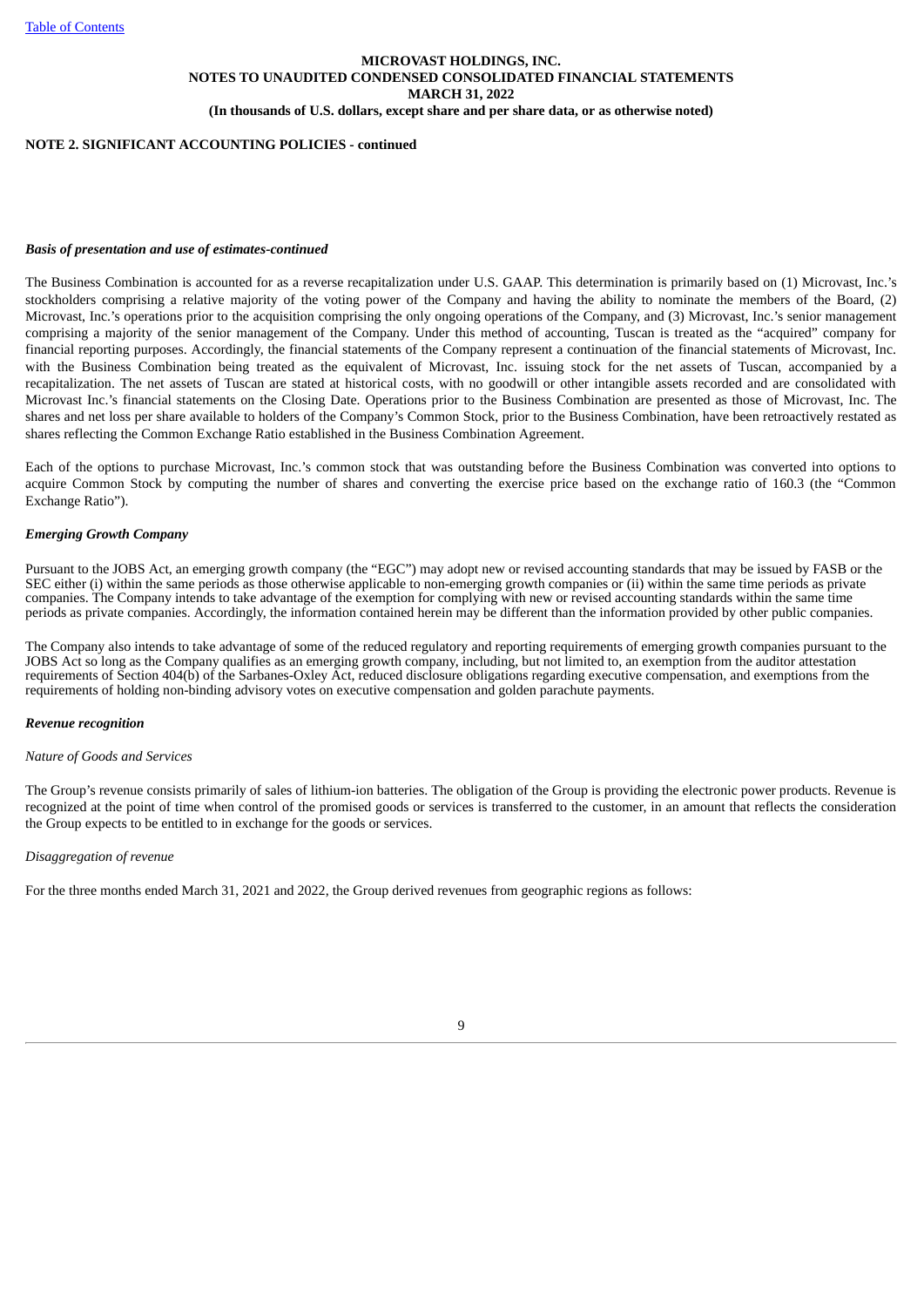**MICROVAST HOLDINGS, INC.**
**NOTES TO UNAUDITED CONDENSED CONSOLIDATED FINANCIAL STATEMENTS**
**MARCH 31, 2022**
**(In thousands of U.S. dollars, except share and per share data, or as otherwise noted)**

**NOTE 2. SIGNIFICANT ACCOUNTING POLICIES - continued**

***Basis of presentation and use of estimates-continued***

The Business Combination is accounted for as a reverse recapitalization under U.S. GAAP. This determination is primarily based on (1) Microvast, Inc.'s stockholders comprising a relative majority of the voting power of the Company and having the ability to nominate the members of the Board, (2) Microvast, Inc.'s operations prior to the acquisition comprising the only ongoing operations of the Company, and (3) Microvast, Inc.'s senior management comprising a majority of the senior management of the Company. Under this method of accounting, Tuscan is treated as the "acquired" company for financial reporting purposes. Accordingly, the financial statements of the Company represent a continuation of the financial statements of Microvast, Inc. with the Business Combination being treated as the equivalent of Microvast, Inc. issuing stock for the net assets of Tuscan, accompanied by a recapitalization. The net assets of Tuscan are stated at historical costs, with no goodwill or other intangible assets recorded and are consolidated with Microvast Inc.'s financial statements on the Closing Date. Operations prior to the Business Combination are presented as those of Microvast, Inc. The shares and net loss per share available to holders of the Company's Common Stock, prior to the Business Combination, have been retroactively restated as shares reflecting the Common Exchange Ratio established in the Business Combination Agreement.

Each of the options to purchase Microvast, Inc.'s common stock that was outstanding before the Business Combination was converted into options to acquire Common Stock by computing the number of shares and converting the exercise price based on the exchange ratio of 160.3 (the "Common Exchange Ratio").

***Emerging Growth Company***

Pursuant to the JOBS Act, an emerging growth company (the "EGC") may adopt new or revised accounting standards that may be issued by FASB or the SEC either (i) within the same periods as those otherwise applicable to non-emerging growth companies or (ii) within the same time periods as private companies. The Company intends to take advantage of the exemption for complying with new or revised accounting standards within the same time periods as private companies. Accordingly, the information contained herein may be different than the information provided by other public companies.

The Company also intends to take advantage of some of the reduced regulatory and reporting requirements of emerging growth companies pursuant to the JOBS Act so long as the Company qualifies as an emerging growth company, including, but not limited to, an exemption from the auditor attestation requirements of Section 404(b) of the Sarbanes-Oxley Act, reduced disclosure obligations regarding executive compensation, and exemptions from the requirements of holding non-binding advisory votes on executive compensation and golden parachute payments.

***Revenue recognition***

*Nature of Goods and Services*

The Group's revenue consists primarily of sales of lithium-ion batteries. The obligation of the Group is providing the electronic power products. Revenue is recognized at the point of time when control of the promised goods or services is transferred to the customer, in an amount that reflects the consideration the Group expects to be entitled to in exchange for the goods or services.

*Disaggregation of revenue*

For the three months ended March 31, 2021 and 2022, the Group derived revenues from geographic regions as follows: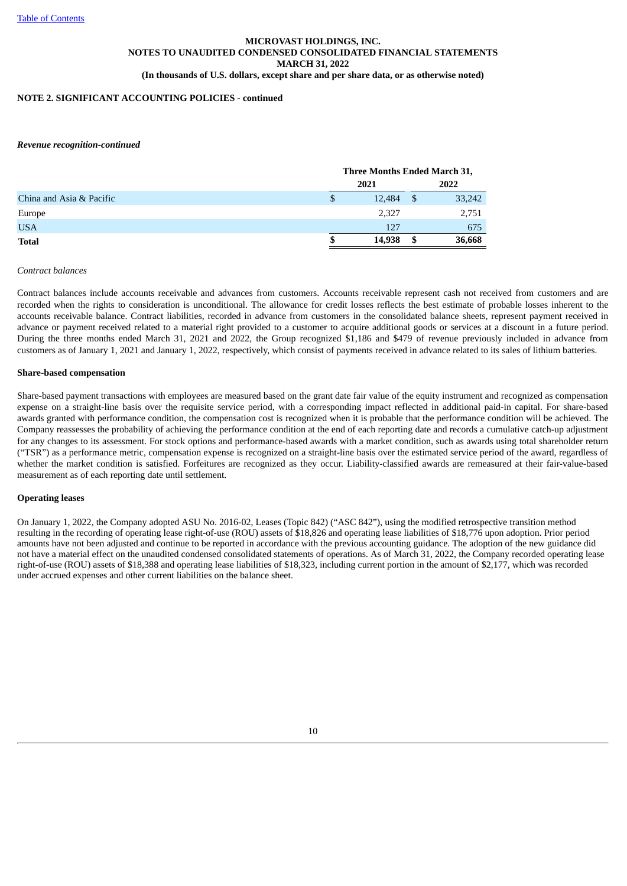**MICROVAST HOLDINGS, INC.**
**NOTES TO UNAUDITED CONDENSED CONSOLIDATED FINANCIAL STATEMENTS**
**MARCH 31, 2022**
**(In thousands of U.S. dollars, except share and per share data, or as otherwise noted)**

**NOTE 2. SIGNIFICANT ACCOUNTING POLICIES - continued**

***Revenue recognition-continued***

| | Three Months Ended March 31, | |
|---|---|---|
| | 2021 | 2022 |
| China and Asia & Pacific | $ 12,484 | $ 33,242 |
| Europe | 2,327 | 2,751 |
| USA | 127 | 675 |
| **Total** | **$ 14,938** | **$ 36,668** |

*Contract balances*

Contract balances include accounts receivable and advances from customers. Accounts receivable represent cash not received from customers and are recorded when the rights to consideration is unconditional. The allowance for credit losses reflects the best estimate of probable losses inherent to the accounts receivable balance. Contract liabilities, recorded in advance from customers in the consolidated balance sheets, represent payment received in advance or payment received related to a material right provided to a customer to acquire additional goods or services at a discount in a future period. During the three months ended March 31, 2021 and 2022, the Group recognized $1,186 and $479 of revenue previously included in advance from customers as of January 1, 2021 and January 1, 2022, respectively, which consist of payments received in advance related to its sales of lithium batteries.

**Share-based compensation**

Share-based payment transactions with employees are measured based on the grant date fair value of the equity instrument and recognized as compensation expense on a straight-line basis over the requisite service period, with a corresponding impact reflected in additional paid-in capital. For share-based awards granted with performance condition, the compensation cost is recognized when it is probable that the performance condition will be achieved. The Company reassesses the probability of achieving the performance condition at the end of each reporting date and records a cumulative catch-up adjustment for any changes to its assessment. For stock options and performance-based awards with a market condition, such as awards using total shareholder return ("TSR") as a performance metric, compensation expense is recognized on a straight-line basis over the estimated service period of the award, regardless of whether the market condition is satisfied. Forfeitures are recognized as they occur. Liability-classified awards are remeasured at their fair-value-based measurement as of each reporting date until settlement.

**Operating leases**

On January 1, 2022, the Company adopted ASU No. 2016-02, Leases (Topic 842) ("ASC 842"), using the modified retrospective transition method resulting in the recording of operating lease right-of-use (ROU) assets of $18,826 and operating lease liabilities of $18,776 upon adoption. Prior period amounts have not been adjusted and continue to be reported in accordance with the previous accounting guidance. The adoption of the new guidance did not have a material effect on the unaudited condensed consolidated statements of operations. As of March 31, 2022, the Company recorded operating lease right-of-use (ROU) assets of $18,388 and operating lease liabilities of $18,323, including current portion in the amount of $2,177, which was recorded under accrued expenses and other current liabilities on the balance sheet.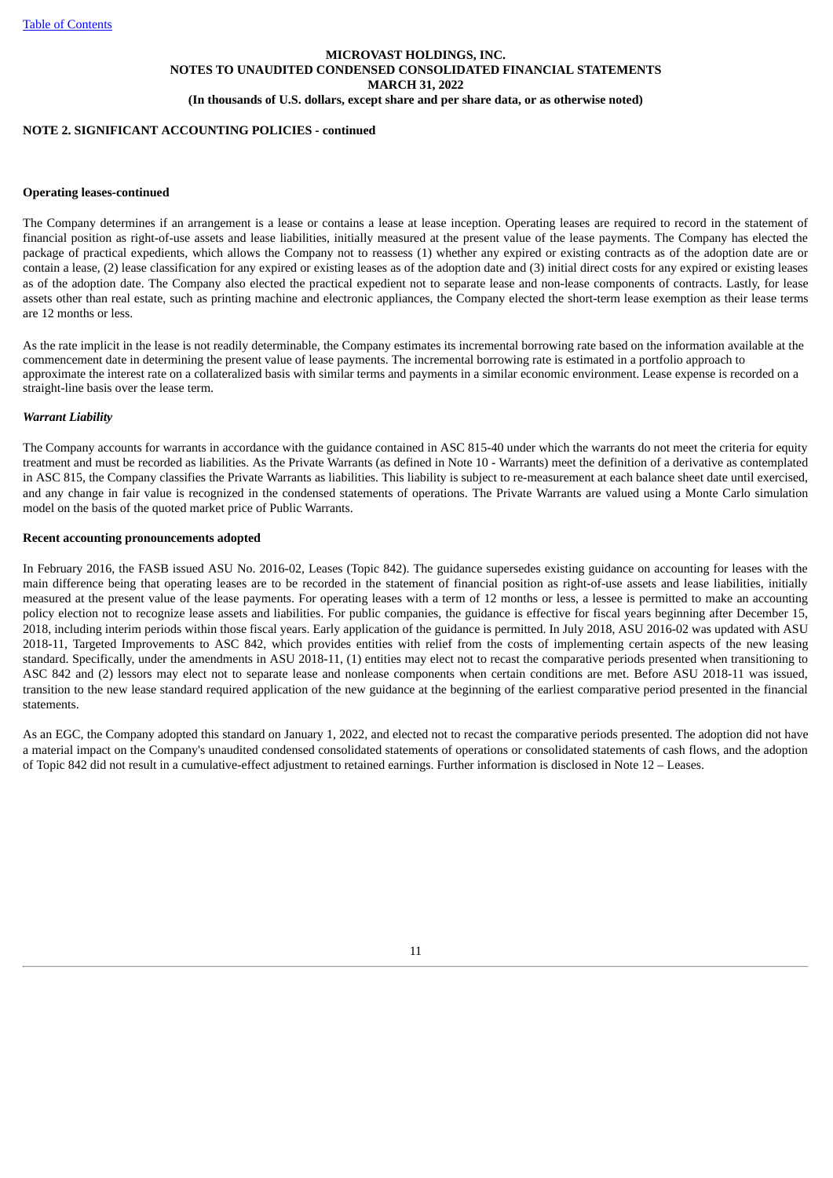**MICROVAST HOLDINGS, INC.**
**NOTES TO UNAUDITED CONDENSED CONSOLIDATED FINANCIAL STATEMENTS**
**MARCH 31, 2022**
**(In thousands of U.S. dollars, except share and per share data, or as otherwise noted)**

**NOTE 2. SIGNIFICANT ACCOUNTING POLICIES - continued**

**Operating leases-continued**

The Company determines if an arrangement is a lease or contains a lease at lease inception. Operating leases are required to record in the statement of financial position as right-of-use assets and lease liabilities, initially measured at the present value of the lease payments. The Company has elected the package of practical expedients, which allows the Company not to reassess (1) whether any expired or existing contracts as of the adoption date are or contain a lease, (2) lease classification for any expired or existing leases as of the adoption date and (3) initial direct costs for any expired or existing leases as of the adoption date. The Company also elected the practical expedient not to separate lease and non-lease components of contracts. Lastly, for lease assets other than real estate, such as printing machine and electronic appliances, the Company elected the short-term lease exemption as their lease terms are 12 months or less.

As the rate implicit in the lease is not readily determinable, the Company estimates its incremental borrowing rate based on the information available at the commencement date in determining the present value of lease payments. The incremental borrowing rate is estimated in a portfolio approach to approximate the interest rate on a collateralized basis with similar terms and payments in a similar economic environment. Lease expense is recorded on a straight-line basis over the lease term.

***Warrant Liability***

The Company accounts for warrants in accordance with the guidance contained in ASC 815-40 under which the warrants do not meet the criteria for equity treatment and must be recorded as liabilities. As the Private Warrants (as defined in Note 10 - Warrants) meet the definition of a derivative as contemplated in ASC 815, the Company classifies the Private Warrants as liabilities. This liability is subject to re-measurement at each balance sheet date until exercised, and any change in fair value is recognized in the condensed statements of operations. The Private Warrants are valued using a Monte Carlo simulation model on the basis of the quoted market price of Public Warrants.

**Recent accounting pronouncements adopted**

In February 2016, the FASB issued ASU No. 2016-02, Leases (Topic 842). The guidance supersedes existing guidance on accounting for leases with the main difference being that operating leases are to be recorded in the statement of financial position as right-of-use assets and lease liabilities, initially measured at the present value of the lease payments. For operating leases with a term of 12 months or less, a lessee is permitted to make an accounting policy election not to recognize lease assets and liabilities. For public companies, the guidance is effective for fiscal years beginning after December 15, 2018, including interim periods within those fiscal years. Early application of the guidance is permitted. In July 2018, ASU 2016-02 was updated with ASU 2018-11, Targeted Improvements to ASC 842, which provides entities with relief from the costs of implementing certain aspects of the new leasing standard. Specifically, under the amendments in ASU 2018-11, (1) entities may elect not to recast the comparative periods presented when transitioning to ASC 842 and (2) lessors may elect not to separate lease and nonlease components when certain conditions are met. Before ASU 2018-11 was issued, transition to the new lease standard required application of the new guidance at the beginning of the earliest comparative period presented in the financial statements.

As an EGC, the Company adopted this standard on January 1, 2022, and elected not to recast the comparative periods presented. The adoption did not have a material impact on the Company's unaudited condensed consolidated statements of operations or consolidated statements of cash flows, and the adoption of Topic 842 did not result in a cumulative-effect adjustment to retained earnings. Further information is disclosed in Note 12 – Leases.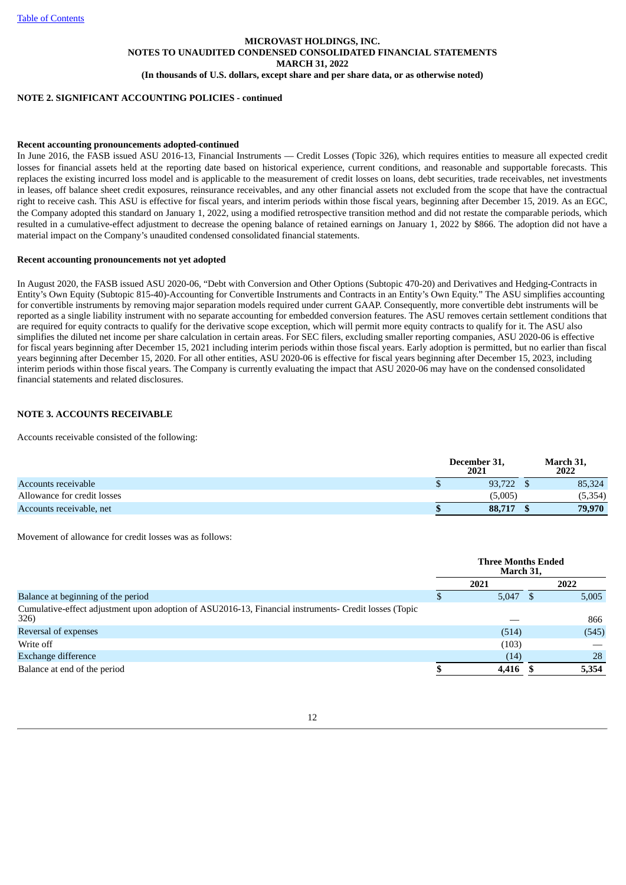**MICROVAST HOLDINGS, INC.**
**NOTES TO UNAUDITED CONDENSED CONSOLIDATED FINANCIAL STATEMENTS**
**MARCH 31, 2022**
**(In thousands of U.S. dollars, except share and per share data, or as otherwise noted)**

**NOTE 2. SIGNIFICANT ACCOUNTING POLICIES - continued**

**Recent accounting pronouncements adopted-continued**

In June 2016, the FASB issued ASU 2016-13, Financial Instruments — Credit Losses (Topic 326), which requires entities to measure all expected credit losses for financial assets held at the reporting date based on historical experience, current conditions, and reasonable and supportable forecasts. This replaces the existing incurred loss model and is applicable to the measurement of credit losses on loans, debt securities, trade receivables, net investments in leases, off balance sheet credit exposures, reinsurance receivables, and any other financial assets not excluded from the scope that have the contractual right to receive cash. This ASU is effective for fiscal years, and interim periods within those fiscal years, beginning after December 15, 2019. As an EGC, the Company adopted this standard on January 1, 2022, using a modified retrospective transition method and did not restate the comparable periods, which resulted in a cumulative-effect adjustment to decrease the opening balance of retained earnings on January 1, 2022 by $866. The adoption did not have a material impact on the Company's unaudited condensed consolidated financial statements.

**Recent accounting pronouncements not yet adopted**

In August 2020, the FASB issued ASU 2020-06, "Debt with Conversion and Other Options (Subtopic 470-20) and Derivatives and Hedging-Contracts in Entity's Own Equity (Subtopic 815-40)-Accounting for Convertible Instruments and Contracts in an Entity's Own Equity." The ASU simplifies accounting for convertible instruments by removing major separation models required under current GAAP. Consequently, more convertible debt instruments will be reported as a single liability instrument with no separate accounting for embedded conversion features. The ASU removes certain settlement conditions that are required for equity contracts to qualify for the derivative scope exception, which will permit more equity contracts to qualify for it. The ASU also simplifies the diluted net income per share calculation in certain areas. For SEC filers, excluding smaller reporting companies, ASU 2020-06 is effective for fiscal years beginning after December 15, 2021 including interim periods within those fiscal years. Early adoption is permitted, but no earlier than fiscal years beginning after December 15, 2020. For all other entities, ASU 2020-06 is effective for fiscal years beginning after December 15, 2023, including interim periods within those fiscal years. The Company is currently evaluating the impact that ASU 2020-06 may have on the condensed consolidated financial statements and related disclosures.

**NOTE 3. ACCOUNTS RECEIVABLE**

Accounts receivable consisted of the following:

| | December 31, 2021 | March 31, 2022 |
|---|---|---|
| Accounts receivable | $ 93,722 | $ 85,324 |
| Allowance for credit losses | (5,005) | (5,354) |
| Accounts receivable, net | **$ 88,717** | **$ 79,970** |

Movement of allowance for credit losses was as follows:

| | Three Months Ended March 31, | |
|---|---|---|
| | 2021 | 2022 |
| Balance at beginning of the period | $ 5,047 | $ 5,005 |
| Cumulative-effect adjustment upon adoption of ASU2016-13, Financial instruments- Credit losses (Topic 326) | — | 866 |
| Reversal of expenses | (514) | (545) |
| Write off | (103) | — |
| Exchange difference | (14) | 28 |
| Balance at end of the period | **$ 4,416** | **$ 5,354** |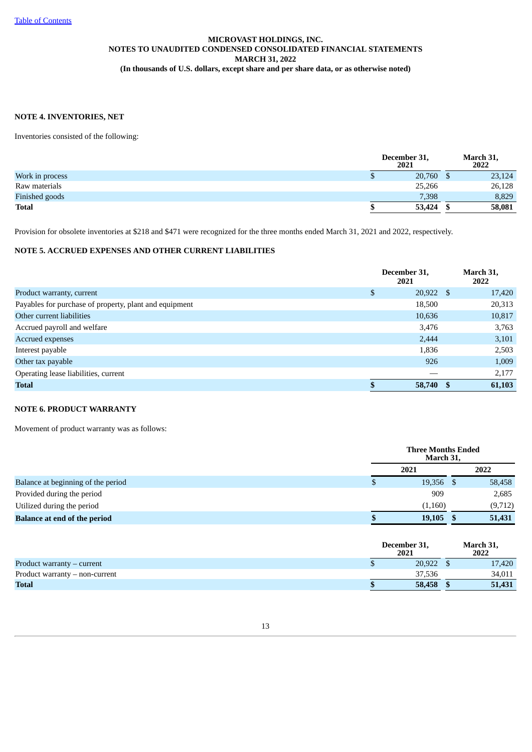MICROVAST HOLDINGS, INC.
NOTES TO UNAUDITED CONDENSED CONSOLIDATED FINANCIAL STATEMENTS
MARCH 31, 2022
(In thousands of U.S. dollars, except share and per share data, or as otherwise noted)

## NOTE 4. INVENTORIES, NET

Inventories consisted of the following:

| | December 31, 2021 | March 31, 2022 |
|---|---|---|
| Work in process | $ 20,760 | $ 23,124 |
| Raw materials | 25,266 | 26,128 |
| Finished goods | 7,398 | 8,829 |
| **Total** | **$ 53,424** | **$ 58,081** |

Provision for obsolete inventories at $218 and $471 were recognized for the three months ended March 31, 2021 and 2022, respectively.

## NOTE 5. ACCRUED EXPENSES AND OTHER CURRENT LIABILITIES

| | December 31, 2021 | March 31, 2022 |
|---|---|---|
| Product warranty, current | $ 20,922 | $ 17,420 |
| Payables for purchase of property, plant and equipment | 18,500 | 20,313 |
| Other current liabilities | 10,636 | 10,817 |
| Accrued payroll and welfare | 3,476 | 3,763 |
| Accrued expenses | 2,444 | 3,101 |
| Interest payable | 1,836 | 2,503 |
| Other tax payable | 926 | 1,009 |
| Operating lease liabilities, current | — | 2,177 |
| **Total** | **$ 58,740** | **$ 61,103** |

## NOTE 6. PRODUCT WARRANTY

Movement of product warranty was as follows:

| | Three Months Ended March 31, | |
|---|---|---|
| | 2021 | 2022 |
| Balance at beginning of the period | $ 19,356 | $ 58,458 |
| Provided during the period | 909 | 2,685 |
| Utilized during the period | (1,160) | (9,712) |
| **Balance at end of the period** | **$ 19,105** | **$ 51,431** |

| | December 31, 2021 | March 31, 2022 |
|---|---|---|
| Product warranty – current | $ 20,922 | $ 17,420 |
| Product warranty – non-current | 37,536 | 34,011 |
| **Total** | **$ 58,458** | **$ 51,431** |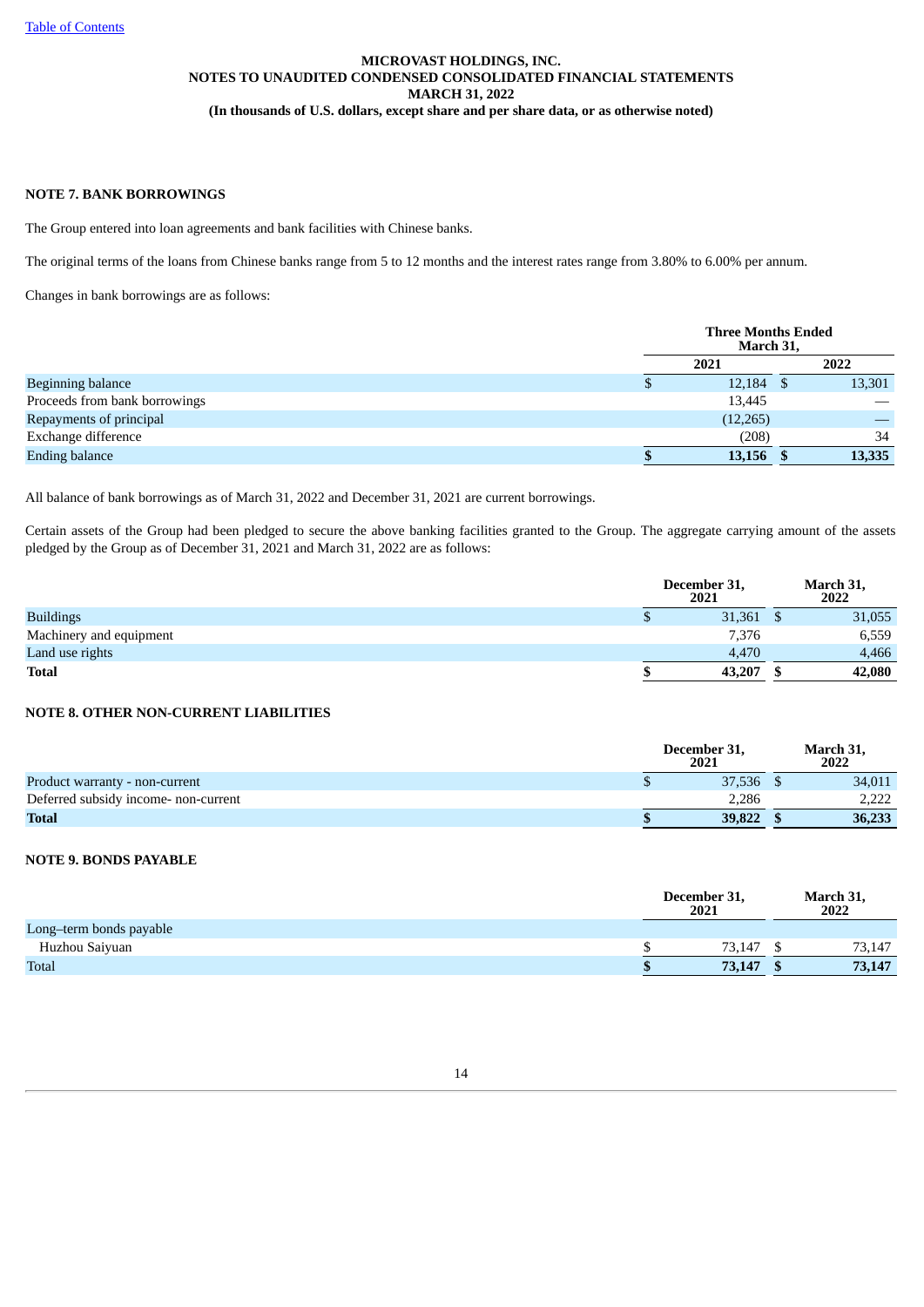MICROVAST HOLDINGS, INC.
NOTES TO UNAUDITED CONDENSED CONSOLIDATED FINANCIAL STATEMENTS
MARCH 31, 2022
(In thousands of U.S. dollars, except share and per share data, or as otherwise noted)

## NOTE 7. BANK BORROWINGS

The Group entered into loan agreements and bank facilities with Chinese banks.

The original terms of the loans from Chinese banks range from 5 to 12 months and the interest rates range from 3.80% to 6.00% per annum.

Changes in bank borrowings are as follows:

| | Three Months Ended March 31, | |
|---|---|---|
| | 2021 | 2022 |
| Beginning balance | $ 12,184 | $ 13,301 |
| Proceeds from bank borrowings | 13,445 | — |
| Repayments of principal | (12,265) | — |
| Exchange difference | (208) | 34 |
| Ending balance | **$ 13,156** | **$ 13,335** |

All balance of bank borrowings as of March 31, 2022 and December 31, 2021 are current borrowings.

Certain assets of the Group had been pledged to secure the above banking facilities granted to the Group. The aggregate carrying amount of the assets pledged by the Group as of December 31, 2021 and March 31, 2022 are as follows:

| | December 31, 2021 | March 31, 2022 |
|---|---|---|
| Buildings | $ 31,361 | $ 31,055 |
| Machinery and equipment | 7,376 | 6,559 |
| Land use rights | 4,470 | 4,466 |
| **Total** | **$ 43,207** | **$ 42,080** |

## NOTE 8. OTHER NON-CURRENT LIABILITIES

| | December 31, 2021 | March 31, 2022 |
|---|---|---|
| Product warranty - non-current | $ 37,536 | $ 34,011 |
| Deferred subsidy income- non-current | 2,286 | 2,222 |
| **Total** | **$ 39,822** | **$ 36,233** |

## NOTE 9. BONDS PAYABLE

| | December 31, 2021 | March 31, 2022 |
|---|---|---|
| Long–term bonds payable | | |
| Huzhou Saiyuan | $ 73,147 | $ 73,147 |
| Total | **$ 73,147** | **$ 73,147** |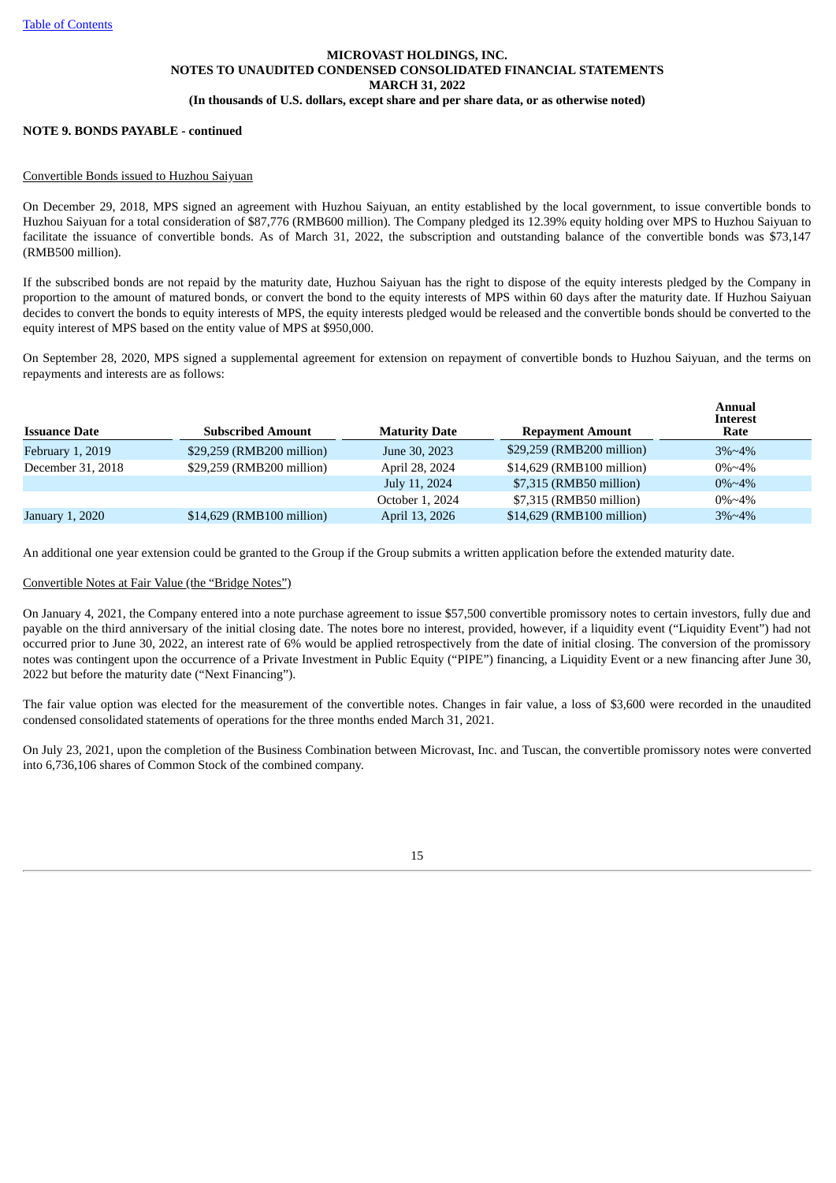**MICROVAST HOLDINGS, INC.**
**NOTES TO UNAUDITED CONDENSED CONSOLIDATED FINANCIAL STATEMENTS**
**MARCH 31, 2022**
**(In thousands of U.S. dollars, except share and per share data, or as otherwise noted)**

**NOTE 9. BONDS PAYABLE - continued**

Convertible Bonds issued to Huzhou Saiyuan

On December 29, 2018, MPS signed an agreement with Huzhou Saiyuan, an entity established by the local government, to issue convertible bonds to Huzhou Saiyuan for a total consideration of $87,776 (RMB600 million). The Company pledged its 12.39% equity holding over MPS to Huzhou Saiyuan to facilitate the issuance of convertible bonds. As of March 31, 2022, the subscription and outstanding balance of the convertible bonds was $73,147 (RMB500 million).

If the subscribed bonds are not repaid by the maturity date, Huzhou Saiyuan has the right to dispose of the equity interests pledged by the Company in proportion to the amount of matured bonds, or convert the bond to the equity interests of MPS within 60 days after the maturity date. If Huzhou Saiyuan decides to convert the bonds to equity interests of MPS, the equity interests pledged would be released and the convertible bonds should be converted to the equity interest of MPS based on the entity value of MPS at $950,000.

On September 28, 2020, MPS signed a supplemental agreement for extension on repayment of convertible bonds to Huzhou Saiyuan, and the terms on repayments and interests are as follows:

| Issuance Date | Subscribed Amount | Maturity Date | Repayment Amount | Annual Interest Rate |
|---|---|---|---|---|
| February 1, 2019 | $29,259 (RMB200 million) | June 30, 2023 | $29,259 (RMB200 million) | 3%~4% |
| December 31, 2018 | $29,259 (RMB200 million) | April 28, 2024 | $14,629 (RMB100 million) | 0%~4% |
| | | July 11, 2024 | $7,315 (RMB50 million) | 0%~4% |
| | | October 1, 2024 | $7,315 (RMB50 million) | 0%~4% |
| January 1, 2020 | $14,629 (RMB100 million) | April 13, 2026 | $14,629 (RMB100 million) | 3%~4% |

An additional one year extension could be granted to the Group if the Group submits a written application before the extended maturity date.

Convertible Notes at Fair Value (the "Bridge Notes")

On January 4, 2021, the Company entered into a note purchase agreement to issue $57,500 convertible promissory notes to certain investors, fully due and payable on the third anniversary of the initial closing date. The notes bore no interest, provided, however, if a liquidity event ("Liquidity Event") had not occurred prior to June 30, 2022, an interest rate of 6% would be applied retrospectively from the date of initial closing. The conversion of the promissory notes was contingent upon the occurrence of a Private Investment in Public Equity ("PIPE") financing, a Liquidity Event or a new financing after June 30, 2022 but before the maturity date ("Next Financing").

The fair value option was elected for the measurement of the convertible notes. Changes in fair value, a loss of $3,600 were recorded in the unaudited condensed consolidated statements of operations for the three months ended March 31, 2021.

On July 23, 2021, upon the completion of the Business Combination between Microvast, Inc. and Tuscan, the convertible promissory notes were converted into 6,736,106 shares of Common Stock of the combined company.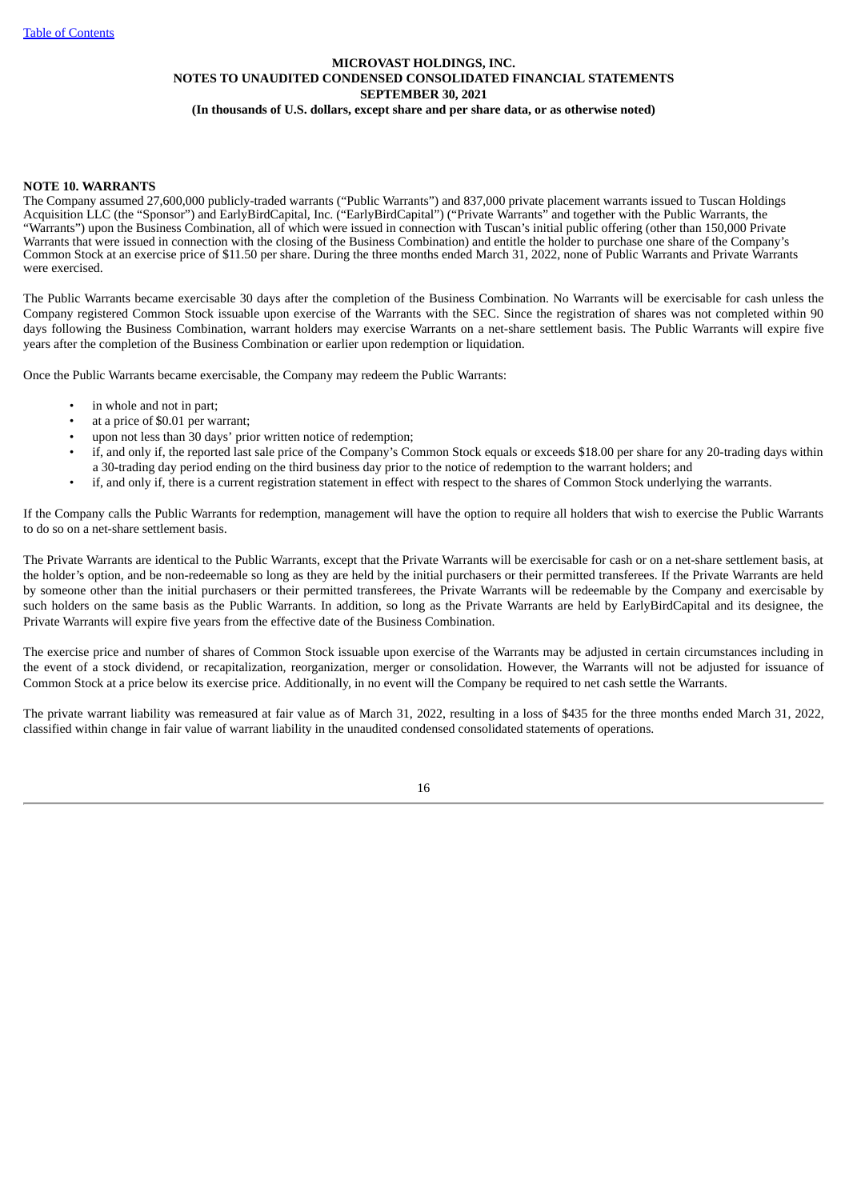## NOTE 10. WARRANTS

The Company assumed 27,600,000 publicly-traded warrants ("Public Warrants") and 837,000 private placement warrants issued to Tuscan Holdings Acquisition LLC (the "Sponsor") and EarlyBirdCapital, Inc. ("EarlyBirdCapital") ("Private Warrants" and together with the Public Warrants, the "Warrants") upon the Business Combination, all of which were issued in connection with Tuscan's initial public offering (other than 150,000 Private Warrants that were issued in connection with the closing of the Business Combination) and entitle the holder to purchase one share of the Company's Common Stock at an exercise price of $11.50 per share. During the three months ended March 31, 2022, none of Public Warrants and Private Warrants were exercised.

The Public Warrants became exercisable 30 days after the completion of the Business Combination. No Warrants will be exercisable for cash unless the Company registered Common Stock issuable upon exercise of the Warrants with the SEC. Since the registration of shares was not completed within 90 days following the Business Combination, warrant holders may exercise Warrants on a net-share settlement basis. The Public Warrants will expire five years after the completion of the Business Combination or earlier upon redemption or liquidation.

Once the Public Warrants became exercisable, the Company may redeem the Public Warrants:

- in whole and not in part;
- at a price of $0.01 per warrant;
- upon not less than 30 days' prior written notice of redemption;
- if, and only if, the reported last sale price of the Company's Common Stock equals or exceeds $18.00 per share for any 20-trading days within a 30-trading day period ending on the third business day prior to the notice of redemption to the warrant holders; and
- if, and only if, there is a current registration statement in effect with respect to the shares of Common Stock underlying the warrants.

If the Company calls the Public Warrants for redemption, management will have the option to require all holders that wish to exercise the Public Warrants to do so on a net-share settlement basis.

The Private Warrants are identical to the Public Warrants, except that the Private Warrants will be exercisable for cash or on a net-share settlement basis, at the holder's option, and be non-redeemable so long as they are held by the initial purchasers or their permitted transferees. If the Private Warrants are held by someone other than the initial purchasers or their permitted transferees, the Private Warrants will be redeemable by the Company and exercisable by such holders on the same basis as the Public Warrants. In addition, so long as the Private Warrants are held by EarlyBirdCapital and its designee, the Private Warrants will expire five years from the effective date of the Business Combination.

The exercise price and number of shares of Common Stock issuable upon exercise of the Warrants may be adjusted in certain circumstances including in the event of a stock dividend, or recapitalization, reorganization, merger or consolidation. However, the Warrants will not be adjusted for issuance of Common Stock at a price below its exercise price. Additionally, in no event will the Company be required to net cash settle the Warrants.

The private warrant liability was remeasured at fair value as of March 31, 2022, resulting in a loss of $435 for the three months ended March 31, 2022, classified within change in fair value of warrant liability in the unaudited condensed consolidated statements of operations.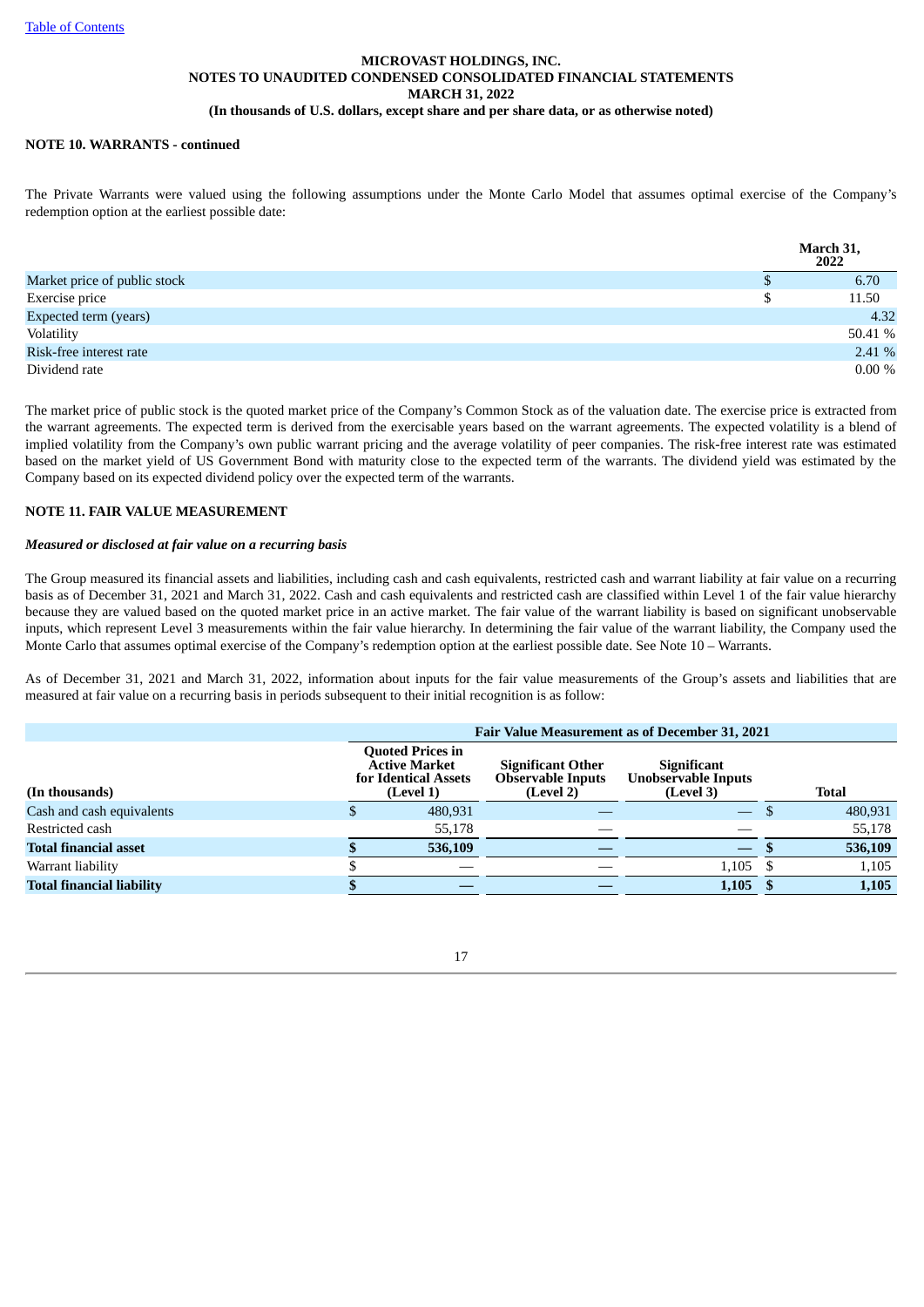**NOTE 10. WARRANTS - continued**

The Private Warrants were valued using the following assumptions under the Monte Carlo Model that assumes optimal exercise of the Company's redemption option at the earliest possible date:

| | March 31, 2022 |
|---|---|
| Market price of public stock | $ 6.70 |
| Exercise price | $ 11.50 |
| Expected term (years) | 4.32 |
| Volatility | 50.41 % |
| Risk-free interest rate | 2.41 % |
| Dividend rate | 0.00 % |

The market price of public stock is the quoted market price of the Company's Common Stock as of the valuation date. The exercise price is extracted from the warrant agreements. The expected term is derived from the exercisable years based on the warrant agreements. The expected volatility is a blend of implied volatility from the Company's own public warrant pricing and the average volatility of peer companies. The risk-free interest rate was estimated based on the market yield of US Government Bond with maturity close to the expected term of the warrants. The dividend yield was estimated by the Company based on its expected dividend policy over the expected term of the warrants.

**NOTE 11. FAIR VALUE MEASUREMENT**

***Measured or disclosed at fair value on a recurring basis***

The Group measured its financial assets and liabilities, including cash and cash equivalents, restricted cash and warrant liability at fair value on a recurring basis as of December 31, 2021 and March 31, 2022. Cash and cash equivalents and restricted cash are classified within Level 1 of the fair value hierarchy because they are valued based on the quoted market price in an active market. The fair value of the warrant liability is based on significant unobservable inputs, which represent Level 3 measurements within the fair value hierarchy. In determining the fair value of the warrant liability, the Company used the Monte Carlo that assumes optimal exercise of the Company's redemption option at the earliest possible date. See Note 10 – Warrants.

As of December 31, 2021 and March 31, 2022, information about inputs for the fair value measurements of the Group's assets and liabilities that are measured at fair value on a recurring basis in periods subsequent to their initial recognition is as follow:

| | Fair Value Measurement as of December 31, 2021 | | | |
|---|---|---|---|---|
| (In thousands) | Quoted Prices in Active Market for Identical Assets (Level 1) | Significant Other Observable Inputs (Level 2) | Significant Unobservable Inputs (Level 3) | Total |
| Cash and cash equivalents | $ 480,931 | — | — | $ 480,931 |
| Restricted cash | 55,178 | — | — | 55,178 |
| **Total financial asset** | **$ 536,109** | **—** | **—** | **$ 536,109** |
| Warrant liability | $ — | — | 1,105 | $ 1,105 |
| **Total financial liability** | **$ —** | **—** | **1,105** | **$ 1,105** |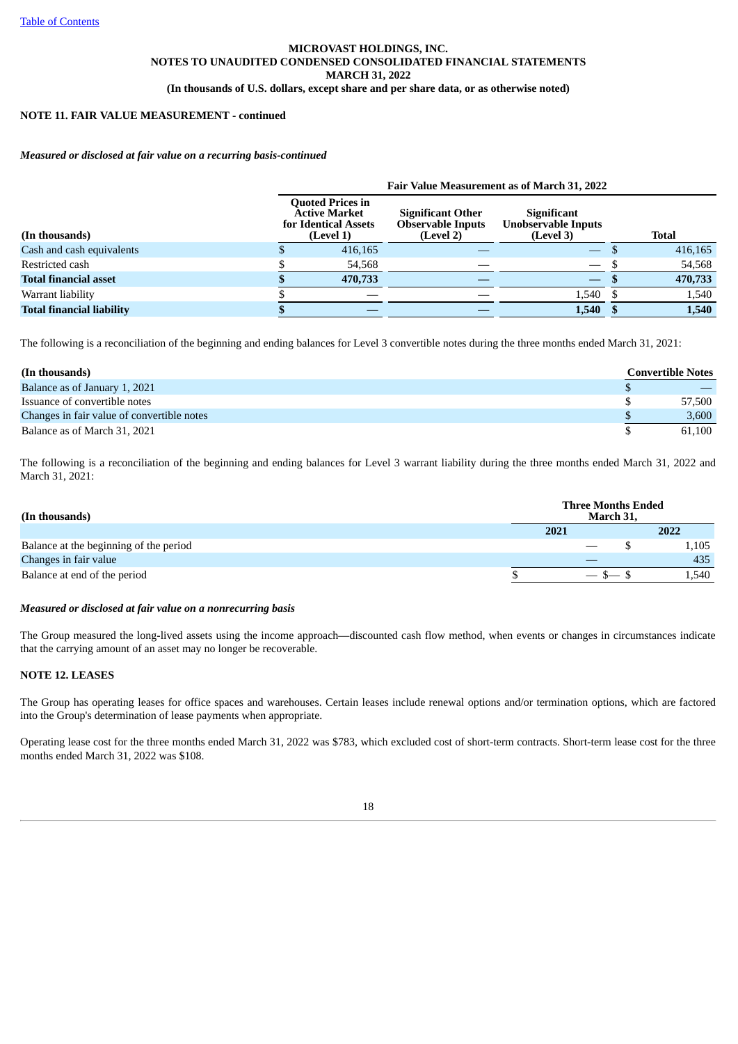**MICROVAST HOLDINGS, INC.**
**NOTES TO UNAUDITED CONDENSED CONSOLIDATED FINANCIAL STATEMENTS**
**MARCH 31, 2022**
**(In thousands of U.S. dollars, except share and per share data, or as otherwise noted)**

**NOTE 11. FAIR VALUE MEASUREMENT - continued**

***Measured or disclosed at fair value on a recurring basis-continued***

| | Fair Value Measurement as of March 31, 2022 | | | |
|---|---|---|---|---|
| **(In thousands)** | **Quoted Prices in Active Market for Identical Assets (Level 1)** | **Significant Other Observable Inputs (Level 2)** | **Significant Unobservable Inputs (Level 3)** | **Total** |
| Cash and cash equivalents | $ 416,165 | — | — | $ 416,165 |
| Restricted cash | $ 54,568 | — | — | $ 54,568 |
| **Total financial asset** | **$ 470,733** | **—** | **—** | **$ 470,733** |
| Warrant liability | $ — | — | 1,540 | $ 1,540 |
| **Total financial liability** | **$ —** | **—** | **1,540** | **$ 1,540** |

The following is a reconciliation of the beginning and ending balances for Level 3 convertible notes during the three months ended March 31, 2021:

| **(In thousands)** | **Convertible Notes** |
|---|---|
| Balance as of January 1, 2021 | $ — |
| Issuance of convertible notes | $ 57,500 |
| Changes in fair value of convertible notes | $ 3,600 |
| Balance as of March 31, 2021 | $ 61,100 |

The following is a reconciliation of the beginning and ending balances for Level 3 warrant liability during the three months ended March 31, 2022 and March 31, 2021:

| **(In thousands)** | **Three Months Ended March 31,** | |
|---|---|---|
| | **2021** | **2022** |
| Balance at the beginning of the period | — | $ 1,105 |
| Changes in fair value | — | 435 |
| Balance at end of the period | $ — | $ 1,540 |

***Measured or disclosed at fair value on a nonrecurring basis***

The Group measured the long-lived assets using the income approach—discounted cash flow method, when events or changes in circumstances indicate that the carrying amount of an asset may no longer be recoverable.

**NOTE 12. LEASES**

The Group has operating leases for office spaces and warehouses. Certain leases include renewal options and/or termination options, which are factored into the Group's determination of lease payments when appropriate.

Operating lease cost for the three months ended March 31, 2022 was $783, which excluded cost of short-term contracts. Short-term lease cost for the three months ended March 31, 2022 was $108.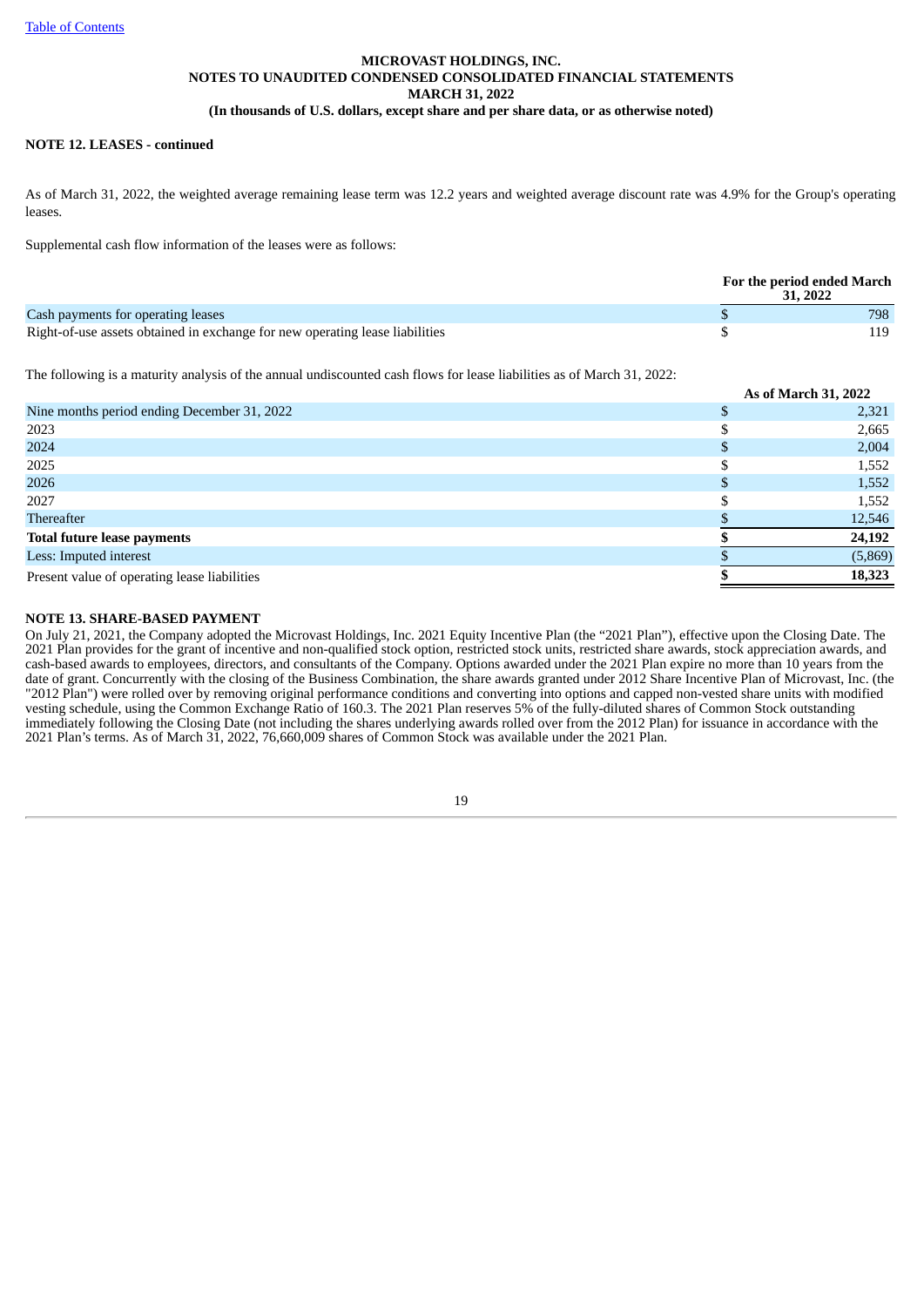MICROVAST HOLDINGS, INC.
NOTES TO UNAUDITED CONDENSED CONSOLIDATED FINANCIAL STATEMENTS
MARCH 31, 2022
(In thousands of U.S. dollars, except share and per share data, or as otherwise noted)

**NOTE 12. LEASES - continued**

As of March 31, 2022, the weighted average remaining lease term was 12.2 years and weighted average discount rate was 4.9% for the Group's operating leases.

Supplemental cash flow information of the leases were as follows:

| | For the period ended March 31, 2022 |
|---|---|
| Cash payments for operating leases | $ 798 |
| Right-of-use assets obtained in exchange for new operating lease liabilities | $ 119 |

The following is a maturity analysis of the annual undiscounted cash flows for lease liabilities as of March 31, 2022:

| | As of March 31, 2022 |
|---|---|
| Nine months period ending December 31, 2022 | $ 2,321 |
| 2023 | $ 2,665 |
| 2024 | $ 2,004 |
| 2025 | $ 1,552 |
| 2026 | $ 1,552 |
| 2027 | $ 1,552 |
| Thereafter | $ 12,546 |
| **Total future lease payments** | **$ 24,192** |
| Less: Imputed interest | $ (5,869) |
| Present value of operating lease liabilities | **$ 18,323** |

**NOTE 13. SHARE-BASED PAYMENT**

On July 21, 2021, the Company adopted the Microvast Holdings, Inc. 2021 Equity Incentive Plan (the "2021 Plan"), effective upon the Closing Date. The 2021 Plan provides for the grant of incentive and non-qualified stock option, restricted stock units, restricted share awards, stock appreciation awards, and cash-based awards to employees, directors, and consultants of the Company. Options awarded under the 2021 Plan expire no more than 10 years from the date of grant. Concurrently with the closing of the Business Combination, the share awards granted under 2012 Share Incentive Plan of Microvast, Inc. (the "2012 Plan") were rolled over by removing original performance conditions and converting into options and capped non-vested share units with modified vesting schedule, using the Common Exchange Ratio of 160.3. The 2021 Plan reserves 5% of the fully-diluted shares of Common Stock outstanding immediately following the Closing Date (not including the shares underlying awards rolled over from the 2012 Plan) for issuance in accordance with the 2021 Plan's terms. As of March 31, 2022, 76,660,009 shares of Common Stock was available under the 2021 Plan.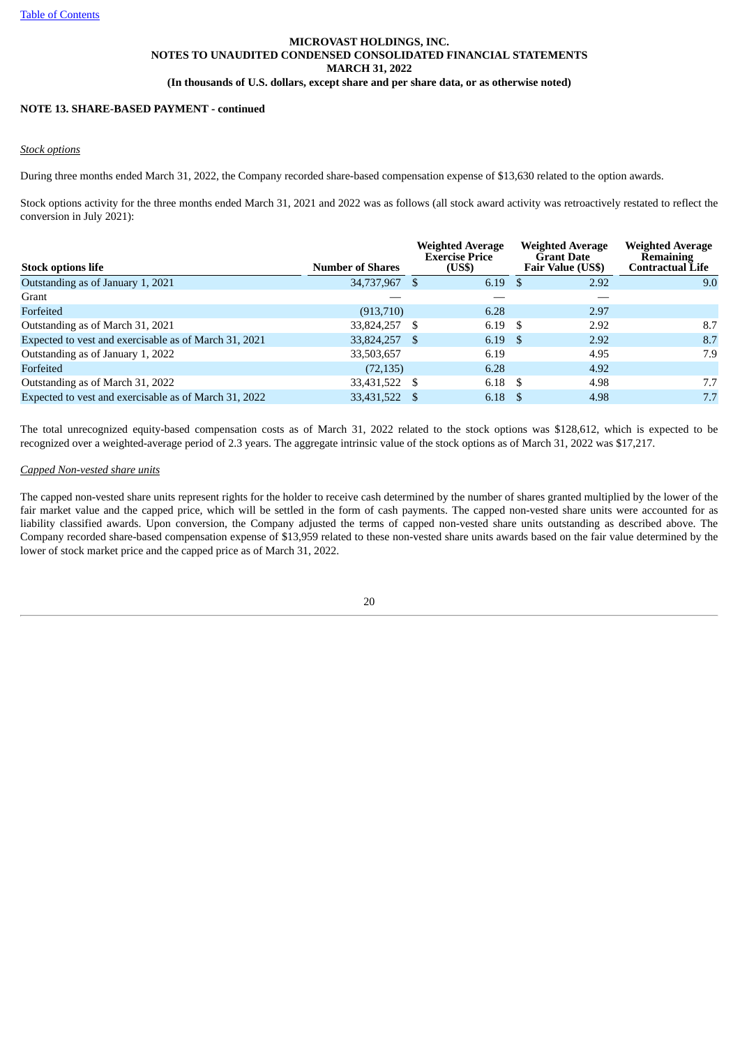MICROVAST HOLDINGS, INC.
NOTES TO UNAUDITED CONDENSED CONSOLIDATED FINANCIAL STATEMENTS
MARCH 31, 2022
(In thousands of U.S. dollars, except share and per share data, or as otherwise noted)

**NOTE 13. SHARE-BASED PAYMENT - continued**

*Stock options*

During three months ended March 31, 2022, the Company recorded share-based compensation expense of $13,630 related to the option awards.

Stock options activity for the three months ended March 31, 2021 and 2022 was as follows (all stock award activity was retroactively restated to reflect the conversion in July 2021):

| Stock options life | Number of Shares | Weighted Average Exercise Price (US$) | Weighted Average Grant Date Fair Value (US$) | Weighted Average Remaining Contractual Life |
|---|---|---|---|---|
| Outstanding as of January 1, 2021 | 34,737,967 | $ 6.19 | $ 2.92 | 9.0 |
| Grant | — | — | — | |
| Forfeited | (913,710) | 6.28 | 2.97 | |
| Outstanding as of March 31, 2021 | 33,824,257 | $ 6.19 | $ 2.92 | 8.7 |
| Expected to vest and exercisable as of March 31, 2021 | 33,824,257 | $ 6.19 | $ 2.92 | 8.7 |
| Outstanding as of January 1, 2022 | 33,503,657 | 6.19 | 4.95 | 7.9 |
| Forfeited | (72,135) | 6.28 | 4.92 | |
| Outstanding as of March 31, 2022 | 33,431,522 | $ 6.18 | $ 4.98 | 7.7 |
| Expected to vest and exercisable as of March 31, 2022 | 33,431,522 | $ 6.18 | $ 4.98 | 7.7 |

The total unrecognized equity-based compensation costs as of March 31, 2022 related to the stock options was $128,612, which is expected to be recognized over a weighted-average period of 2.3 years. The aggregate intrinsic value of the stock options as of March 31, 2022 was $17,217.

*Capped Non-vested share units*

The capped non-vested share units represent rights for the holder to receive cash determined by the number of shares granted multiplied by the lower of the fair market value and the capped price, which will be settled in the form of cash payments. The capped non-vested share units were accounted for as liability classified awards. Upon conversion, the Company adjusted the terms of capped non-vested share units outstanding as described above. The Company recorded share-based compensation expense of $13,959 related to these non-vested share units awards based on the fair value determined by the lower of stock market price and the capped price as of March 31, 2022.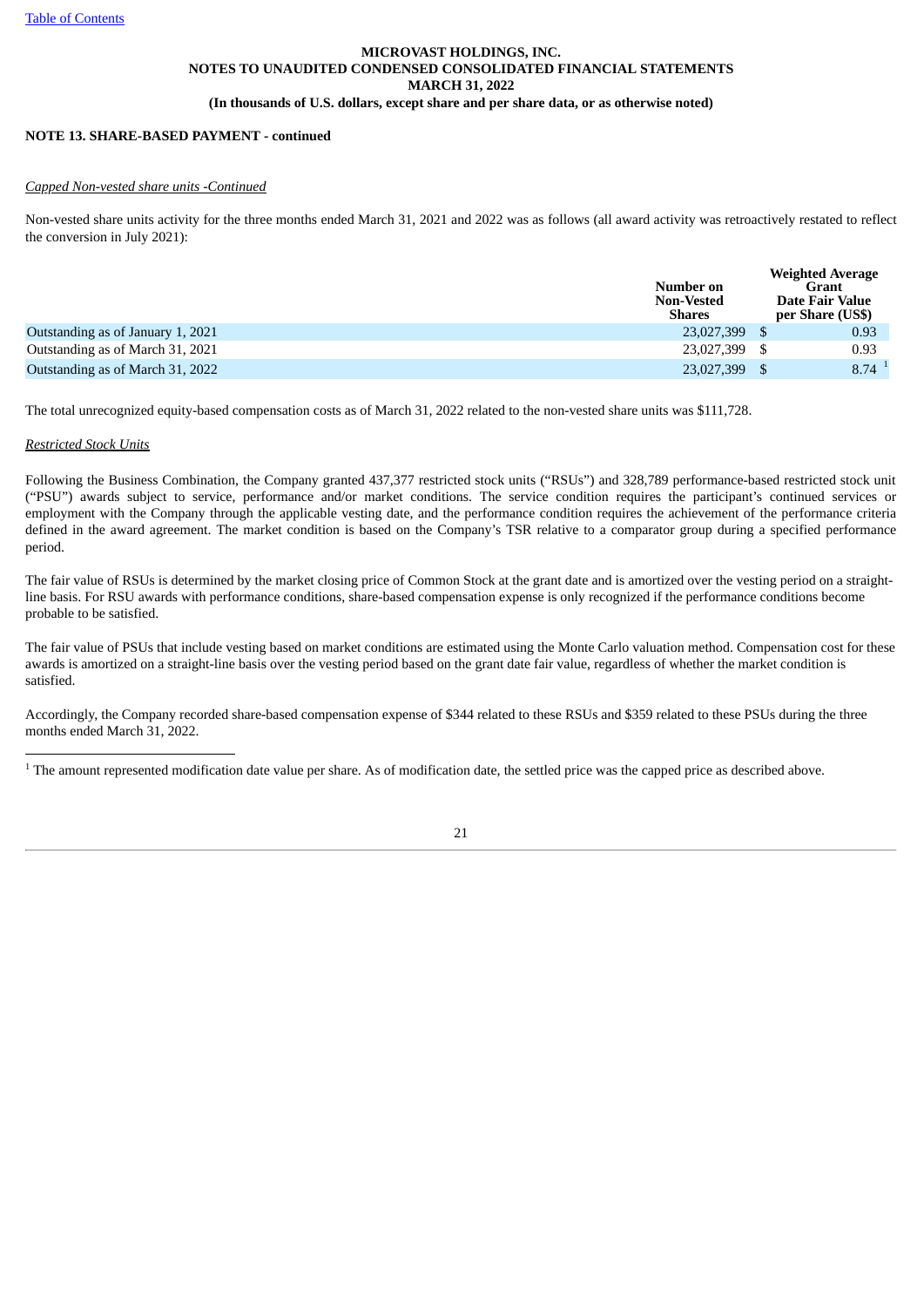**MICROVAST HOLDINGS, INC.**
**NOTES TO UNAUDITED CONDENSED CONSOLIDATED FINANCIAL STATEMENTS**
**MARCH 31, 2022**
**(In thousands of U.S. dollars, except share and per share data, or as otherwise noted)**

**NOTE 13. SHARE-BASED PAYMENT - continued**

*Capped Non-vested share units -Continued*

Non-vested share units activity for the three months ended March 31, 2021 and 2022 was as follows (all award activity was retroactively restated to reflect the conversion in July 2021):

| | Number on Non-Vested Shares | Weighted Average Grant Date Fair Value per Share (US$) |
|---|---|---|
| Outstanding as of January 1, 2021 | 23,027,399 | $ 0.93 |
| Outstanding as of March 31, 2021 | 23,027,399 | $ 0.93 |
| Outstanding as of March 31, 2022 | 23,027,399 | $ 8.74 [1] |

The total unrecognized equity-based compensation costs as of March 31, 2022 related to the non-vested share units was $111,728.

*Restricted Stock Units*

Following the Business Combination, the Company granted 437,377 restricted stock units ("RSUs") and 328,789 performance-based restricted stock unit ("PSU") awards subject to service, performance and/or market conditions. The service condition requires the participant's continued services or employment with the Company through the applicable vesting date, and the performance condition requires the achievement of the performance criteria defined in the award agreement. The market condition is based on the Company's TSR relative to a comparator group during a specified performance period.

The fair value of RSUs is determined by the market closing price of Common Stock at the grant date and is amortized over the vesting period on a straight-line basis. For RSU awards with performance conditions, share-based compensation expense is only recognized if the performance conditions become probable to be satisfied.

The fair value of PSUs that include vesting based on market conditions are estimated using the Monte Carlo valuation method. Compensation cost for these awards is amortized on a straight-line basis over the vesting period based on the grant date fair value, regardless of whether the market condition is satisfied.

Accordingly, the Company recorded share-based compensation expense of $344 related to these RSUs and $359 related to these PSUs during the three months ended March 31, 2022.

---

[1] The amount represented modification date value per share. As of modification date, the settled price was the capped price as described above.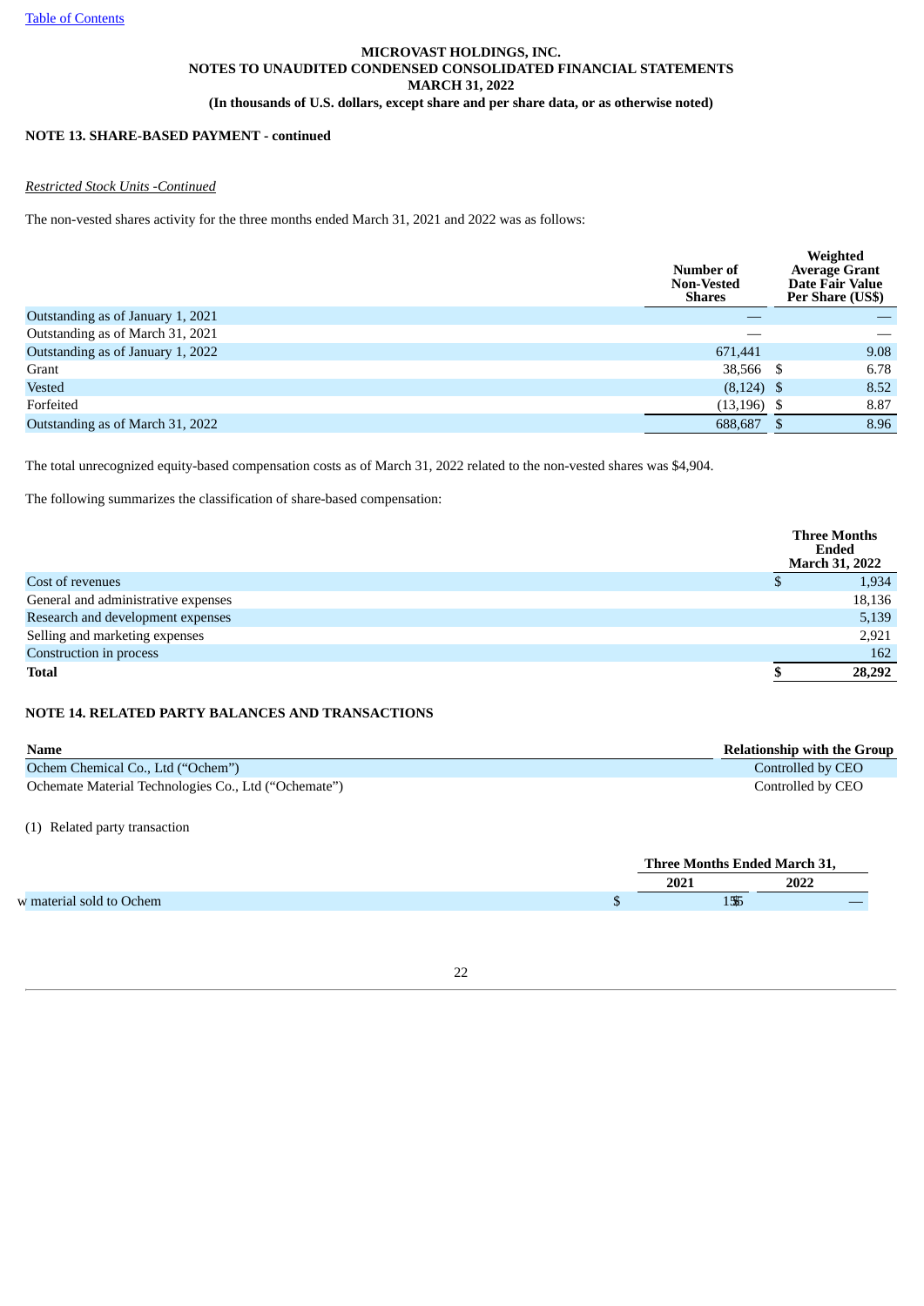**MICROVAST HOLDINGS, INC.**
**NOTES TO UNAUDITED CONDENSED CONSOLIDATED FINANCIAL STATEMENTS**
**MARCH 31, 2022**
**(In thousands of U.S. dollars, except share and per share data, or as otherwise noted)**

**NOTE 13. SHARE-BASED PAYMENT - continued**

*Restricted Stock Units -Continued*

The non-vested shares activity for the three months ended March 31, 2021 and 2022 was as follows:

| | Number of Non-Vested Shares | Weighted Average Grant Date Fair Value Per Share (US$) |
|---|---|---|
| Outstanding as of January 1, 2021 | — | — |
| Outstanding as of March 31, 2021 | — | — |
| Outstanding as of January 1, 2022 | 671,441 | 9.08 |
| Grant | 38,566 | $ 6.78 |
| Vested | (8,124) | $ 8.52 |
| Forfeited | (13,196) | $ 8.87 |
| Outstanding as of March 31, 2022 | 688,687 | $ 8.96 |

The total unrecognized equity-based compensation costs as of March 31, 2022 related to the non-vested shares was $4,904.

The following summarizes the classification of share-based compensation:

| | Three Months Ended March 31, 2022 |
|---|---|
| Cost of revenues | $ 1,934 |
| General and administrative expenses | 18,136 |
| Research and development expenses | 5,139 |
| Selling and marketing expenses | 2,921 |
| Construction in process | 162 |
| **Total** | **$ 28,292** |

**NOTE 14. RELATED PARTY BALANCES AND TRANSACTIONS**

| Name | Relationship with the Group |
|---|---|
| Ochem Chemical Co., Ltd ("Ochem") | Controlled by CEO |
| Ochemate Material Technologies Co., Ltd ("Ochemate") | Controlled by CEO |

(1) Related party transaction

| | Three Months Ended March 31, | |
|---|---|---|
| | 2021 | 2022 |
| Raw material sold to Ochem | $ 156 | — |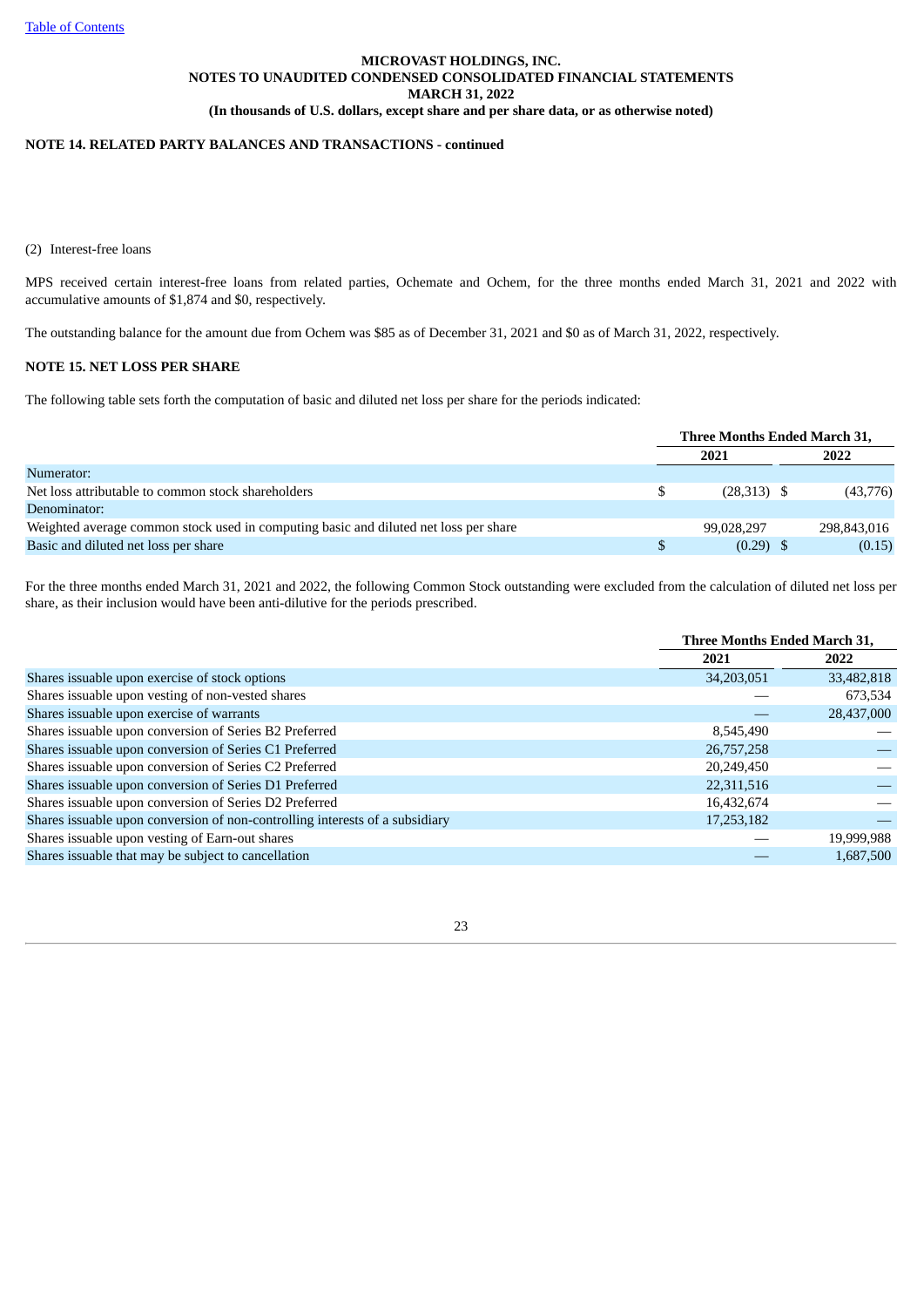**MICROVAST HOLDINGS, INC.**
**NOTES TO UNAUDITED CONDENSED CONSOLIDATED FINANCIAL STATEMENTS**
**MARCH 31, 2022**
**(In thousands of U.S. dollars, except share and per share data, or as otherwise noted)**

**NOTE 14. RELATED PARTY BALANCES AND TRANSACTIONS - continued**

(2) Interest-free loans

MPS received certain interest-free loans from related parties, Ochemate and Ochem, for the three months ended March 31, 2021 and 2022 with accumulative amounts of $1,874 and $0, respectively.

The outstanding balance for the amount due from Ochem was $85 as of December 31, 2021 and $0 as of March 31, 2022, respectively.

## NOTE 15. NET LOSS PER SHARE

The following table sets forth the computation of basic and diluted net loss per share for the periods indicated:

| | Three Months Ended March 31, | |
|---|---|---|
| | 2021 | 2022 |
| Numerator: | | |
| Net loss attributable to common stock shareholders | $ (28,313) | $ (43,776) |
| Denominator: | | |
| Weighted average common stock used in computing basic and diluted net loss per share | 99,028,297 | 298,843,016 |
| Basic and diluted net loss per share | $ (0.29) | $ (0.15) |

For the three months ended March 31, 2021 and 2022, the following Common Stock outstanding were excluded from the calculation of diluted net loss per share, as their inclusion would have been anti-dilutive for the periods prescribed.

| | Three Months Ended March 31, | |
|---|---|---|
| | 2021 | 2022 |
| Shares issuable upon exercise of stock options | 34,203,051 | 33,482,818 |
| Shares issuable upon vesting of non-vested shares | — | 673,534 |
| Shares issuable upon exercise of warrants | — | 28,437,000 |
| Shares issuable upon conversion of Series B2 Preferred | 8,545,490 | — |
| Shares issuable upon conversion of Series C1 Preferred | 26,757,258 | — |
| Shares issuable upon conversion of Series C2 Preferred | 20,249,450 | — |
| Shares issuable upon conversion of Series D1 Preferred | 22,311,516 | — |
| Shares issuable upon conversion of Series D2 Preferred | 16,432,674 | — |
| Shares issuable upon conversion of non-controlling interests of a subsidiary | 17,253,182 | — |
| Shares issuable upon vesting of Earn-out shares | — | 19,999,988 |
| Shares issuable that may be subject to cancellation | — | 1,687,500 |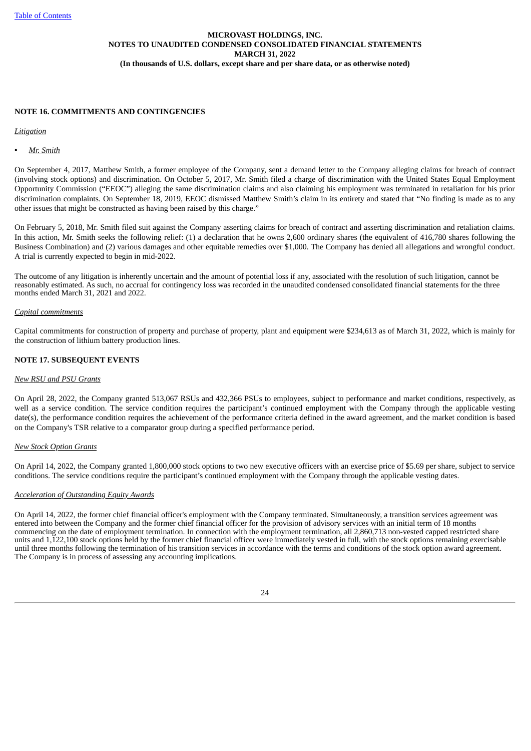**MICROVAST HOLDINGS, INC.**
**NOTES TO UNAUDITED CONDENSED CONSOLIDATED FINANCIAL STATEMENTS**
**MARCH 31, 2022**
**(In thousands of U.S. dollars, except share and per share data, or as otherwise noted)**

## NOTE 16. COMMITMENTS AND CONTINGENCIES

*Litigation*

- *Mr. Smith*

On September 4, 2017, Matthew Smith, a former employee of the Company, sent a demand letter to the Company alleging claims for breach of contract (involving stock options) and discrimination. On October 5, 2017, Mr. Smith filed a charge of discrimination with the United States Equal Employment Opportunity Commission ("EEOC") alleging the same discrimination claims and also claiming his employment was terminated in retaliation for his prior discrimination complaints. On September 18, 2019, EEOC dismissed Matthew Smith's claim in its entirety and stated that "No finding is made as to any other issues that might be constructed as having been raised by this charge."

On February 5, 2018, Mr. Smith filed suit against the Company asserting claims for breach of contract and asserting discrimination and retaliation claims. In this action, Mr. Smith seeks the following relief: (1) a declaration that he owns 2,600 ordinary shares (the equivalent of 416,780 shares following the Business Combination) and (2) various damages and other equitable remedies over $1,000. The Company has denied all allegations and wrongful conduct. A trial is currently expected to begin in mid-2022.

The outcome of any litigation is inherently uncertain and the amount of potential loss if any, associated with the resolution of such litigation, cannot be reasonably estimated. As such, no accrual for contingency loss was recorded in the unaudited condensed consolidated financial statements for the three months ended March 31, 2021 and 2022.

*Capital commitments*

Capital commitments for construction of property and purchase of property, plant and equipment were $234,613 as of March 31, 2022, which is mainly for the construction of lithium battery production lines.

## NOTE 17. SUBSEQUENT EVENTS

*New RSU and PSU Grants*

On April 28, 2022, the Company granted 513,067 RSUs and 432,366 PSUs to employees, subject to performance and market conditions, respectively, as well as a service condition. The service condition requires the participant's continued employment with the Company through the applicable vesting date(s), the performance condition requires the achievement of the performance criteria defined in the award agreement, and the market condition is based on the Company's TSR relative to a comparator group during a specified performance period.

*New Stock Option Grants*

On April 14, 2022, the Company granted 1,800,000 stock options to two new executive officers with an exercise price of $5.69 per share, subject to service conditions. The service conditions require the participant's continued employment with the Company through the applicable vesting dates.

*Acceleration of Outstanding Equity Awards*

On April 14, 2022, the former chief financial officer's employment with the Company terminated. Simultaneously, a transition services agreement was entered into between the Company and the former chief financial officer for the provision of advisory services with an initial term of 18 months commencing on the date of employment termination. In connection with the employment termination, all 2,860,713 non-vested capped restricted share units and 1,122,100 stock options held by the former chief financial officer were immediately vested in full, with the stock options remaining exercisable until three months following the termination of his transition services in accordance with the terms and conditions of the stock option award agreement. The Company is in process of assessing any accounting implications.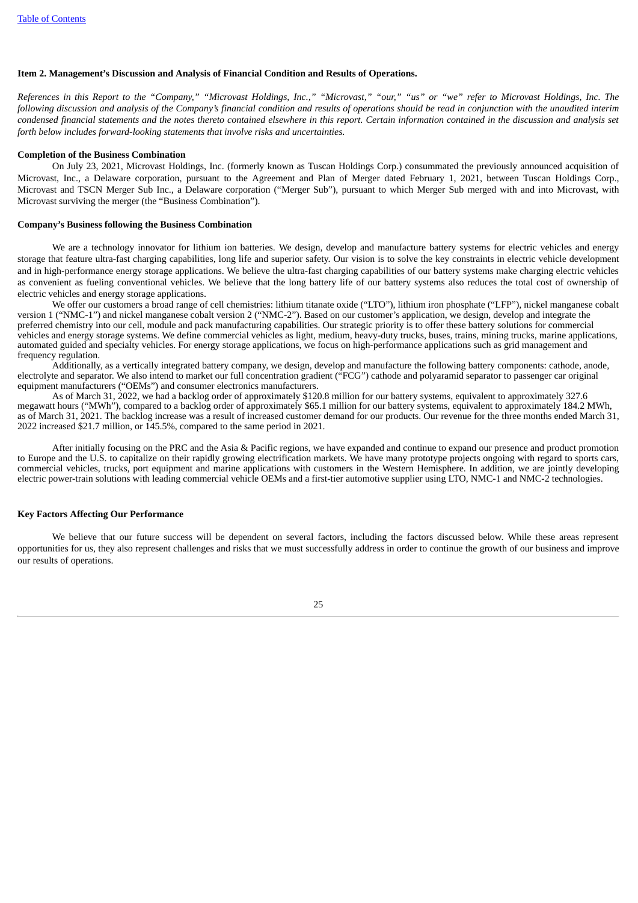## Item 2. Management's Discussion and Analysis of Financial Condition and Results of Operations.

*References in this Report to the "Company," "Microvast Holdings, Inc.," "Microvast," "our," "us" or "we" refer to Microvast Holdings, Inc. The following discussion and analysis of the Company's financial condition and results of operations should be read in conjunction with the unaudited interim condensed financial statements and the notes thereto contained elsewhere in this report. Certain information contained in the discussion and analysis set forth below includes forward-looking statements that involve risks and uncertainties.*

### Completion of the Business Combination

On July 23, 2021, Microvast Holdings, Inc. (formerly known as Tuscan Holdings Corp.) consummated the previously announced acquisition of Microvast, Inc., a Delaware corporation, pursuant to the Agreement and Plan of Merger dated February 1, 2021, between Tuscan Holdings Corp., Microvast and TSCN Merger Sub Inc., a Delaware corporation ("Merger Sub"), pursuant to which Merger Sub merged with and into Microvast, with Microvast surviving the merger (the "Business Combination").

### Company's Business following the Business Combination

We are a technology innovator for lithium ion batteries. We design, develop and manufacture battery systems for electric vehicles and energy storage that feature ultra-fast charging capabilities, long life and superior safety. Our vision is to solve the key constraints in electric vehicle development and in high-performance energy storage applications. We believe the ultra-fast charging capabilities of our battery systems make charging electric vehicles as convenient as fueling conventional vehicles. We believe that the long battery life of our battery systems also reduces the total cost of ownership of electric vehicles and energy storage applications.

We offer our customers a broad range of cell chemistries: lithium titanate oxide ("LTO"), lithium iron phosphate ("LFP"), nickel manganese cobalt version 1 ("NMC-1") and nickel manganese cobalt version 2 ("NMC-2"). Based on our customer's application, we design, develop and integrate the preferred chemistry into our cell, module and pack manufacturing capabilities. Our strategic priority is to offer these battery solutions for commercial vehicles and energy storage systems. We define commercial vehicles as light, medium, heavy-duty trucks, buses, trains, mining trucks, marine applications, automated guided and specialty vehicles. For energy storage applications, we focus on high-performance applications such as grid management and frequency regulation.

Additionally, as a vertically integrated battery company, we design, develop and manufacture the following battery components: cathode, anode, electrolyte and separator. We also intend to market our full concentration gradient ("FCG") cathode and polyaramid separator to passenger car original equipment manufacturers ("OEMs") and consumer electronics manufacturers.

As of March 31, 2022, we had a backlog order of approximately $120.8 million for our battery systems, equivalent to approximately 327.6 megawatt hours ("MWh"), compared to a backlog order of approximately $65.1 million for our battery systems, equivalent to approximately 184.2 MWh, as of March 31, 2021. The backlog increase was a result of increased customer demand for our products. Our revenue for the three months ended March 31, 2022 increased $21.7 million, or 145.5%, compared to the same period in 2021.

After initially focusing on the PRC and the Asia & Pacific regions, we have expanded and continue to expand our presence and product promotion to Europe and the U.S. to capitalize on their rapidly growing electrification markets. We have many prototype projects ongoing with regard to sports cars, commercial vehicles, trucks, port equipment and marine applications with customers in the Western Hemisphere. In addition, we are jointly developing electric power-train solutions with leading commercial vehicle OEMs and a first-tier automotive supplier using LTO, NMC-1 and NMC-2 technologies.

### Key Factors Affecting Our Performance

We believe that our future success will be dependent on several factors, including the factors discussed below. While these areas represent opportunities for us, they also represent challenges and risks that we must successfully address in order to continue the growth of our business and improve our results of operations.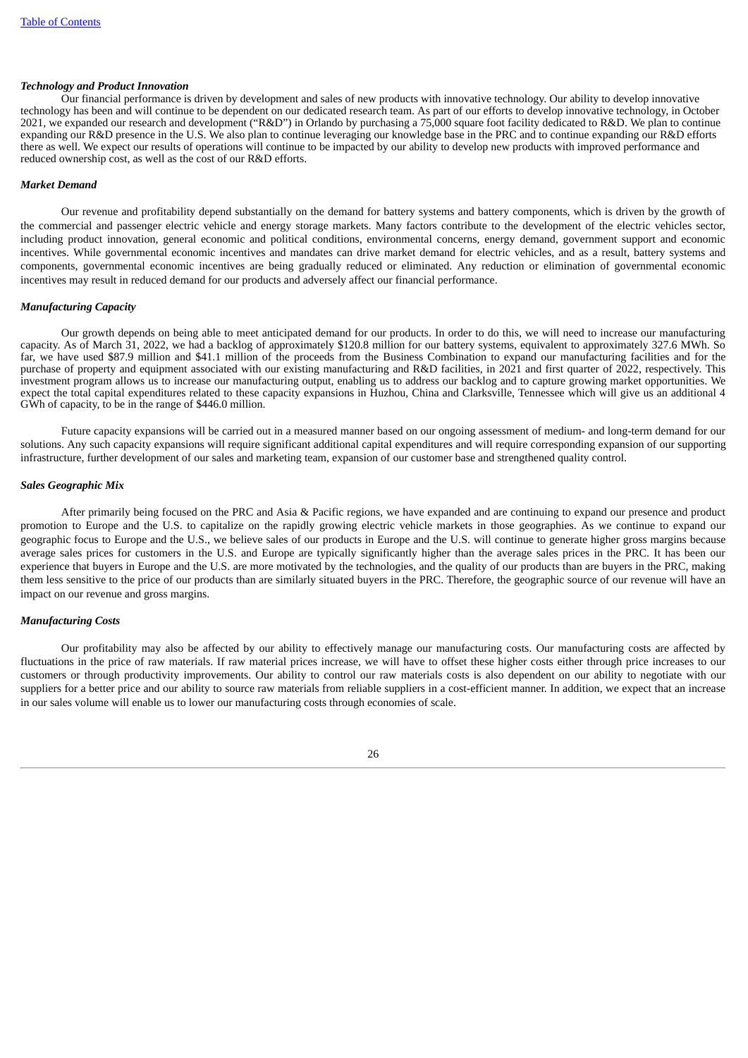***Technology and Product Innovation***

Our financial performance is driven by development and sales of new products with innovative technology. Our ability to develop innovative technology has been and will continue to be dependent on our dedicated research team. As part of our efforts to develop innovative technology, in October 2021, we expanded our research and development ("R&D") in Orlando by purchasing a 75,000 square foot facility dedicated to R&D. We plan to continue expanding our R&D presence in the U.S. We also plan to continue leveraging our knowledge base in the PRC and to continue expanding our R&D efforts there as well. We expect our results of operations will continue to be impacted by our ability to develop new products with improved performance and reduced ownership cost, as well as the cost of our R&D efforts.

***Market Demand***

Our revenue and profitability depend substantially on the demand for battery systems and battery components, which is driven by the growth of the commercial and passenger electric vehicle and energy storage markets. Many factors contribute to the development of the electric vehicles sector, including product innovation, general economic and political conditions, environmental concerns, energy demand, government support and economic incentives. While governmental economic incentives and mandates can drive market demand for electric vehicles, and as a result, battery systems and components, governmental economic incentives are being gradually reduced or eliminated. Any reduction or elimination of governmental economic incentives may result in reduced demand for our products and adversely affect our financial performance.

***Manufacturing Capacity***

Our growth depends on being able to meet anticipated demand for our products. In order to do this, we will need to increase our manufacturing capacity. As of March 31, 2022, we had a backlog of approximately $120.8 million for our battery systems, equivalent to approximately 327.6 MWh. So far, we have used $87.9 million and $41.1 million of the proceeds from the Business Combination to expand our manufacturing facilities and for the purchase of property and equipment associated with our existing manufacturing and R&D facilities, in 2021 and first quarter of 2022, respectively. This investment program allows us to increase our manufacturing output, enabling us to address our backlog and to capture growing market opportunities. We expect the total capital expenditures related to these capacity expansions in Huzhou, China and Clarksville, Tennessee which will give us an additional 4 GWh of capacity, to be in the range of $446.0 million.

Future capacity expansions will be carried out in a measured manner based on our ongoing assessment of medium- and long-term demand for our solutions. Any such capacity expansions will require significant additional capital expenditures and will require corresponding expansion of our supporting infrastructure, further development of our sales and marketing team, expansion of our customer base and strengthened quality control.

***Sales Geographic Mix***

After primarily being focused on the PRC and Asia & Pacific regions, we have expanded and are continuing to expand our presence and product promotion to Europe and the U.S. to capitalize on the rapidly growing electric vehicle markets in those geographies. As we continue to expand our geographic focus to Europe and the U.S., we believe sales of our products in Europe and the U.S. will continue to generate higher gross margins because average sales prices for customers in the U.S. and Europe are typically significantly higher than the average sales prices in the PRC. It has been our experience that buyers in Europe and the U.S. are more motivated by the technologies, and the quality of our products than are buyers in the PRC, making them less sensitive to the price of our products than are similarly situated buyers in the PRC. Therefore, the geographic source of our revenue will have an impact on our revenue and gross margins.

***Manufacturing Costs***

Our profitability may also be affected by our ability to effectively manage our manufacturing costs. Our manufacturing costs are affected by fluctuations in the price of raw materials. If raw material prices increase, we will have to offset these higher costs either through price increases to our customers or through productivity improvements. Our ability to control our raw materials costs is also dependent on our ability to negotiate with our suppliers for a better price and our ability to source raw materials from reliable suppliers in a cost-efficient manner. In addition, we expect that an increase in our sales volume will enable us to lower our manufacturing costs through economies of scale.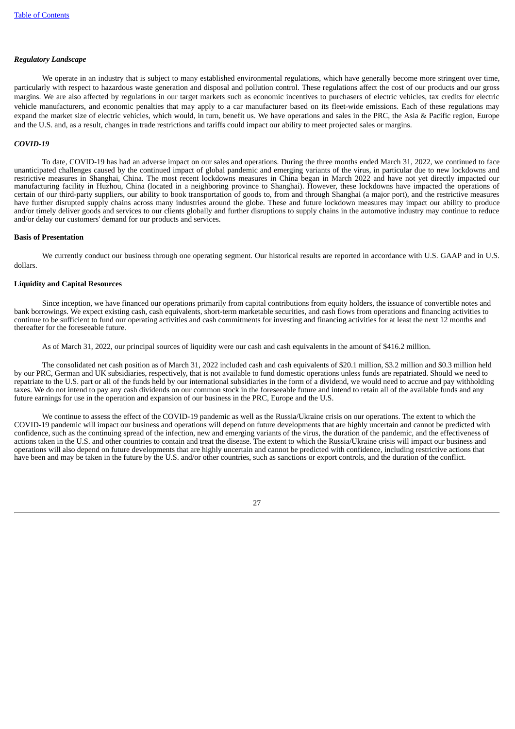### *Regulatory Landscape*

We operate in an industry that is subject to many established environmental regulations, which have generally become more stringent over time, particularly with respect to hazardous waste generation and disposal and pollution control. These regulations affect the cost of our products and our gross margins. We are also affected by regulations in our target markets such as economic incentives to purchasers of electric vehicles, tax credits for electric vehicle manufacturers, and economic penalties that may apply to a car manufacturer based on its fleet-wide emissions. Each of these regulations may expand the market size of electric vehicles, which would, in turn, benefit us. We have operations and sales in the PRC, the Asia & Pacific region, Europe and the U.S. and, as a result, changes in trade restrictions and tariffs could impact our ability to meet projected sales or margins.

### *COVID-19*

To date, COVID-19 has had an adverse impact on our sales and operations. During the three months ended March 31, 2022, we continued to face unanticipated challenges caused by the continued impact of global pandemic and emerging variants of the virus, in particular due to new lockdowns and restrictive measures in Shanghai, China. The most recent lockdowns measures in China began in March 2022 and have not yet directly impacted our manufacturing facility in Huzhou, China (located in a neighboring province to Shanghai). However, these lockdowns have impacted the operations of certain of our third-party suppliers, our ability to book transportation of goods to, from and through Shanghai (a major port), and the restrictive measures have further disrupted supply chains across many industries around the globe. These and future lockdown measures may impact our ability to produce and/or timely deliver goods and services to our clients globally and further disruptions to supply chains in the automotive industry may continue to reduce and/or delay our customers' demand for our products and services.

## **Basis of Presentation**

We currently conduct our business through one operating segment. Our historical results are reported in accordance with U.S. GAAP and in U.S. dollars.

## **Liquidity and Capital Resources**

Since inception, we have financed our operations primarily from capital contributions from equity holders, the issuance of convertible notes and bank borrowings. We expect existing cash, cash equivalents, short-term marketable securities, and cash flows from operations and financing activities to continue to be sufficient to fund our operating activities and cash commitments for investing and financing activities for at least the next 12 months and thereafter for the foreseeable future.

As of March 31, 2022, our principal sources of liquidity were our cash and cash equivalents in the amount of $416.2 million.

The consolidated net cash position as of March 31, 2022 included cash and cash equivalents of $20.1 million, $3.2 million and $0.3 million held by our PRC, German and UK subsidiaries, respectively, that is not available to fund domestic operations unless funds are repatriated. Should we need to repatriate to the U.S. part or all of the funds held by our international subsidiaries in the form of a dividend, we would need to accrue and pay withholding taxes. We do not intend to pay any cash dividends on our common stock in the foreseeable future and intend to retain all of the available funds and any future earnings for use in the operation and expansion of our business in the PRC, Europe and the U.S.

We continue to assess the effect of the COVID-19 pandemic as well as the Russia/Ukraine crisis on our operations. The extent to which the COVID-19 pandemic will impact our business and operations will depend on future developments that are highly uncertain and cannot be predicted with confidence, such as the continuing spread of the infection, new and emerging variants of the virus, the duration of the pandemic, and the effectiveness of actions taken in the U.S. and other countries to contain and treat the disease. The extent to which the Russia/Ukraine crisis will impact our business and operations will also depend on future developments that are highly uncertain and cannot be predicted with confidence, including restrictive actions that have been and may be taken in the future by the U.S. and/or other countries, such as sanctions or export controls, and the duration of the conflict.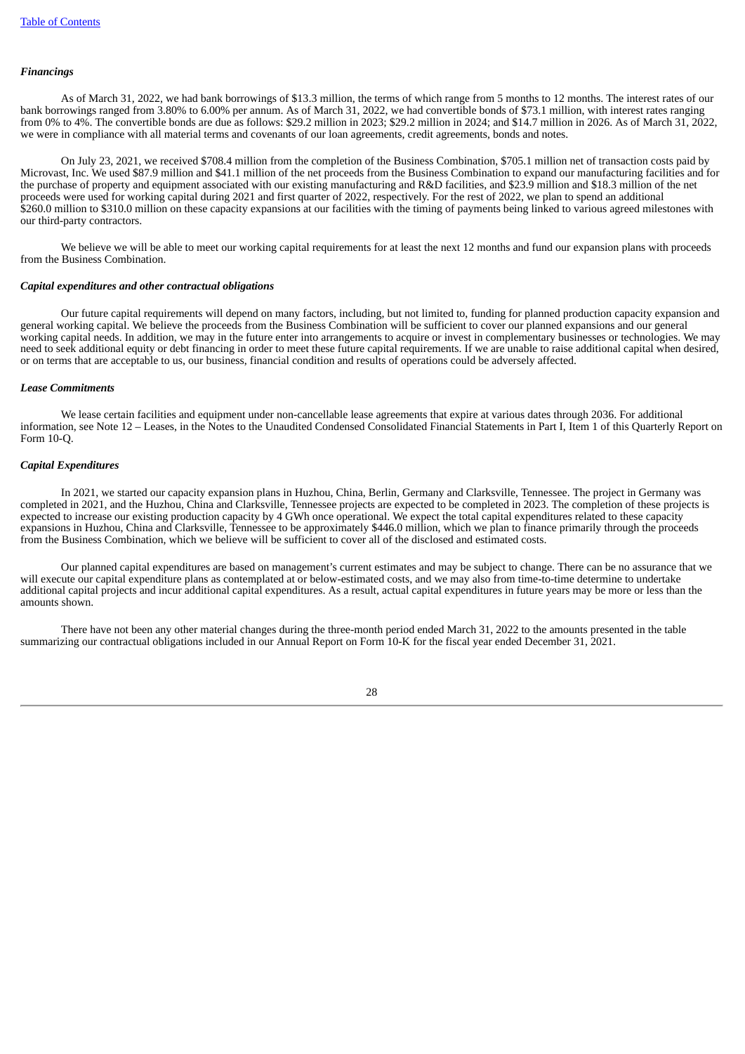### *Financings*

As of March 31, 2022, we had bank borrowings of $13.3 million, the terms of which range from 5 months to 12 months. The interest rates of our bank borrowings ranged from 3.80% to 6.00% per annum. As of March 31, 2022, we had convertible bonds of $73.1 million, with interest rates ranging from 0% to 4%. The convertible bonds are due as follows: $29.2 million in 2023; $29.2 million in 2024; and $14.7 million in 2026. As of March 31, 2022, we were in compliance with all material terms and covenants of our loan agreements, credit agreements, bonds and notes.

On July 23, 2021, we received $708.4 million from the completion of the Business Combination, $705.1 million net of transaction costs paid by Microvast, Inc. We used $87.9 million and $41.1 million of the net proceeds from the Business Combination to expand our manufacturing facilities and for the purchase of property and equipment associated with our existing manufacturing and R&D facilities, and $23.9 million and $18.3 million of the net proceeds were used for working capital during 2021 and first quarter of 2022, respectively. For the rest of 2022, we plan to spend an additional $260.0 million to $310.0 million on these capacity expansions at our facilities with the timing of payments being linked to various agreed milestones with our third-party contractors.

We believe we will be able to meet our working capital requirements for at least the next 12 months and fund our expansion plans with proceeds from the Business Combination.

### *Capital expenditures and other contractual obligations*

Our future capital requirements will depend on many factors, including, but not limited to, funding for planned production capacity expansion and general working capital. We believe the proceeds from the Business Combination will be sufficient to cover our planned expansions and our general working capital needs. In addition, we may in the future enter into arrangements to acquire or invest in complementary businesses or technologies. We may need to seek additional equity or debt financing in order to meet these future capital requirements. If we are unable to raise additional capital when desired, or on terms that are acceptable to us, our business, financial condition and results of operations could be adversely affected.

### *Lease Commitments*

We lease certain facilities and equipment under non-cancellable lease agreements that expire at various dates through 2036. For additional information, see Note 12 – Leases, in the Notes to the Unaudited Condensed Consolidated Financial Statements in Part I, Item 1 of this Quarterly Report on Form 10-Q.

### *Capital Expenditures*

In 2021, we started our capacity expansion plans in Huzhou, China, Berlin, Germany and Clarksville, Tennessee. The project in Germany was completed in 2021, and the Huzhou, China and Clarksville, Tennessee projects are expected to be completed in 2023. The completion of these projects is expected to increase our existing production capacity by 4 GWh once operational. We expect the total capital expenditures related to these capacity expansions in Huzhou, China and Clarksville, Tennessee to be approximately $446.0 million, which we plan to finance primarily through the proceeds from the Business Combination, which we believe will be sufficient to cover all of the disclosed and estimated costs.

Our planned capital expenditures are based on management's current estimates and may be subject to change. There can be no assurance that we will execute our capital expenditure plans as contemplated at or below-estimated costs, and we may also from time-to-time determine to undertake additional capital projects and incur additional capital expenditures. As a result, actual capital expenditures in future years may be more or less than the amounts shown.

There have not been any other material changes during the three-month period ended March 31, 2022 to the amounts presented in the table summarizing our contractual obligations included in our Annual Report on Form 10-K for the fiscal year ended December 31, 2021.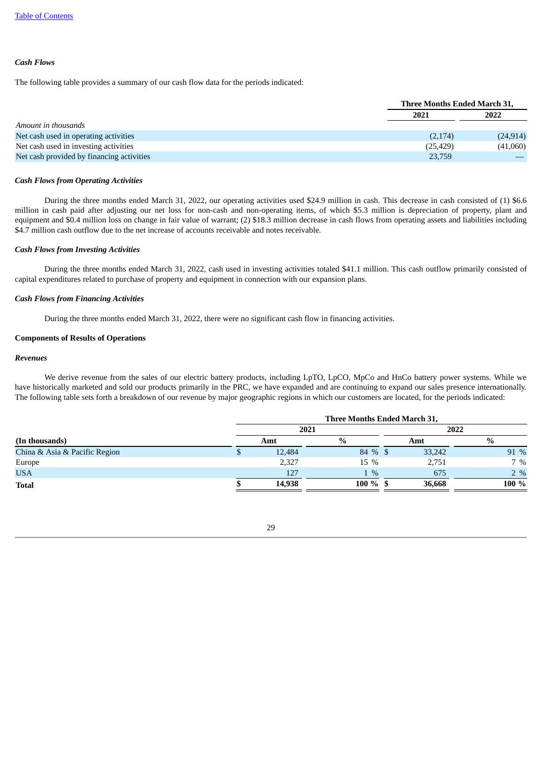### *Cash Flows*

The following table provides a summary of our cash flow data for the periods indicated:

| | Three Months Ended March 31, | |
|---|---|---|
| | 2021 | 2022 |
| *Amount in thousands* | | |
| Net cash used in operating activities | (2,174) | (24,914) |
| Net cash used in investing activities | (25,429) | (41,060) |
| Net cash provided by financing activities | 23,759 | — |

### *Cash Flows from Operating Activities*

During the three months ended March 31, 2022, our operating activities used $24.9 million in cash. This decrease in cash consisted of (1) $6.6 million in cash paid after adjusting our net loss for non-cash and non-operating items, of which $5.3 million is depreciation of property, plant and equipment and $0.4 million loss on change in fair value of warrant; (2) $18.3 million decrease in cash flows from operating assets and liabilities including $4.7 million cash outflow due to the net increase of accounts receivable and notes receivable.

### *Cash Flows from Investing Activities*

During the three months ended March 31, 2022, cash used in investing activities totaled $41.1 million. This cash outflow primarily consisted of capital expenditures related to purchase of property and equipment in connection with our expansion plans.

### *Cash Flows from Financing Activities*

During the three months ended March 31, 2022, there were no significant cash flow in financing activities.

### **Components of Results of Operations**

### *Revenues*

We derive revenue from the sales of our electric battery products, including LpTO, LpCO, MpCo and HnCo battery power systems. While we have historically marketed and sold our products primarily in the PRC, we have expanded and are continuing to expand our sales presence internationally. The following table sets forth a breakdown of our revenue by major geographic regions in which our customers are located, for the periods indicated:

| | Three Months Ended March 31, | | | |
|---|---|---|---|---|
| | 2021 | | 2022 | |
| **(In thousands)** | **Amt** | **%** | **Amt** | **%** |
| China & Asia & Pacific Region | $ 12,484 | 84 % | $ 33,242 | 91 % |
| Europe | 2,327 | 15 % | 2,751 | 7 % |
| USA | 127 | 1 % | 675 | 2 % |
| **Total** | **$ 14,938** | **100 %** | **$ 36,668** | **100 %** |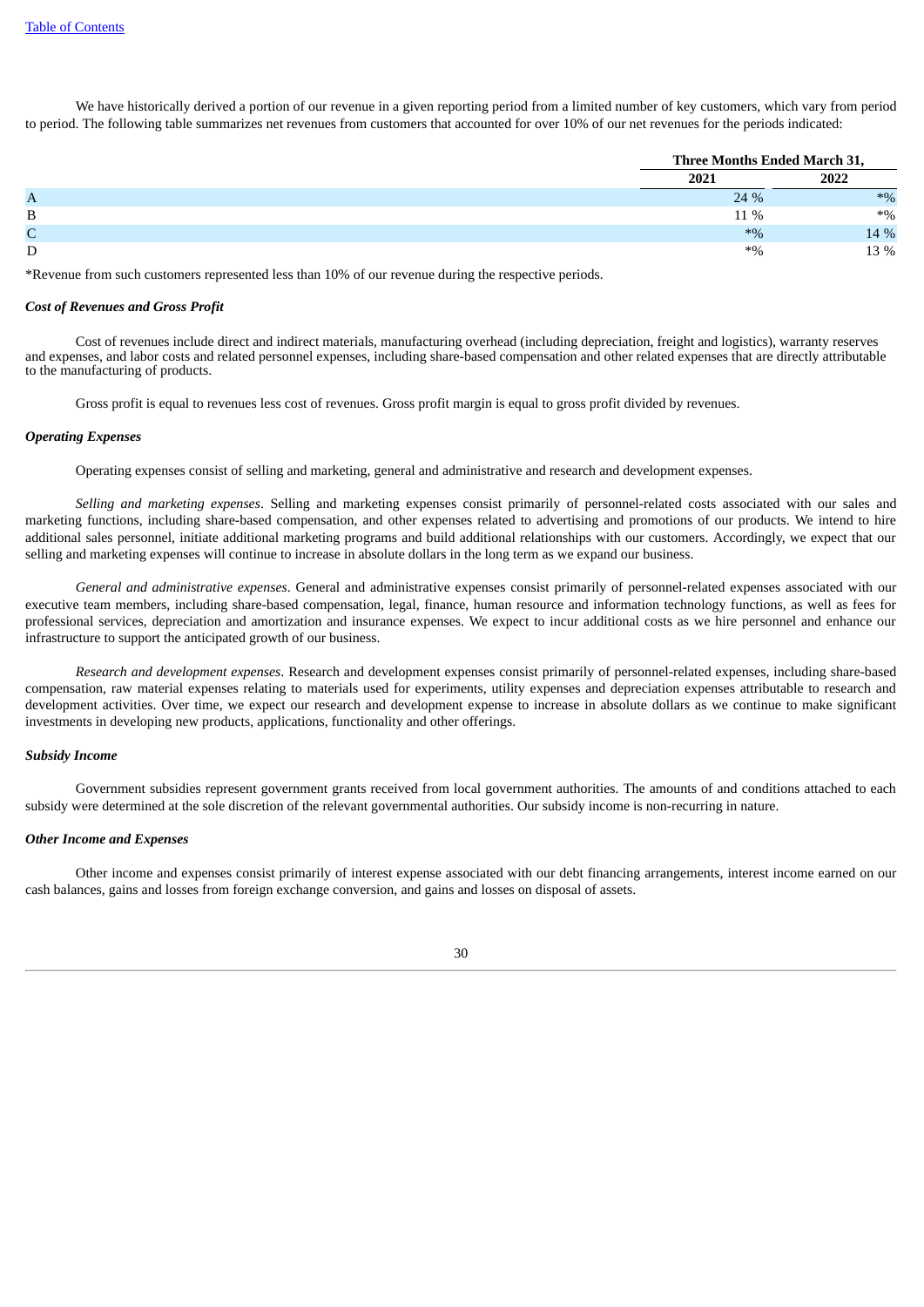We have historically derived a portion of our revenue in a given reporting period from a limited number of key customers, which vary from period to period. The following table summarizes net revenues from customers that accounted for over 10% of our net revenues for the periods indicated:

| | Three Months Ended March 31, | |
|---|---|---|
| | 2021 | 2022 |
| A | 24 % | *% |
| B | 11 % | *% |
| C | *% | 14 % |
| D | *% | 13 % |

*Revenue from such customers represented less than 10% of our revenue during the respective periods.

***Cost of Revenues and Gross Profit***

Cost of revenues include direct and indirect materials, manufacturing overhead (including depreciation, freight and logistics), warranty reserves and expenses, and labor costs and related personnel expenses, including share-based compensation and other related expenses that are directly attributable to the manufacturing of products.

Gross profit is equal to revenues less cost of revenues. Gross profit margin is equal to gross profit divided by revenues.

***Operating Expenses***

Operating expenses consist of selling and marketing, general and administrative and research and development expenses.

*Selling and marketing expenses*. Selling and marketing expenses consist primarily of personnel-related costs associated with our sales and marketing functions, including share-based compensation, and other expenses related to advertising and promotions of our products. We intend to hire additional sales personnel, initiate additional marketing programs and build additional relationships with our customers. Accordingly, we expect that our selling and marketing expenses will continue to increase in absolute dollars in the long term as we expand our business.

*General and administrative expenses*. General and administrative expenses consist primarily of personnel-related expenses associated with our executive team members, including share-based compensation, legal, finance, human resource and information technology functions, as well as fees for professional services, depreciation and amortization and insurance expenses. We expect to incur additional costs as we hire personnel and enhance our infrastructure to support the anticipated growth of our business.

*Research and development expenses*. Research and development expenses consist primarily of personnel-related expenses, including share-based compensation, raw material expenses relating to materials used for experiments, utility expenses and depreciation expenses attributable to research and development activities. Over time, we expect our research and development expense to increase in absolute dollars as we continue to make significant investments in developing new products, applications, functionality and other offerings.

***Subsidy Income***

Government subsidies represent government grants received from local government authorities. The amounts of and conditions attached to each subsidy were determined at the sole discretion of the relevant governmental authorities. Our subsidy income is non-recurring in nature.

***Other Income and Expenses***

Other income and expenses consist primarily of interest expense associated with our debt financing arrangements, interest income earned on our cash balances, gains and losses from foreign exchange conversion, and gains and losses on disposal of assets.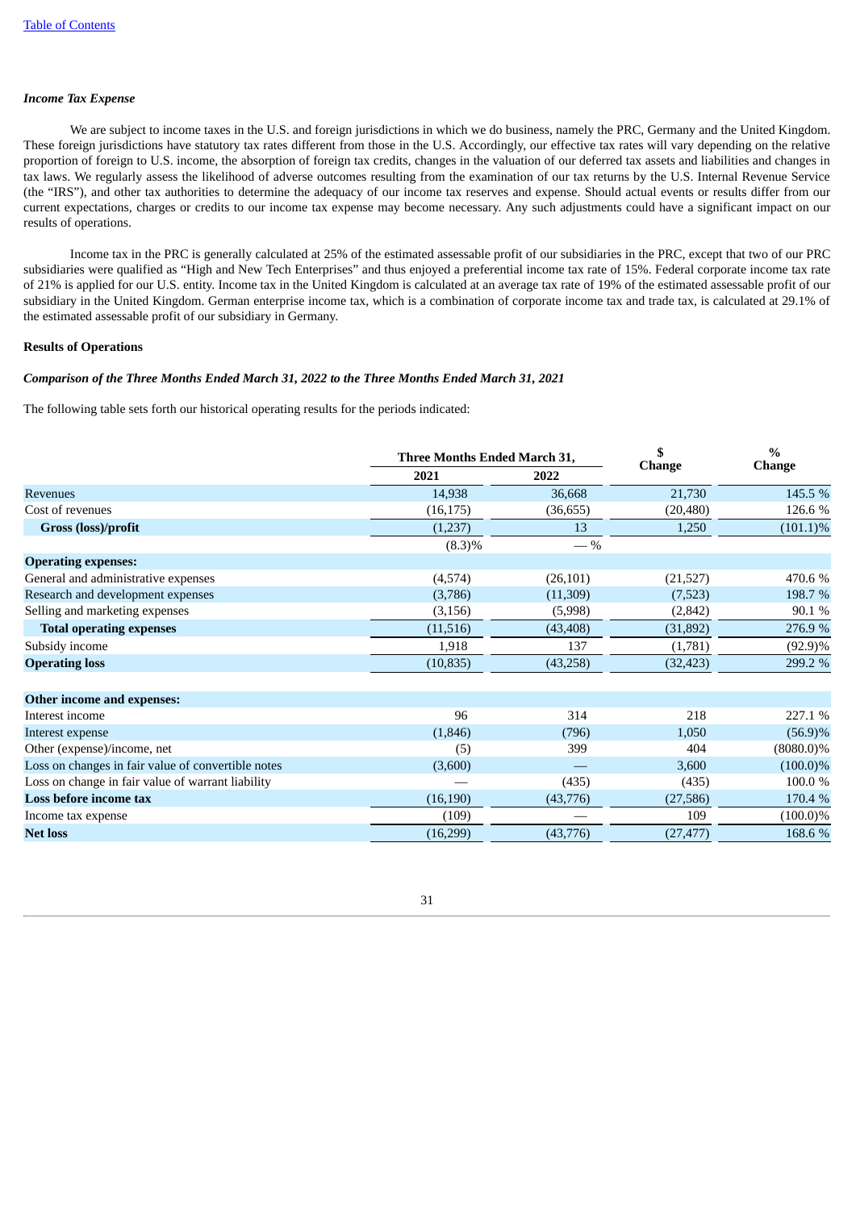*Income Tax Expense*

We are subject to income taxes in the U.S. and foreign jurisdictions in which we do business, namely the PRC, Germany and the United Kingdom. These foreign jurisdictions have statutory tax rates different from those in the U.S. Accordingly, our effective tax rates will vary depending on the relative proportion of foreign to U.S. income, the absorption of foreign tax credits, changes in the valuation of our deferred tax assets and liabilities and changes in tax laws. We regularly assess the likelihood of adverse outcomes resulting from the examination of our tax returns by the U.S. Internal Revenue Service (the "IRS"), and other tax authorities to determine the adequacy of our income tax reserves and expense. Should actual events or results differ from our current expectations, charges or credits to our income tax expense may become necessary. Any such adjustments could have a significant impact on our results of operations.

Income tax in the PRC is generally calculated at 25% of the estimated assessable profit of our subsidiaries in the PRC, except that two of our PRC subsidiaries were qualified as "High and New Tech Enterprises" and thus enjoyed a preferential income tax rate of 15%. Federal corporate income tax rate of 21% is applied for our U.S. entity. Income tax in the United Kingdom is calculated at an average tax rate of 19% of the estimated assessable profit of our subsidiary in the United Kingdom. German enterprise income tax, which is a combination of corporate income tax and trade tax, is calculated at 29.1% of the estimated assessable profit of our subsidiary in Germany.

**Results of Operations**

***Comparison of the Three Months Ended March 31, 2022 to the Three Months Ended March 31, 2021***

The following table sets forth our historical operating results for the periods indicated:

| | Three Months Ended March 31, | | $ Change | % Change |
|---|---|---|---|---|
| | 2021 | 2022 | | |
| Revenues | 14,938 | 36,668 | 21,730 | 145.5 % |
| Cost of revenues | (16,175) | (36,655) | (20,480) | 126.6 % |
| **Gross (loss)/profit** | (1,237) | 13 | 1,250 | (101.1)% |
| | (8.3)% | — % | | |
| **Operating expenses:** | | | | |
| General and administrative expenses | (4,574) | (26,101) | (21,527) | 470.6 % |
| Research and development expenses | (3,786) | (11,309) | (7,523) | 198.7 % |
| Selling and marketing expenses | (3,156) | (5,998) | (2,842) | 90.1 % |
| **Total operating expenses** | (11,516) | (43,408) | (31,892) | 276.9 % |
| Subsidy income | 1,918 | 137 | (1,781) | (92.9)% |
| **Operating loss** | (10,835) | (43,258) | (32,423) | 299.2 % |
| | | | | |
| **Other income and expenses:** | | | | |
| Interest income | 96 | 314 | 218 | 227.1 % |
| Interest expense | (1,846) | (796) | 1,050 | (56.9)% |
| Other (expense)/income, net | (5) | 399 | 404 | (8080.0)% |
| Loss on changes in fair value of convertible notes | (3,600) | — | 3,600 | (100.0)% |
| Loss on change in fair value of warrant liability | — | (435) | (435) | 100.0 % |
| **Loss before income tax** | (16,190) | (43,776) | (27,586) | 170.4 % |
| Income tax expense | (109) | — | 109 | (100.0)% |
| **Net loss** | (16,299) | (43,776) | (27,477) | 168.6 % |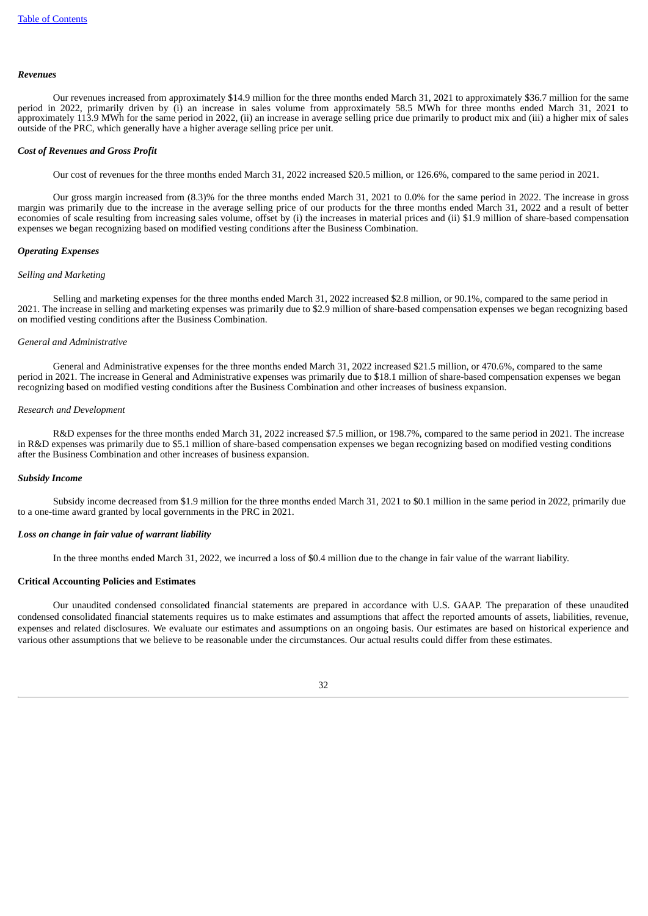***Revenues***

Our revenues increased from approximately $14.9 million for the three months ended March 31, 2021 to approximately $36.7 million for the same period in 2022, primarily driven by (i) an increase in sales volume from approximately 58.5 MWh for three months ended March 31, 2021 to approximately 113.9 MWh for the same period in 2022, (ii) an increase in average selling price due primarily to product mix and (iii) a higher mix of sales outside of the PRC, which generally have a higher average selling price per unit.

***Cost of Revenues and Gross Profit***

Our cost of revenues for the three months ended March 31, 2022 increased $20.5 million, or 126.6%, compared to the same period in 2021.

Our gross margin increased from (8.3)% for the three months ended March 31, 2021 to 0.0% for the same period in 2022. The increase in gross margin was primarily due to the increase in the average selling price of our products for the three months ended March 31, 2022 and a result of better economies of scale resulting from increasing sales volume, offset by (i) the increases in material prices and (ii) $1.9 million of share-based compensation expenses we began recognizing based on modified vesting conditions after the Business Combination.

***Operating Expenses***

*Selling and Marketing*

Selling and marketing expenses for the three months ended March 31, 2022 increased $2.8 million, or 90.1%, compared to the same period in 2021. The increase in selling and marketing expenses was primarily due to $2.9 million of share-based compensation expenses we began recognizing based on modified vesting conditions after the Business Combination.

*General and Administrative*

General and Administrative expenses for the three months ended March 31, 2022 increased $21.5 million, or 470.6%, compared to the same period in 2021. The increase in General and Administrative expenses was primarily due to $18.1 million of share-based compensation expenses we began recognizing based on modified vesting conditions after the Business Combination and other increases of business expansion.

*Research and Development*

R&D expenses for the three months ended March 31, 2022 increased $7.5 million, or 198.7%, compared to the same period in 2021. The increase in R&D expenses was primarily due to $5.1 million of share-based compensation expenses we began recognizing based on modified vesting conditions after the Business Combination and other increases of business expansion.

***Subsidy Income***

Subsidy income decreased from $1.9 million for the three months ended March 31, 2021 to $0.1 million in the same period in 2022, primarily due to a one-time award granted by local governments in the PRC in 2021.

***Loss on change in fair value of warrant liability***

In the three months ended March 31, 2022, we incurred a loss of $0.4 million due to the change in fair value of the warrant liability.

**Critical Accounting Policies and Estimates**

Our unaudited condensed consolidated financial statements are prepared in accordance with U.S. GAAP. The preparation of these unaudited condensed consolidated financial statements requires us to make estimates and assumptions that affect the reported amounts of assets, liabilities, revenue, expenses and related disclosures. We evaluate our estimates and assumptions on an ongoing basis. Our estimates are based on historical experience and various other assumptions that we believe to be reasonable under the circumstances. Our actual results could differ from these estimates.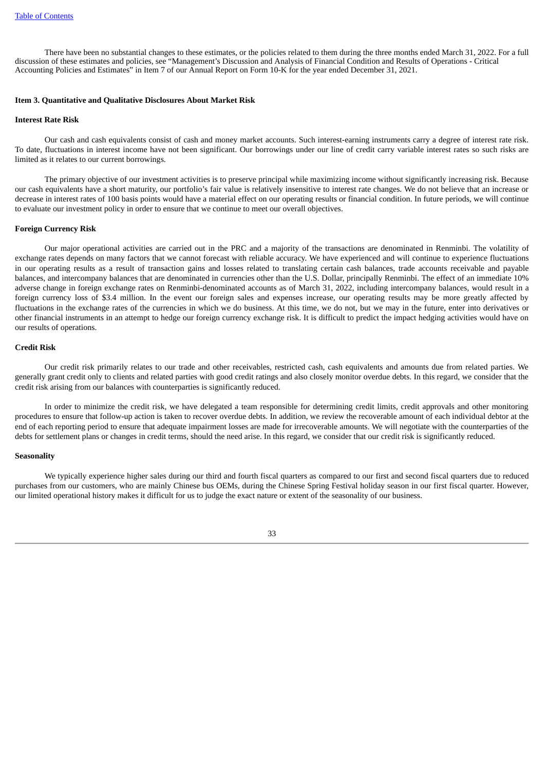There have been no substantial changes to these estimates, or the policies related to them during the three months ended March 31, 2022. For a full discussion of these estimates and policies, see "Management's Discussion and Analysis of Financial Condition and Results of Operations - Critical Accounting Policies and Estimates" in Item 7 of our Annual Report on Form 10-K for the year ended December 31, 2021.

## Item 3. Quantitative and Qualitative Disclosures About Market Risk

### Interest Rate Risk

Our cash and cash equivalents consist of cash and money market accounts. Such interest-earning instruments carry a degree of interest rate risk. To date, fluctuations in interest income have not been significant. Our borrowings under our line of credit carry variable interest rates so such risks are limited as it relates to our current borrowings.

The primary objective of our investment activities is to preserve principal while maximizing income without significantly increasing risk. Because our cash equivalents have a short maturity, our portfolio's fair value is relatively insensitive to interest rate changes. We do not believe that an increase or decrease in interest rates of 100 basis points would have a material effect on our operating results or financial condition. In future periods, we will continue to evaluate our investment policy in order to ensure that we continue to meet our overall objectives.

### Foreign Currency Risk

Our major operational activities are carried out in the PRC and a majority of the transactions are denominated in Renminbi. The volatility of exchange rates depends on many factors that we cannot forecast with reliable accuracy. We have experienced and will continue to experience fluctuations in our operating results as a result of transaction gains and losses related to translating certain cash balances, trade accounts receivable and payable balances, and intercompany balances that are denominated in currencies other than the U.S. Dollar, principally Renminbi. The effect of an immediate 10% adverse change in foreign exchange rates on Renminbi-denominated accounts as of March 31, 2022, including intercompany balances, would result in a foreign currency loss of $3.4 million. In the event our foreign sales and expenses increase, our operating results may be more greatly affected by fluctuations in the exchange rates of the currencies in which we do business. At this time, we do not, but we may in the future, enter into derivatives or other financial instruments in an attempt to hedge our foreign currency exchange risk. It is difficult to predict the impact hedging activities would have on our results of operations.

### Credit Risk

Our credit risk primarily relates to our trade and other receivables, restricted cash, cash equivalents and amounts due from related parties. We generally grant credit only to clients and related parties with good credit ratings and also closely monitor overdue debts. In this regard, we consider that the credit risk arising from our balances with counterparties is significantly reduced.

In order to minimize the credit risk, we have delegated a team responsible for determining credit limits, credit approvals and other monitoring procedures to ensure that follow-up action is taken to recover overdue debts. In addition, we review the recoverable amount of each individual debtor at the end of each reporting period to ensure that adequate impairment losses are made for irrecoverable amounts. We will negotiate with the counterparties of the debts for settlement plans or changes in credit terms, should the need arise. In this regard, we consider that our credit risk is significantly reduced.

### Seasonality

We typically experience higher sales during our third and fourth fiscal quarters as compared to our first and second fiscal quarters due to reduced purchases from our customers, who are mainly Chinese bus OEMs, during the Chinese Spring Festival holiday season in our first fiscal quarter. However, our limited operational history makes it difficult for us to judge the exact nature or extent of the seasonality of our business.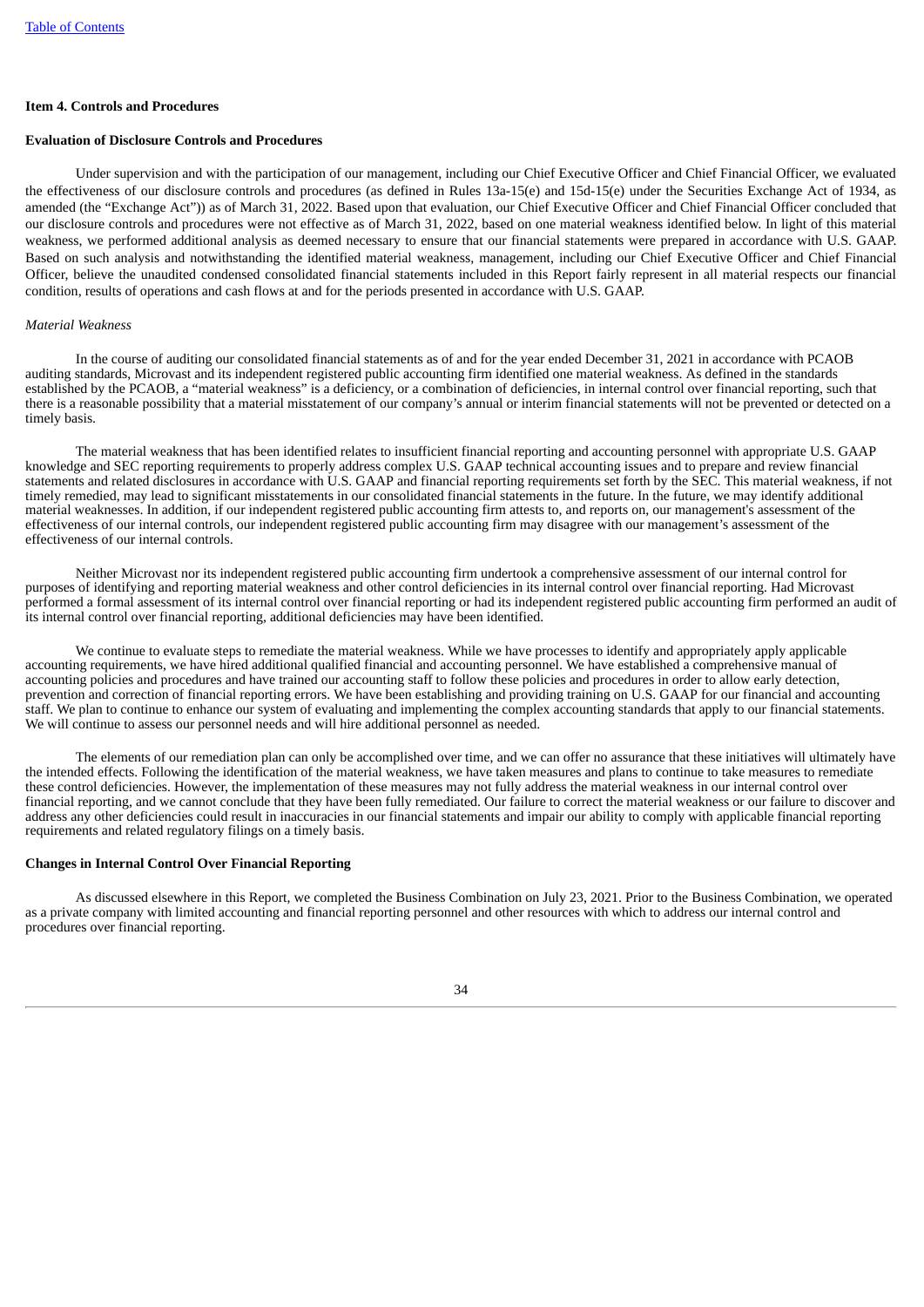**Item 4. Controls and Procedures**

**Evaluation of Disclosure Controls and Procedures**

Under supervision and with the participation of our management, including our Chief Executive Officer and Chief Financial Officer, we evaluated the effectiveness of our disclosure controls and procedures (as defined in Rules 13a-15(e) and 15d-15(e) under the Securities Exchange Act of 1934, as amended (the "Exchange Act")) as of March 31, 2022. Based upon that evaluation, our Chief Executive Officer and Chief Financial Officer concluded that our disclosure controls and procedures were not effective as of March 31, 2022, based on one material weakness identified below. In light of this material weakness, we performed additional analysis as deemed necessary to ensure that our financial statements were prepared in accordance with U.S. GAAP. Based on such analysis and notwithstanding the identified material weakness, management, including our Chief Executive Officer and Chief Financial Officer, believe the unaudited condensed consolidated financial statements included in this Report fairly represent in all material respects our financial condition, results of operations and cash flows at and for the periods presented in accordance with U.S. GAAP.

*Material Weakness*

In the course of auditing our consolidated financial statements as of and for the year ended December 31, 2021 in accordance with PCAOB auditing standards, Microvast and its independent registered public accounting firm identified one material weakness. As defined in the standards established by the PCAOB, a "material weakness" is a deficiency, or a combination of deficiencies, in internal control over financial reporting, such that there is a reasonable possibility that a material misstatement of our company's annual or interim financial statements will not be prevented or detected on a timely basis.

The material weakness that has been identified relates to insufficient financial reporting and accounting personnel with appropriate U.S. GAAP knowledge and SEC reporting requirements to properly address complex U.S. GAAP technical accounting issues and to prepare and review financial statements and related disclosures in accordance with U.S. GAAP and financial reporting requirements set forth by the SEC. This material weakness, if not timely remedied, may lead to significant misstatements in our consolidated financial statements in the future. In the future, we may identify additional material weaknesses. In addition, if our independent registered public accounting firm attests to, and reports on, our management's assessment of the effectiveness of our internal controls, our independent registered public accounting firm may disagree with our management's assessment of the effectiveness of our internal controls.

Neither Microvast nor its independent registered public accounting firm undertook a comprehensive assessment of our internal control for purposes of identifying and reporting material weakness and other control deficiencies in its internal control over financial reporting. Had Microvast performed a formal assessment of its internal control over financial reporting or had its independent registered public accounting firm performed an audit of its internal control over financial reporting, additional deficiencies may have been identified.

We continue to evaluate steps to remediate the material weakness. While we have processes to identify and appropriately apply applicable accounting requirements, we have hired additional qualified financial and accounting personnel. We have established a comprehensive manual of accounting policies and procedures and have trained our accounting staff to follow these policies and procedures in order to allow early detection, prevention and correction of financial reporting errors. We have been establishing and providing training on U.S. GAAP for our financial and accounting staff. We plan to continue to enhance our system of evaluating and implementing the complex accounting standards that apply to our financial statements. We will continue to assess our personnel needs and will hire additional personnel as needed.

The elements of our remediation plan can only be accomplished over time, and we can offer no assurance that these initiatives will ultimately have the intended effects. Following the identification of the material weakness, we have taken measures and plans to continue to take measures to remediate these control deficiencies. However, the implementation of these measures may not fully address the material weakness in our internal control over financial reporting, and we cannot conclude that they have been fully remediated. Our failure to correct the material weakness or our failure to discover and address any other deficiencies could result in inaccuracies in our financial statements and impair our ability to comply with applicable financial reporting requirements and related regulatory filings on a timely basis.

**Changes in Internal Control Over Financial Reporting**

As discussed elsewhere in this Report, we completed the Business Combination on July 23, 2021. Prior to the Business Combination, we operated as a private company with limited accounting and financial reporting personnel and other resources with which to address our internal control and procedures over financial reporting.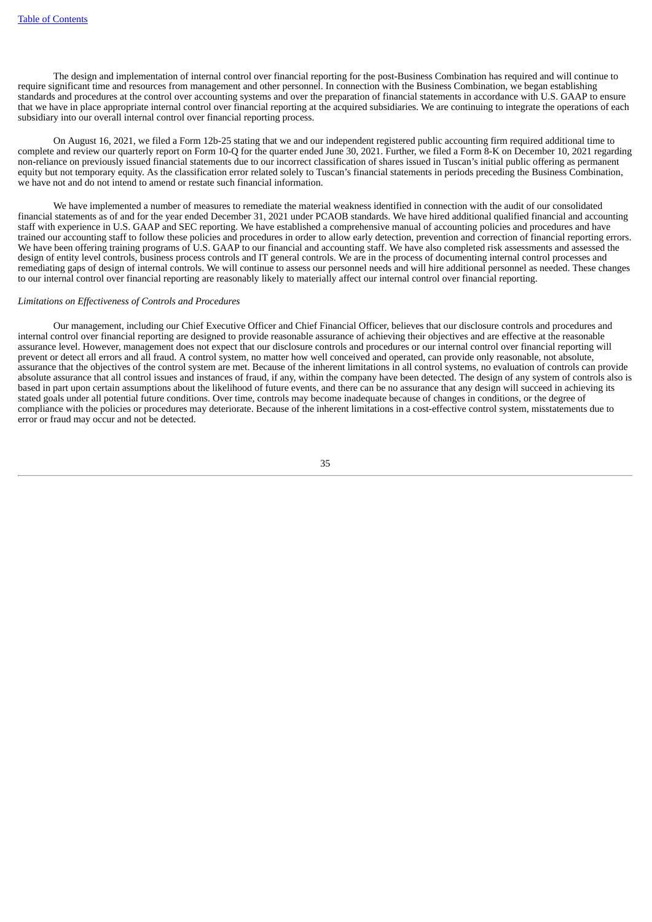The design and implementation of internal control over financial reporting for the post-Business Combination has required and will continue to require significant time and resources from management and other personnel. In connection with the Business Combination, we began establishing standards and procedures at the control over accounting systems and over the preparation of financial statements in accordance with U.S. GAAP to ensure that we have in place appropriate internal control over financial reporting at the acquired subsidiaries. We are continuing to integrate the operations of each subsidiary into our overall internal control over financial reporting process.

On August 16, 2021, we filed a Form 12b-25 stating that we and our independent registered public accounting firm required additional time to complete and review our quarterly report on Form 10-Q for the quarter ended June 30, 2021. Further, we filed a Form 8-K on December 10, 2021 regarding non-reliance on previously issued financial statements due to our incorrect classification of shares issued in Tuscan's initial public offering as permanent equity but not temporary equity. As the classification error related solely to Tuscan's financial statements in periods preceding the Business Combination, we have not and do not intend to amend or restate such financial information.

We have implemented a number of measures to remediate the material weakness identified in connection with the audit of our consolidated financial statements as of and for the year ended December 31, 2021 under PCAOB standards. We have hired additional qualified financial and accounting staff with experience in U.S. GAAP and SEC reporting. We have established a comprehensive manual of accounting policies and procedures and have trained our accounting staff to follow these policies and procedures in order to allow early detection, prevention and correction of financial reporting errors. We have been offering training programs of U.S. GAAP to our financial and accounting staff. We have also completed risk assessments and assessed the design of entity level controls, business process controls and IT general controls. We are in the process of documenting internal control processes and remediating gaps of design of internal controls. We will continue to assess our personnel needs and will hire additional personnel as needed. These changes to our internal control over financial reporting are reasonably likely to materially affect our internal control over financial reporting.

*Limitations on Effectiveness of Controls and Procedures*

Our management, including our Chief Executive Officer and Chief Financial Officer, believes that our disclosure controls and procedures and internal control over financial reporting are designed to provide reasonable assurance of achieving their objectives and are effective at the reasonable assurance level. However, management does not expect that our disclosure controls and procedures or our internal control over financial reporting will prevent or detect all errors and all fraud. A control system, no matter how well conceived and operated, can provide only reasonable, not absolute, assurance that the objectives of the control system are met. Because of the inherent limitations in all control systems, no evaluation of controls can provide absolute assurance that all control issues and instances of fraud, if any, within the company have been detected. The design of any system of controls also is based in part upon certain assumptions about the likelihood of future events, and there can be no assurance that any design will succeed in achieving its stated goals under all potential future conditions. Over time, controls may become inadequate because of changes in conditions, or the degree of compliance with the policies or procedures may deteriorate. Because of the inherent limitations in a cost-effective control system, misstatements due to error or fraud may occur and not be detected.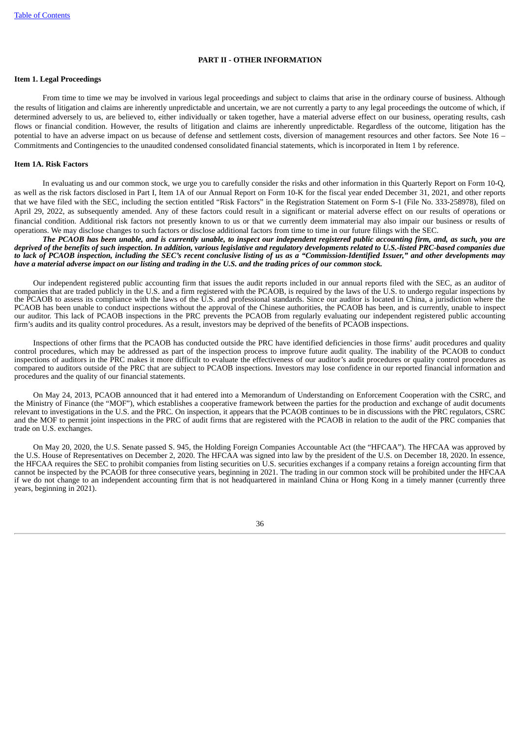## PART II - OTHER INFORMATION

### Item 1. Legal Proceedings

From time to time we may be involved in various legal proceedings and subject to claims that arise in the ordinary course of business. Although the results of litigation and claims are inherently unpredictable and uncertain, we are not currently a party to any legal proceedings the outcome of which, if determined adversely to us, are believed to, either individually or taken together, have a material adverse effect on our business, operating results, cash flows or financial condition. However, the results of litigation and claims are inherently unpredictable. Regardless of the outcome, litigation has the potential to have an adverse impact on us because of defense and settlement costs, diversion of management resources and other factors. See Note 16 – Commitments and Contingencies to the unaudited condensed consolidated financial statements, which is incorporated in Item 1 by reference.

### Item 1A. Risk Factors

In evaluating us and our common stock, we urge you to carefully consider the risks and other information in this Quarterly Report on Form 10-Q, as well as the risk factors disclosed in Part I, Item 1A of our Annual Report on Form 10-K for the fiscal year ended December 31, 2021, and other reports that we have filed with the SEC, including the section entitled "Risk Factors" in the Registration Statement on Form S-1 (File No. 333-258978), filed on April 29, 2022, as subsequently amended. Any of these factors could result in a significant or material adverse effect on our results of operations or financial condition. Additional risk factors not presently known to us or that we currently deem immaterial may also impair our business or results of operations. We may disclose changes to such factors or disclose additional factors from time to time in our future filings with the SEC.

***The PCAOB has been unable, and is currently unable, to inspect our independent registered public accounting firm, and, as such, you are deprived of the benefits of such inspection. In addition, various legislative and regulatory developments related to U.S.-listed PRC-based companies due to lack of PCAOB inspection, including the SEC's recent conclusive listing of us as a "Commission-Identified Issuer," and other developments may have a material adverse impact on our listing and trading in the U.S. and the trading prices of our common stock.***

Our independent registered public accounting firm that issues the audit reports included in our annual reports filed with the SEC, as an auditor of companies that are traded publicly in the U.S. and a firm registered with the PCAOB, is required by the laws of the U.S. to undergo regular inspections by the PCAOB to assess its compliance with the laws of the U.S. and professional standards. Since our auditor is located in China, a jurisdiction where the PCAOB has been unable to conduct inspections without the approval of the Chinese authorities, the PCAOB has been, and is currently, unable to inspect our auditor. This lack of PCAOB inspections in the PRC prevents the PCAOB from regularly evaluating our independent registered public accounting firm's audits and its quality control procedures. As a result, investors may be deprived of the benefits of PCAOB inspections.

Inspections of other firms that the PCAOB has conducted outside the PRC have identified deficiencies in those firms' audit procedures and quality control procedures, which may be addressed as part of the inspection process to improve future audit quality. The inability of the PCAOB to conduct inspections of auditors in the PRC makes it more difficult to evaluate the effectiveness of our auditor's audit procedures or quality control procedures as compared to auditors outside of the PRC that are subject to PCAOB inspections. Investors may lose confidence in our reported financial information and procedures and the quality of our financial statements.

On May 24, 2013, PCAOB announced that it had entered into a Memorandum of Understanding on Enforcement Cooperation with the CSRC, and the Ministry of Finance (the "MOF"), which establishes a cooperative framework between the parties for the production and exchange of audit documents relevant to investigations in the U.S. and the PRC. On inspection, it appears that the PCAOB continues to be in discussions with the PRC regulators, CSRC and the MOF to permit joint inspections in the PRC of audit firms that are registered with the PCAOB in relation to the audit of the PRC companies that trade on U.S. exchanges.

On May 20, 2020, the U.S. Senate passed S. 945, the Holding Foreign Companies Accountable Act (the "HFCAA"). The HFCAA was approved by the U.S. House of Representatives on December 2, 2020. The HFCAA was signed into law by the president of the U.S. on December 18, 2020. In essence, the HFCAA requires the SEC to prohibit companies from listing securities on U.S. securities exchanges if a company retains a foreign accounting firm that cannot be inspected by the PCAOB for three consecutive years, beginning in 2021. The trading in our common stock will be prohibited under the HFCAA if we do not change to an independent accounting firm that is not headquartered in mainland China or Hong Kong in a timely manner (currently three years, beginning in 2021).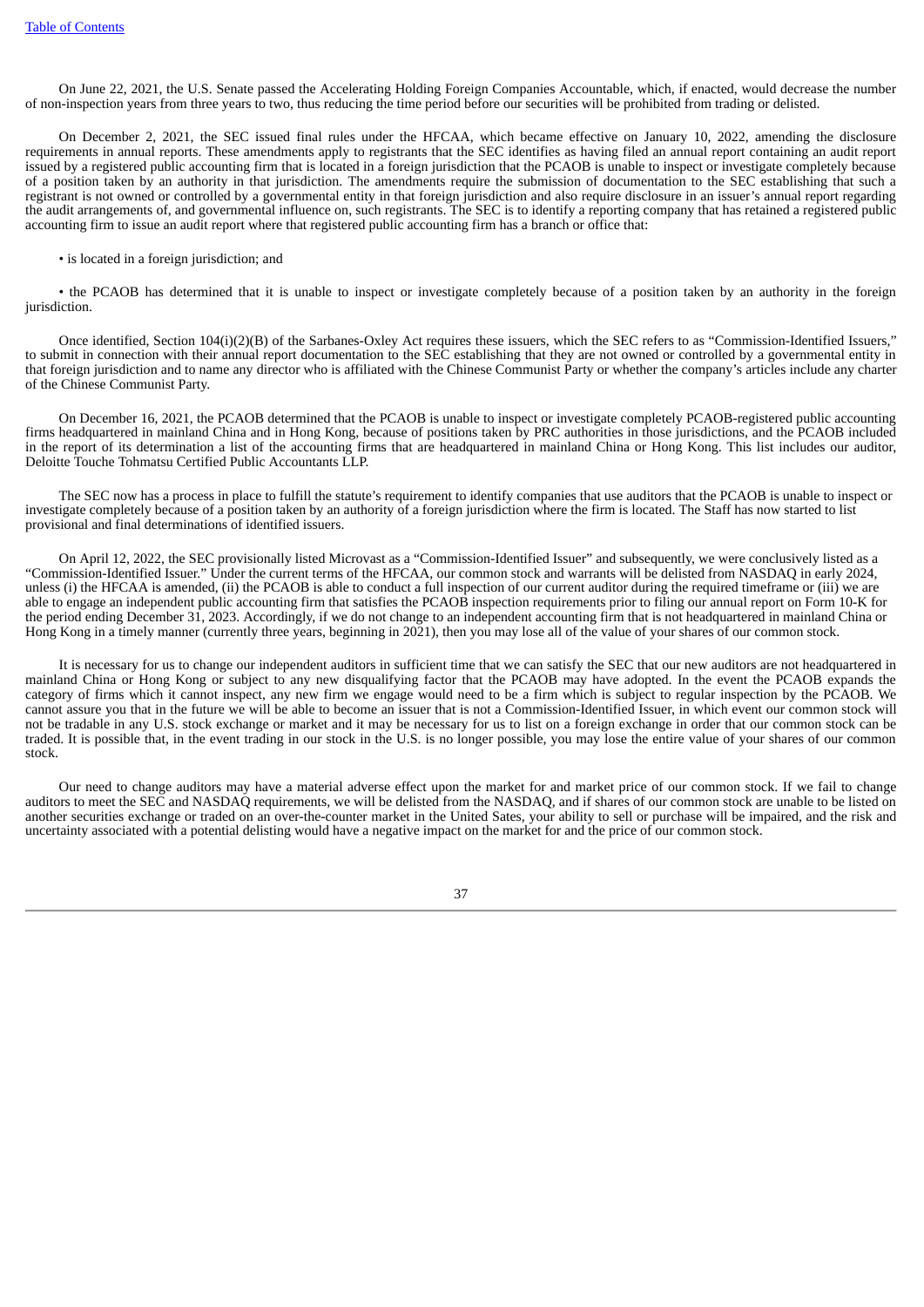On June 22, 2021, the U.S. Senate passed the Accelerating Holding Foreign Companies Accountable, which, if enacted, would decrease the number of non-inspection years from three years to two, thus reducing the time period before our securities will be prohibited from trading or delisted.

On December 2, 2021, the SEC issued final rules under the HFCAA, which became effective on January 10, 2022, amending the disclosure requirements in annual reports. These amendments apply to registrants that the SEC identifies as having filed an annual report containing an audit report issued by a registered public accounting firm that is located in a foreign jurisdiction that the PCAOB is unable to inspect or investigate completely because of a position taken by an authority in that jurisdiction. The amendments require the submission of documentation to the SEC establishing that such a registrant is not owned or controlled by a governmental entity in that foreign jurisdiction and also require disclosure in an issuer's annual report regarding the audit arrangements of, and governmental influence on, such registrants. The SEC is to identify a reporting company that has retained a registered public accounting firm to issue an audit report where that registered public accounting firm has a branch or office that:

- is located in a foreign jurisdiction; and
- the PCAOB has determined that it is unable to inspect or investigate completely because of a position taken by an authority in the foreign jurisdiction.

Once identified, Section 104(i)(2)(B) of the Sarbanes-Oxley Act requires these issuers, which the SEC refers to as "Commission-Identified Issuers," to submit in connection with their annual report documentation to the SEC establishing that they are not owned or controlled by a governmental entity in that foreign jurisdiction and to name any director who is affiliated with the Chinese Communist Party or whether the company's articles include any charter of the Chinese Communist Party.

On December 16, 2021, the PCAOB determined that the PCAOB is unable to inspect or investigate completely PCAOB-registered public accounting firms headquartered in mainland China and in Hong Kong, because of positions taken by PRC authorities in those jurisdictions, and the PCAOB included in the report of its determination a list of the accounting firms that are headquartered in mainland China or Hong Kong. This list includes our auditor, Deloitte Touche Tohmatsu Certified Public Accountants LLP.

The SEC now has a process in place to fulfill the statute's requirement to identify companies that use auditors that the PCAOB is unable to inspect or investigate completely because of a position taken by an authority of a foreign jurisdiction where the firm is located. The Staff has now started to list provisional and final determinations of identified issuers.

On April 12, 2022, the SEC provisionally listed Microvast as a "Commission-Identified Issuer" and subsequently, we were conclusively listed as a "Commission-Identified Issuer." Under the current terms of the HFCAA, our common stock and warrants will be delisted from NASDAQ in early 2024, unless (i) the HFCAA is amended, (ii) the PCAOB is able to conduct a full inspection of our current auditor during the required timeframe or (iii) we are able to engage an independent public accounting firm that satisfies the PCAOB inspection requirements prior to filing our annual report on Form 10-K for the period ending December 31, 2023. Accordingly, if we do not change to an independent accounting firm that is not headquartered in mainland China or Hong Kong in a timely manner (currently three years, beginning in 2021), then you may lose all of the value of your shares of our common stock.

It is necessary for us to change our independent auditors in sufficient time that we can satisfy the SEC that our new auditors are not headquartered in mainland China or Hong Kong or subject to any new disqualifying factor that the PCAOB may have adopted. In the event the PCAOB expands the category of firms which it cannot inspect, any new firm we engage would need to be a firm which is subject to regular inspection by the PCAOB. We cannot assure you that in the future we will be able to become an issuer that is not a Commission-Identified Issuer, in which event our common stock will not be tradable in any U.S. stock exchange or market and it may be necessary for us to list on a foreign exchange in order that our common stock can be traded. It is possible that, in the event trading in our stock in the U.S. is no longer possible, you may lose the entire value of your shares of our common stock.

Our need to change auditors may have a material adverse effect upon the market for and market price of our common stock. If we fail to change auditors to meet the SEC and NASDAQ requirements, we will be delisted from the NASDAQ, and if shares of our common stock are unable to be listed on another securities exchange or traded on an over-the-counter market in the United Sates, your ability to sell or purchase will be impaired, and the risk and uncertainty associated with a potential delisting would have a negative impact on the market for and the price of our common stock.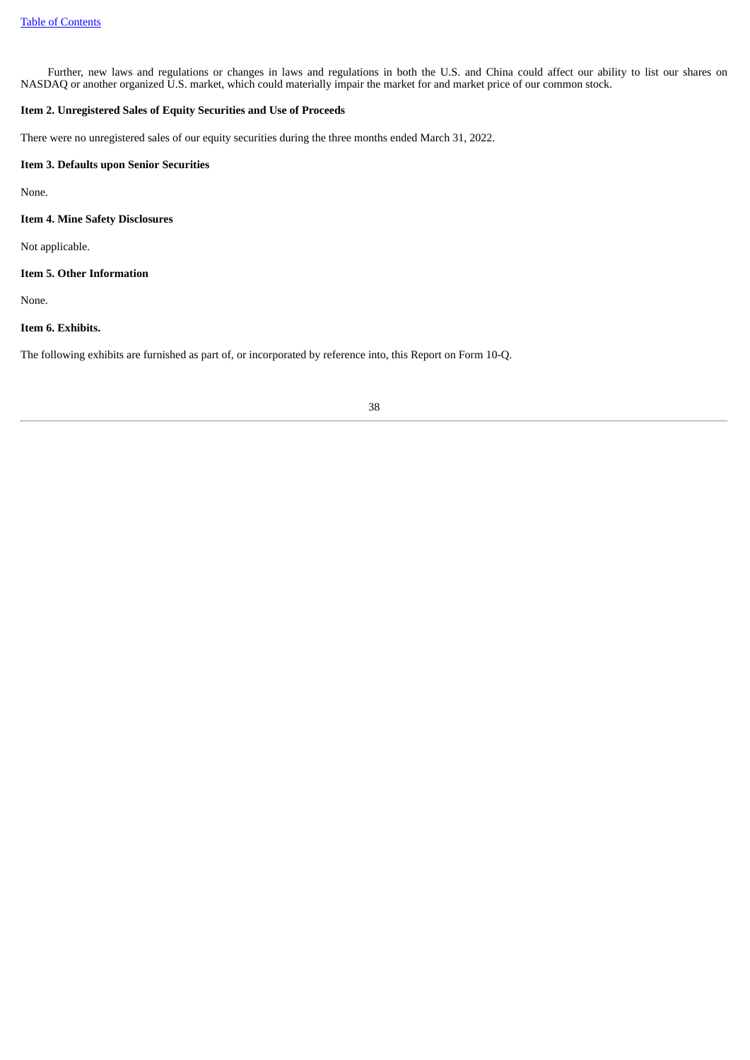Further, new laws and regulations or changes in laws and regulations in both the U.S. and China could affect our ability to list our shares on NASDAQ or another organized U.S. market, which could materially impair the market for and market price of our common stock.

**Item 2. Unregistered Sales of Equity Securities and Use of Proceeds**

There were no unregistered sales of our equity securities during the three months ended March 31, 2022.

**Item 3. Defaults upon Senior Securities**

None.

**Item 4. Mine Safety Disclosures**

Not applicable.

**Item 5. Other Information**

None.

**Item 6. Exhibits.**

The following exhibits are furnished as part of, or incorporated by reference into, this Report on Form 10-Q.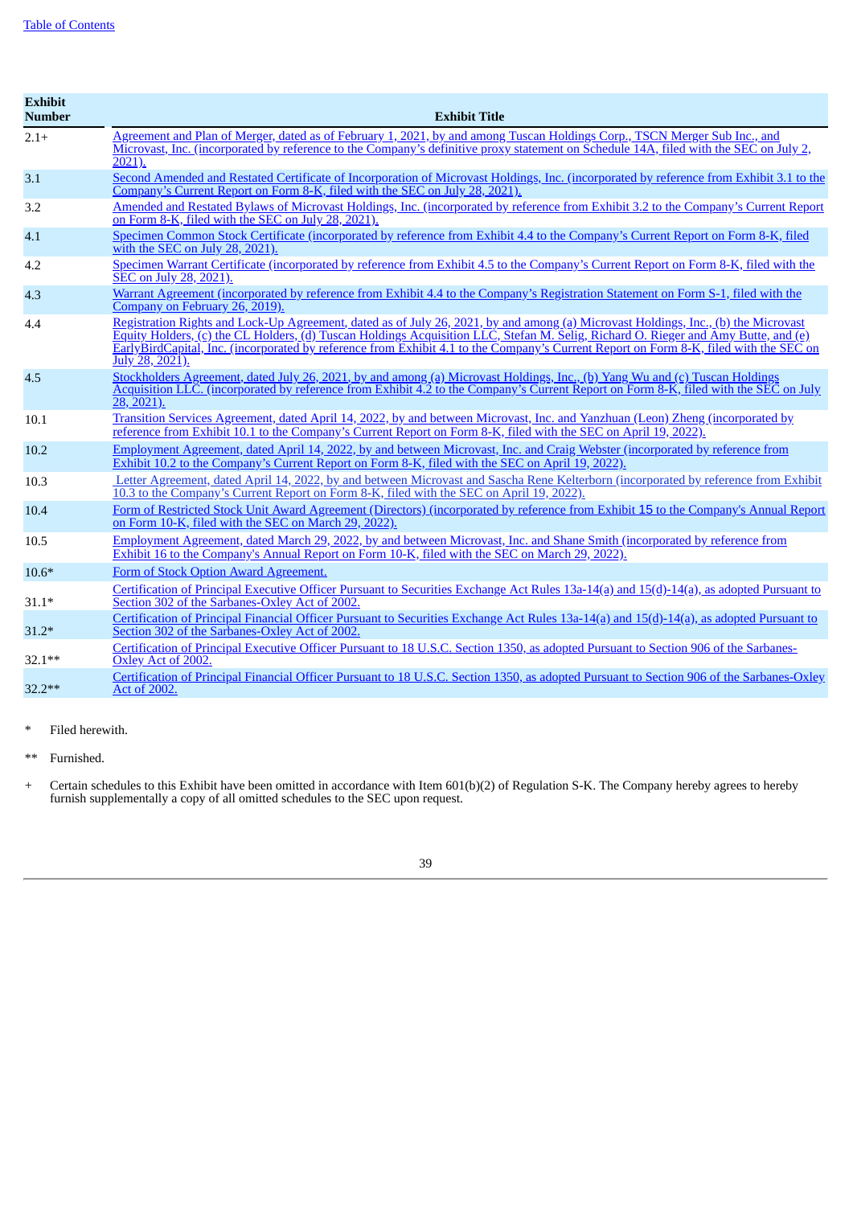[Table of Contents]

| Exhibit Number | Exhibit Title |
|---|---|
| 2.1+ | Agreement and Plan of Merger, dated as of February 1, 2021, by and among Tuscan Holdings Corp., TSCN Merger Sub Inc., and Microvast, Inc. (incorporated by reference to the Company's definitive proxy statement on Schedule 14A, filed with the SEC on July 2, 2021). |
| 3.1 | Second Amended and Restated Certificate of Incorporation of Microvast Holdings, Inc. (incorporated by reference from Exhibit 3.1 to the Company's Current Report on Form 8-K, filed with the SEC on July 28, 2021). |
| 3.2 | Amended and Restated Bylaws of Microvast Holdings, Inc. (incorporated by reference from Exhibit 3.2 to the Company's Current Report on Form 8-K, filed with the SEC on July 28, 2021). |
| 4.1 | Specimen Common Stock Certificate (incorporated by reference from Exhibit 4.4 to the Company's Current Report on Form 8-K, filed with the SEC on July 28, 2021). |
| 4.2 | Specimen Warrant Certificate (incorporated by reference from Exhibit 4.5 to the Company's Current Report on Form 8-K, filed with the SEC on July 28, 2021). |
| 4.3 | Warrant Agreement (incorporated by reference from Exhibit 4.4 to the Company's Registration Statement on Form S-1, filed with the Company on February 26, 2019). |
| 4.4 | Registration Rights and Lock-Up Agreement, dated as of July 26, 2021, by and among (a) Microvast Holdings, Inc., (b) the Microvast Equity Holders, (c) the CL Holders, (d) Tuscan Holdings Acquisition LLC, Stefan M. Selig, Richard O. Rieger and Amy Butte, and (e) EarlyBirdCapital, Inc. (incorporated by reference from Exhibit 4.1 to the Company's Current Report on Form 8-K, filed with the SEC on July 28, 2021). |
| 4.5 | Stockholders Agreement, dated July 26, 2021, by and among (a) Microvast Holdings, Inc., (b) Yang Wu and (c) Tuscan Holdings Acquisition LLC. (incorporated by reference from Exhibit 4.2 to the Company's Current Report on Form 8-K, filed with the SEC on July 28, 2021). |
| 10.1 | Transition Services Agreement, dated April 14, 2022, by and between Microvast, Inc. and Yanzhuan (Leon) Zheng (incorporated by reference from Exhibit 10.1 to the Company's Current Report on Form 8-K, filed with the SEC on April 19, 2022). |
| 10.2 | Employment Agreement, dated April 14, 2022, by and between Microvast, Inc. and Craig Webster (incorporated by reference from Exhibit 10.2 to the Company's Current Report on Form 8-K, filed with the SEC on April 19, 2022). |
| 10.3 | Letter Agreement, dated April 14, 2022, by and between Microvast and Sascha Rene Kelterborn (incorporated by reference from Exhibit 10.3 to the Company's Current Report on Form 8-K, filed with the SEC on April 19, 2022). |
| 10.4 | Form of Restricted Stock Unit Award Agreement (Directors) (incorporated by reference from Exhibit 15 to the Company's Annual Report on Form 10-K, filed with the SEC on March 29, 2022). |
| 10.5 | Employment Agreement, dated March 29, 2022, by and between Microvast, Inc. and Shane Smith (incorporated by reference from Exhibit 16 to the Company's Annual Report on Form 10-K, filed with the SEC on March 29, 2022). |
| 10.6* | Form of Stock Option Award Agreement. |
| 31.1* | Certification of Principal Executive Officer Pursuant to Securities Exchange Act Rules 13a-14(a) and 15(d)-14(a), as adopted Pursuant to Section 302 of the Sarbanes-Oxley Act of 2002. |
| 31.2* | Certification of Principal Financial Officer Pursuant to Securities Exchange Act Rules 13a-14(a) and 15(d)-14(a), as adopted Pursuant to Section 302 of the Sarbanes-Oxley Act of 2002. |
| 32.1** | Certification of Principal Executive Officer Pursuant to 18 U.S.C. Section 1350, as adopted Pursuant to Section 906 of the Sarbanes-Oxley Act of 2002. |
| 32.2** | Certification of Principal Financial Officer Pursuant to 18 U.S.C. Section 1350, as adopted Pursuant to Section 906 of the Sarbanes-Oxley Act of 2002. |

\* Filed herewith.

\** Furnished.

\+ Certain schedules to this Exhibit have been omitted in accordance with Item 601(b)(2) of Regulation S-K. The Company hereby agrees to hereby furnish supplementally a copy of all omitted schedules to the SEC upon request.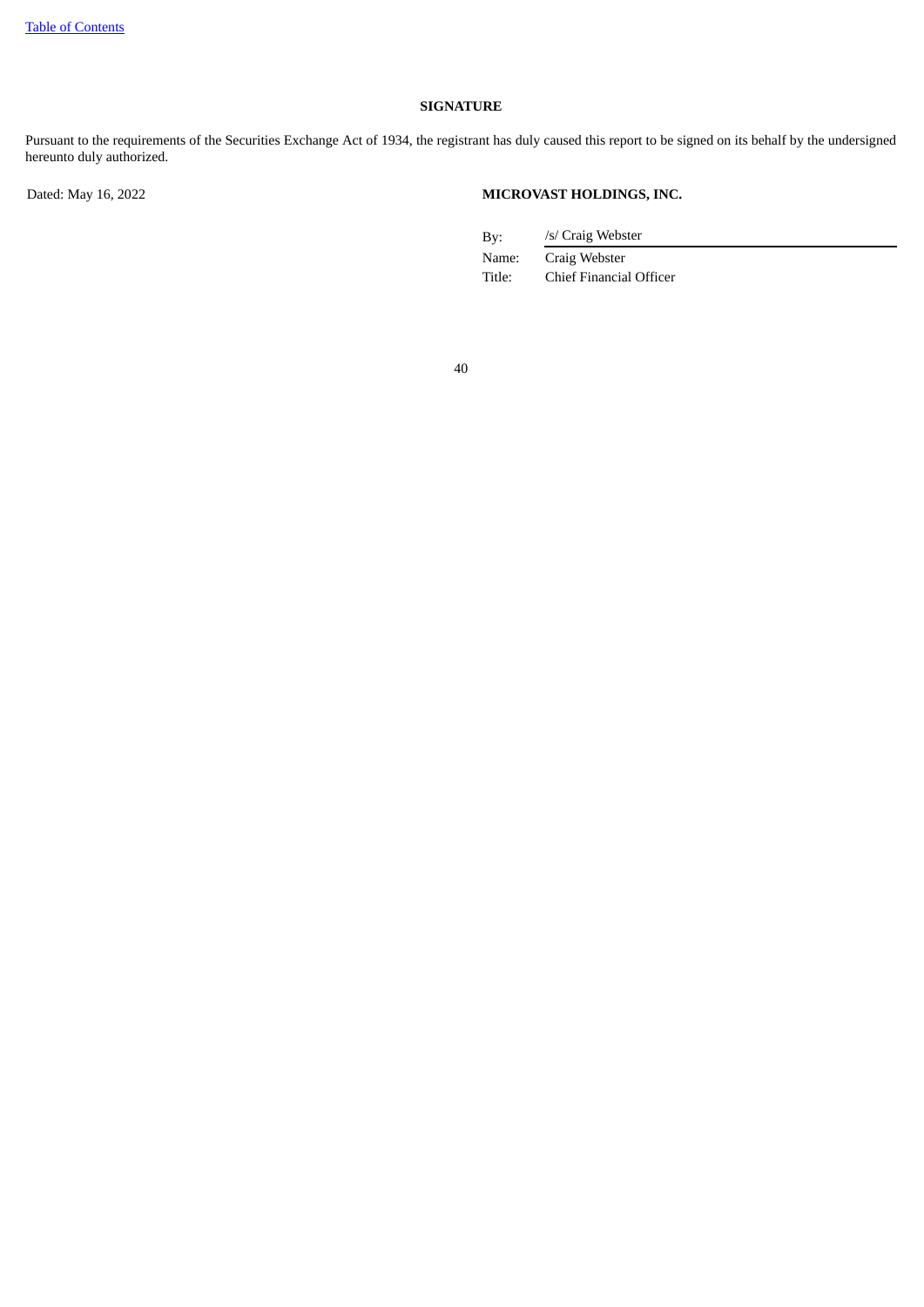## SIGNATURE

Pursuant to the requirements of the Securities Exchange Act of 1934, the registrant has duly caused this report to be signed on its behalf by the undersigned hereunto duly authorized.

Dated: May 16, 2022

**MICROVAST HOLDINGS, INC.**

| | |
|---|---|
| By: | /s/ Craig Webster |
| Name: | Craig Webster |
| Title: | Chief Financial Officer |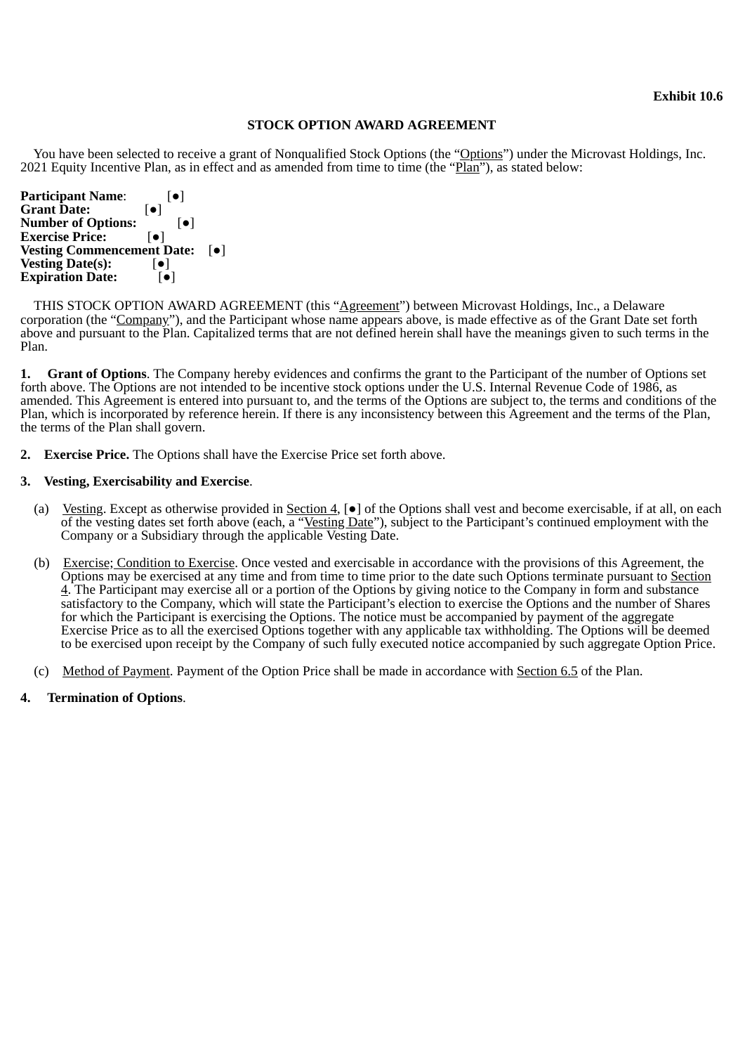Exhibit 10.6

# STOCK OPTION AWARD AGREEMENT

You have been selected to receive a grant of Nonqualified Stock Options (the "Options") under the Microvast Holdings, Inc. 2021 Equity Incentive Plan, as in effect and as amended from time to time (the "Plan"), as stated below:

**Participant Name**: [●]
**Grant Date:** [●]
**Number of Options:** [●]
**Exercise Price:** [●]
**Vesting Commencement Date:** [●]
**Vesting Date(s):** [●]
**Expiration Date:** [●]

THIS STOCK OPTION AWARD AGREEMENT (this "Agreement") between Microvast Holdings, Inc., a Delaware corporation (the "Company"), and the Participant whose name appears above, is made effective as of the Grant Date set forth above and pursuant to the Plan. Capitalized terms that are not defined herein shall have the meanings given to such terms in the Plan.

**1. Grant of Options**. The Company hereby evidences and confirms the grant to the Participant of the number of Options set forth above. The Options are not intended to be incentive stock options under the U.S. Internal Revenue Code of 1986, as amended. This Agreement is entered into pursuant to, and the terms of the Options are subject to, the terms and conditions of the Plan, which is incorporated by reference herein. If there is any inconsistency between this Agreement and the terms of the Plan, the terms of the Plan shall govern.

**2. Exercise Price.** The Options shall have the Exercise Price set forth above.

**3. Vesting, Exercisability and Exercise**.

(a) Vesting. Except as otherwise provided in Section 4, [●] of the Options shall vest and become exercisable, if at all, on each of the vesting dates set forth above (each, a "Vesting Date"), subject to the Participant's continued employment with the Company or a Subsidiary through the applicable Vesting Date.

(b) Exercise; Condition to Exercise. Once vested and exercisable in accordance with the provisions of this Agreement, the Options may be exercised at any time and from time to time prior to the date such Options terminate pursuant to Section 4. The Participant may exercise all or a portion of the Options by giving notice to the Company in form and substance satisfactory to the Company, which will state the Participant's election to exercise the Options and the number of Shares for which the Participant is exercising the Options. The notice must be accompanied by payment of the aggregate Exercise Price as to all the exercised Options together with any applicable tax withholding. The Options will be deemed to be exercised upon receipt by the Company of such fully executed notice accompanied by such aggregate Option Price.

(c) Method of Payment. Payment of the Option Price shall be made in accordance with Section 6.5 of the Plan.

**4. Termination of Options**.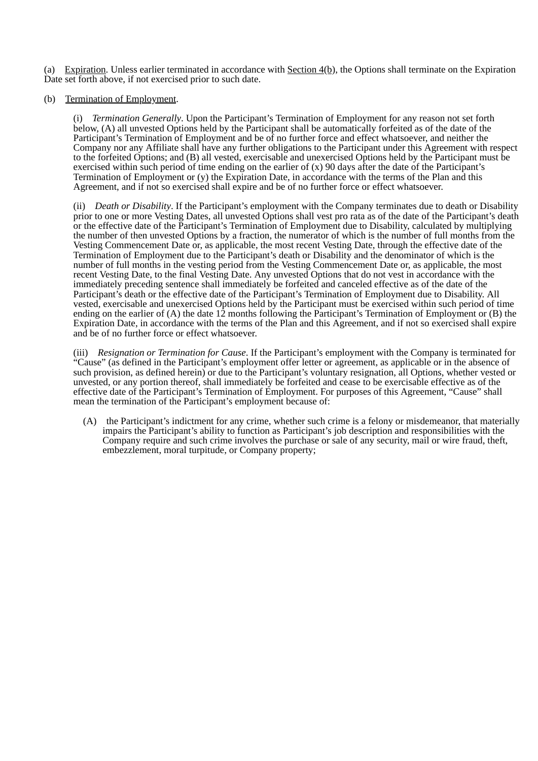(a) <u>Expiration</u>. Unless earlier terminated in accordance with <u>Section 4(b)</u>, the Options shall terminate on the Expiration Date set forth above, if not exercised prior to such date.

(b) <u>Termination of Employment</u>.

(i) *Termination Generally*. Upon the Participant's Termination of Employment for any reason not set forth below, (A) all unvested Options held by the Participant shall be automatically forfeited as of the date of the Participant's Termination of Employment and be of no further force and effect whatsoever, and neither the Company nor any Affiliate shall have any further obligations to the Participant under this Agreement with respect to the forfeited Options; and (B) all vested, exercisable and unexercised Options held by the Participant must be exercised within such period of time ending on the earlier of (x) 90 days after the date of the Participant's Termination of Employment or (y) the Expiration Date, in accordance with the terms of the Plan and this Agreement, and if not so exercised shall expire and be of no further force or effect whatsoever.

(ii) *Death or Disability*. If the Participant's employment with the Company terminates due to death or Disability prior to one or more Vesting Dates, all unvested Options shall vest pro rata as of the date of the Participant's death or the effective date of the Participant's Termination of Employment due to Disability, calculated by multiplying the number of then unvested Options by a fraction, the numerator of which is the number of full months from the Vesting Commencement Date or, as applicable, the most recent Vesting Date, through the effective date of the Termination of Employment due to the Participant's death or Disability and the denominator of which is the number of full months in the vesting period from the Vesting Commencement Date or, as applicable, the most recent Vesting Date, to the final Vesting Date. Any unvested Options that do not vest in accordance with the immediately preceding sentence shall immediately be forfeited and canceled effective as of the date of the Participant's death or the effective date of the Participant's Termination of Employment due to Disability. All vested, exercisable and unexercised Options held by the Participant must be exercised within such period of time ending on the earlier of (A) the date 12 months following the Participant's Termination of Employment or (B) the Expiration Date, in accordance with the terms of the Plan and this Agreement, and if not so exercised shall expire and be of no further force or effect whatsoever.

(iii) *Resignation or Termination for Cause*. If the Participant's employment with the Company is terminated for "Cause" (as defined in the Participant's employment offer letter or agreement, as applicable or in the absence of such provision, as defined herein) or due to the Participant's voluntary resignation, all Options, whether vested or unvested, or any portion thereof, shall immediately be forfeited and cease to be exercisable effective as of the effective date of the Participant's Termination of Employment. For purposes of this Agreement, "Cause" shall mean the termination of the Participant's employment because of:

(A) the Participant's indictment for any crime, whether such crime is a felony or misdemeanor, that materially impairs the Participant's ability to function as Participant's job description and responsibilities with the Company require and such crime involves the purchase or sale of any security, mail or wire fraud, theft, embezzlement, moral turpitude, or Company property;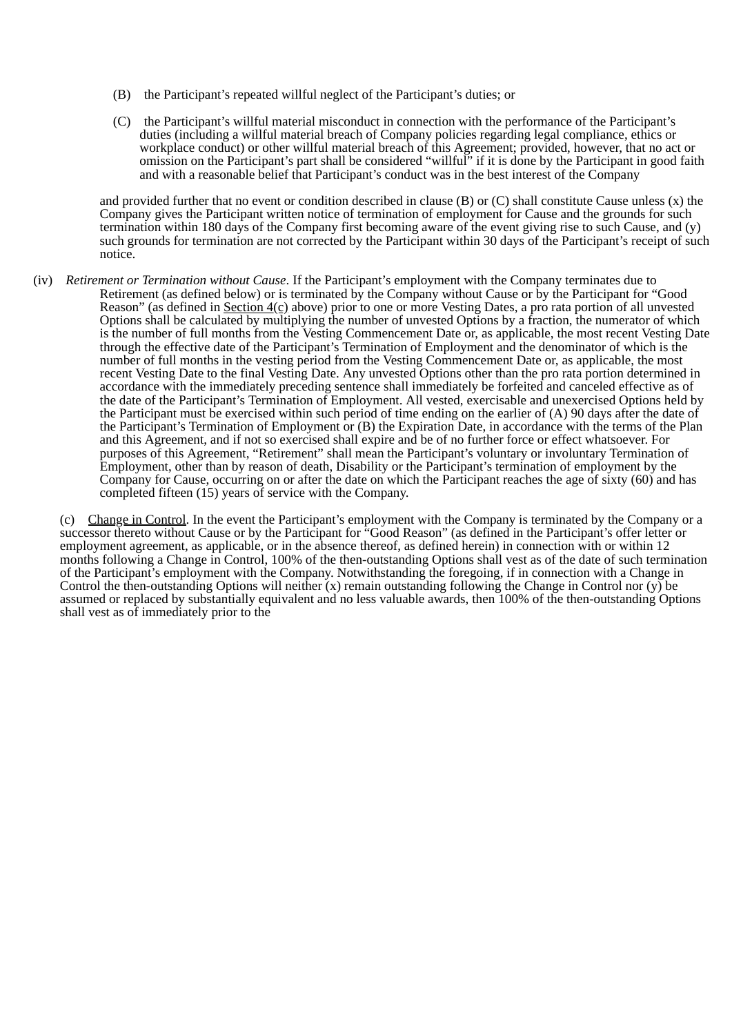(B) the Participant's repeated willful neglect of the Participant's duties; or

(C) the Participant's willful material misconduct in connection with the performance of the Participant's duties (including a willful material breach of Company policies regarding legal compliance, ethics or workplace conduct) or other willful material breach of this Agreement; provided, however, that no act or omission on the Participant's part shall be considered "willful" if it is done by the Participant in good faith and with a reasonable belief that Participant's conduct was in the best interest of the Company

and provided further that no event or condition described in clause (B) or (C) shall constitute Cause unless (x) the Company gives the Participant written notice of termination of employment for Cause and the grounds for such termination within 180 days of the Company first becoming aware of the event giving rise to such Cause, and (y) such grounds for termination are not corrected by the Participant within 30 days of the Participant's receipt of such notice.

(iv) *Retirement or Termination without Cause*. If the Participant's employment with the Company terminates due to Retirement (as defined below) or is terminated by the Company without Cause or by the Participant for "Good Reason" (as defined in Section 4(c) above) prior to one or more Vesting Dates, a pro rata portion of all unvested Options shall be calculated by multiplying the number of unvested Options by a fraction, the numerator of which is the number of full months from the Vesting Commencement Date or, as applicable, the most recent Vesting Date through the effective date of the Participant's Termination of Employment and the denominator of which is the number of full months in the vesting period from the Vesting Commencement Date or, as applicable, the most recent Vesting Date to the final Vesting Date. Any unvested Options other than the pro rata portion determined in accordance with the immediately preceding sentence shall immediately be forfeited and canceled effective as of the date of the Participant's Termination of Employment. All vested, exercisable and unexercised Options held by the Participant must be exercised within such period of time ending on the earlier of (A) 90 days after the date of the Participant's Termination of Employment or (B) the Expiration Date, in accordance with the terms of the Plan and this Agreement, and if not so exercised shall expire and be of no further force or effect whatsoever. For purposes of this Agreement, "Retirement" shall mean the Participant's voluntary or involuntary Termination of Employment, other than by reason of death, Disability or the Participant's termination of employment by the Company for Cause, occurring on or after the date on which the Participant reaches the age of sixty (60) and has completed fifteen (15) years of service with the Company.

(c) Change in Control. In the event the Participant's employment with the Company is terminated by the Company or a successor thereto without Cause or by the Participant for "Good Reason" (as defined in the Participant's offer letter or employment agreement, as applicable, or in the absence thereof, as defined herein) in connection with or within 12 months following a Change in Control, 100% of the then-outstanding Options shall vest as of the date of such termination of the Participant's employment with the Company. Notwithstanding the foregoing, if in connection with a Change in Control the then-outstanding Options will neither (x) remain outstanding following the Change in Control nor (y) be assumed or replaced by substantially equivalent and no less valuable awards, then 100% of the then-outstanding Options shall vest as of immediately prior to the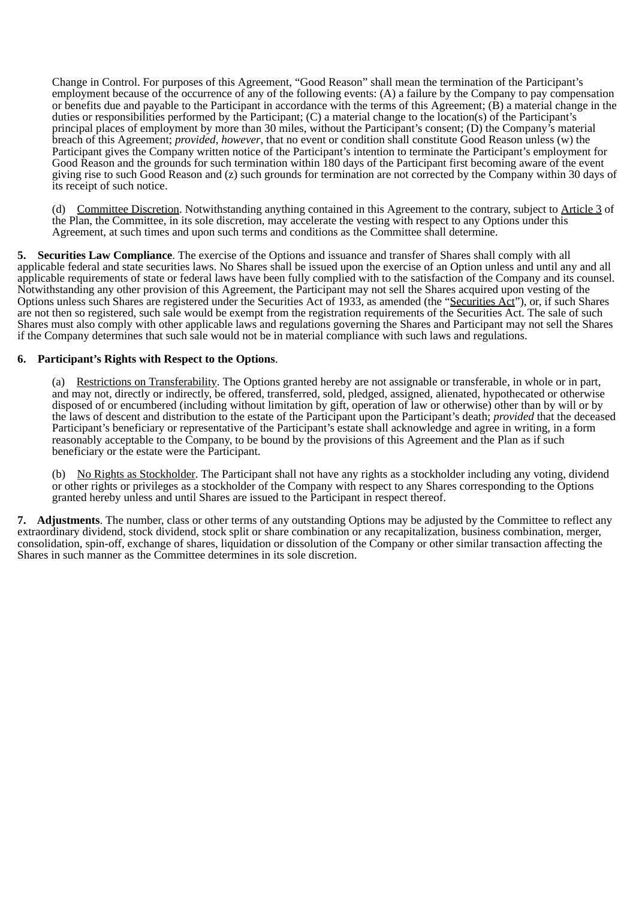Change in Control. For purposes of this Agreement, "Good Reason" shall mean the termination of the Participant's employment because of the occurrence of any of the following events: (A) a failure by the Company to pay compensation or benefits due and payable to the Participant in accordance with the terms of this Agreement; (B) a material change in the duties or responsibilities performed by the Participant; (C) a material change to the location(s) of the Participant's principal places of employment by more than 30 miles, without the Participant's consent; (D) the Company's material breach of this Agreement; *provided*, *however*, that no event or condition shall constitute Good Reason unless (w) the Participant gives the Company written notice of the Participant's intention to terminate the Participant's employment for Good Reason and the grounds for such termination within 180 days of the Participant first becoming aware of the event giving rise to such Good Reason and (z) such grounds for termination are not corrected by the Company within 30 days of its receipt of such notice.

(d) Committee Discretion. Notwithstanding anything contained in this Agreement to the contrary, subject to Article 3 of the Plan, the Committee, in its sole discretion, may accelerate the vesting with respect to any Options under this Agreement, at such times and upon such terms and conditions as the Committee shall determine.

**5. Securities Law Compliance**. The exercise of the Options and issuance and transfer of Shares shall comply with all applicable federal and state securities laws. No Shares shall be issued upon the exercise of an Option unless and until any and all applicable requirements of state or federal laws have been fully complied with to the satisfaction of the Company and its counsel. Notwithstanding any other provision of this Agreement, the Participant may not sell the Shares acquired upon vesting of the Options unless such Shares are registered under the Securities Act of 1933, as amended (the "Securities Act"), or, if such Shares are not then so registered, such sale would be exempt from the registration requirements of the Securities Act. The sale of such Shares must also comply with other applicable laws and regulations governing the Shares and Participant may not sell the Shares if the Company determines that such sale would not be in material compliance with such laws and regulations.

**6. Participant's Rights with Respect to the Options**.

(a) Restrictions on Transferability. The Options granted hereby are not assignable or transferable, in whole or in part, and may not, directly or indirectly, be offered, transferred, sold, pledged, assigned, alienated, hypothecated or otherwise disposed of or encumbered (including without limitation by gift, operation of law or otherwise) other than by will or by the laws of descent and distribution to the estate of the Participant upon the Participant's death; *provided* that the deceased Participant's beneficiary or representative of the Participant's estate shall acknowledge and agree in writing, in a form reasonably acceptable to the Company, to be bound by the provisions of this Agreement and the Plan as if such beneficiary or the estate were the Participant.

(b) No Rights as Stockholder. The Participant shall not have any rights as a stockholder including any voting, dividend or other rights or privileges as a stockholder of the Company with respect to any Shares corresponding to the Options granted hereby unless and until Shares are issued to the Participant in respect thereof.

**7. Adjustments**. The number, class or other terms of any outstanding Options may be adjusted by the Committee to reflect any extraordinary dividend, stock dividend, stock split or share combination or any recapitalization, business combination, merger, consolidation, spin-off, exchange of shares, liquidation or dissolution of the Company or other similar transaction affecting the Shares in such manner as the Committee determines in its sole discretion.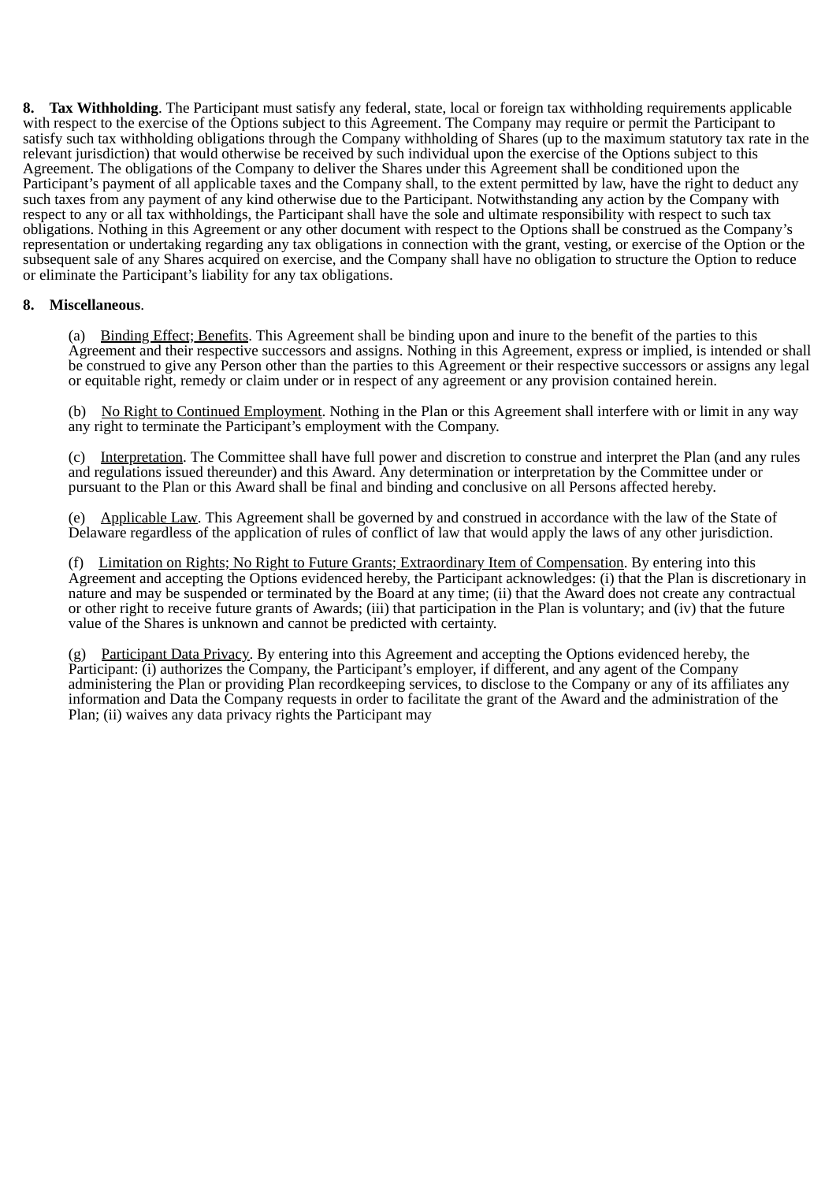**8. Tax Withholding**. The Participant must satisfy any federal, state, local or foreign tax withholding requirements applicable with respect to the exercise of the Options subject to this Agreement. The Company may require or permit the Participant to satisfy such tax withholding obligations through the Company withholding of Shares (up to the maximum statutory tax rate in the relevant jurisdiction) that would otherwise be received by such individual upon the exercise of the Options subject to this Agreement. The obligations of the Company to deliver the Shares under this Agreement shall be conditioned upon the Participant's payment of all applicable taxes and the Company shall, to the extent permitted by law, have the right to deduct any such taxes from any payment of any kind otherwise due to the Participant. Notwithstanding any action by the Company with respect to any or all tax withholdings, the Participant shall have the sole and ultimate responsibility with respect to such tax obligations. Nothing in this Agreement or any other document with respect to the Options shall be construed as the Company's representation or undertaking regarding any tax obligations in connection with the grant, vesting, or exercise of the Option or the subsequent sale of any Shares acquired on exercise, and the Company shall have no obligation to structure the Option to reduce or eliminate the Participant's liability for any tax obligations.

**8. Miscellaneous**.

(a) Binding Effect; Benefits. This Agreement shall be binding upon and inure to the benefit of the parties to this Agreement and their respective successors and assigns. Nothing in this Agreement, express or implied, is intended or shall be construed to give any Person other than the parties to this Agreement or their respective successors or assigns any legal or equitable right, remedy or claim under or in respect of any agreement or any provision contained herein.

(b) No Right to Continued Employment. Nothing in the Plan or this Agreement shall interfere with or limit in any way any right to terminate the Participant's employment with the Company.

(c) Interpretation. The Committee shall have full power and discretion to construe and interpret the Plan (and any rules and regulations issued thereunder) and this Award. Any determination or interpretation by the Committee under or pursuant to the Plan or this Award shall be final and binding and conclusive on all Persons affected hereby.

(e) Applicable Law. This Agreement shall be governed by and construed in accordance with the law of the State of Delaware regardless of the application of rules of conflict of law that would apply the laws of any other jurisdiction.

(f) Limitation on Rights; No Right to Future Grants; Extraordinary Item of Compensation. By entering into this Agreement and accepting the Options evidenced hereby, the Participant acknowledges: (i) that the Plan is discretionary in nature and may be suspended or terminated by the Board at any time; (ii) that the Award does not create any contractual or other right to receive future grants of Awards; (iii) that participation in the Plan is voluntary; and (iv) that the future value of the Shares is unknown and cannot be predicted with certainty.

(g) Participant Data Privacy. By entering into this Agreement and accepting the Options evidenced hereby, the Participant: (i) authorizes the Company, the Participant's employer, if different, and any agent of the Company administering the Plan or providing Plan recordkeeping services, to disclose to the Company or any of its affiliates any information and Data the Company requests in order to facilitate the grant of the Award and the administration of the Plan; (ii) waives any data privacy rights the Participant may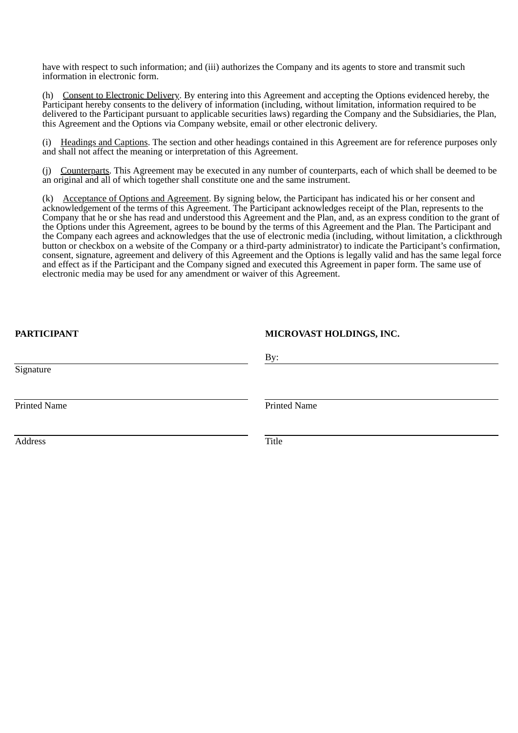have with respect to such information; and (iii) authorizes the Company and its agents to store and transmit such information in electronic form.

(h) Consent to Electronic Delivery. By entering into this Agreement and accepting the Options evidenced hereby, the Participant hereby consents to the delivery of information (including, without limitation, information required to be delivered to the Participant pursuant to applicable securities laws) regarding the Company and the Subsidiaries, the Plan, this Agreement and the Options via Company website, email or other electronic delivery.

(i) Headings and Captions. The section and other headings contained in this Agreement are for reference purposes only and shall not affect the meaning or interpretation of this Agreement.

(j) Counterparts. This Agreement may be executed in any number of counterparts, each of which shall be deemed to be an original and all of which together shall constitute one and the same instrument.

(k) Acceptance of Options and Agreement. By signing below, the Participant has indicated his or her consent and acknowledgement of the terms of this Agreement. The Participant acknowledges receipt of the Plan, represents to the Company that he or she has read and understood this Agreement and the Plan, and, as an express condition to the grant of the Options under this Agreement, agrees to be bound by the terms of this Agreement and the Plan. The Participant and the Company each agrees and acknowledges that the use of electronic media (including, without limitation, a clickthrough button or checkbox on a website of the Company or a third-party administrator) to indicate the Participant's confirmation, consent, signature, agreement and delivery of this Agreement and the Options is legally valid and has the same legal force and effect as if the Participant and the Company signed and executed this Agreement in paper form. The same use of electronic media may be used for any amendment or waiver of this Agreement.

| **PARTICIPANT** | **MICROVAST HOLDINGS, INC.** |
| --- | --- |
| ______________________________ | By: ______________________________ |
| Signature | |
| ______________________________ | ______________________________ |
| Printed Name | Printed Name |
| ______________________________ | ______________________________ |
| Address | Title |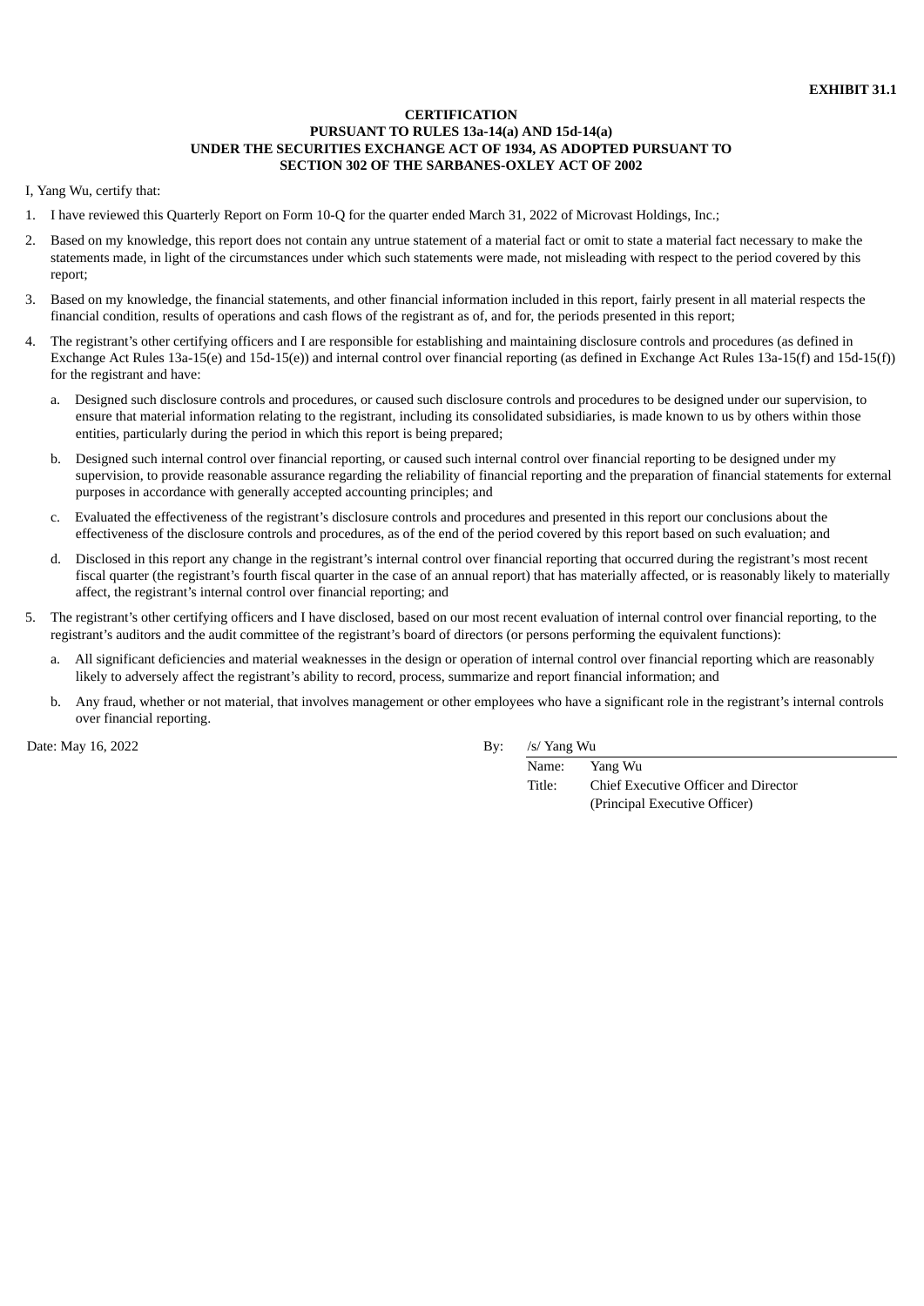**EXHIBIT 31.1**

**CERTIFICATION**
**PURSUANT TO RULES 13a-14(a) AND 15d-14(a)**
**UNDER THE SECURITIES EXCHANGE ACT OF 1934, AS ADOPTED PURSUANT TO**
**SECTION 302 OF THE SARBANES-OXLEY ACT OF 2002**

I, Yang Wu, certify that:

1. I have reviewed this Quarterly Report on Form 10-Q for the quarter ended March 31, 2022 of Microvast Holdings, Inc.;
2. Based on my knowledge, this report does not contain any untrue statement of a material fact or omit to state a material fact necessary to make the statements made, in light of the circumstances under which such statements were made, not misleading with respect to the period covered by this report;
3. Based on my knowledge, the financial statements, and other financial information included in this report, fairly present in all material respects the financial condition, results of operations and cash flows of the registrant as of, and for, the periods presented in this report;
4. The registrant's other certifying officers and I are responsible for establishing and maintaining disclosure controls and procedures (as defined in Exchange Act Rules 13a-15(e) and 15d-15(e)) and internal control over financial reporting (as defined in Exchange Act Rules 13a-15(f) and 15d-15(f)) for the registrant and have:
   a. Designed such disclosure controls and procedures, or caused such disclosure controls and procedures to be designed under our supervision, to ensure that material information relating to the registrant, including its consolidated subsidiaries, is made known to us by others within those entities, particularly during the period in which this report is being prepared;
   b. Designed such internal control over financial reporting, or caused such internal control over financial reporting to be designed under my supervision, to provide reasonable assurance regarding the reliability of financial reporting and the preparation of financial statements for external purposes in accordance with generally accepted accounting principles; and
   c. Evaluated the effectiveness of the registrant's disclosure controls and procedures and presented in this report our conclusions about the effectiveness of the disclosure controls and procedures, as of the end of the period covered by this report based on such evaluation; and
   d. Disclosed in this report any change in the registrant's internal control over financial reporting that occurred during the registrant's most recent fiscal quarter (the registrant's fourth fiscal quarter in the case of an annual report) that has materially affected, or is reasonably likely to materially affect, the registrant's internal control over financial reporting; and
5. The registrant's other certifying officers and I have disclosed, based on our most recent evaluation of internal control over financial reporting, to the registrant's auditors and the audit committee of the registrant's board of directors (or persons performing the equivalent functions):
   a. All significant deficiencies and material weaknesses in the design or operation of internal control over financial reporting which are reasonably likely to adversely affect the registrant's ability to record, process, summarize and report financial information; and
   b. Any fraud, whether or not material, that involves management or other employees who have a significant role in the registrant's internal controls over financial reporting.

Date: May 16, 2022

By: /s/ Yang Wu
Name: Yang Wu
Title: Chief Executive Officer and Director
(Principal Executive Officer)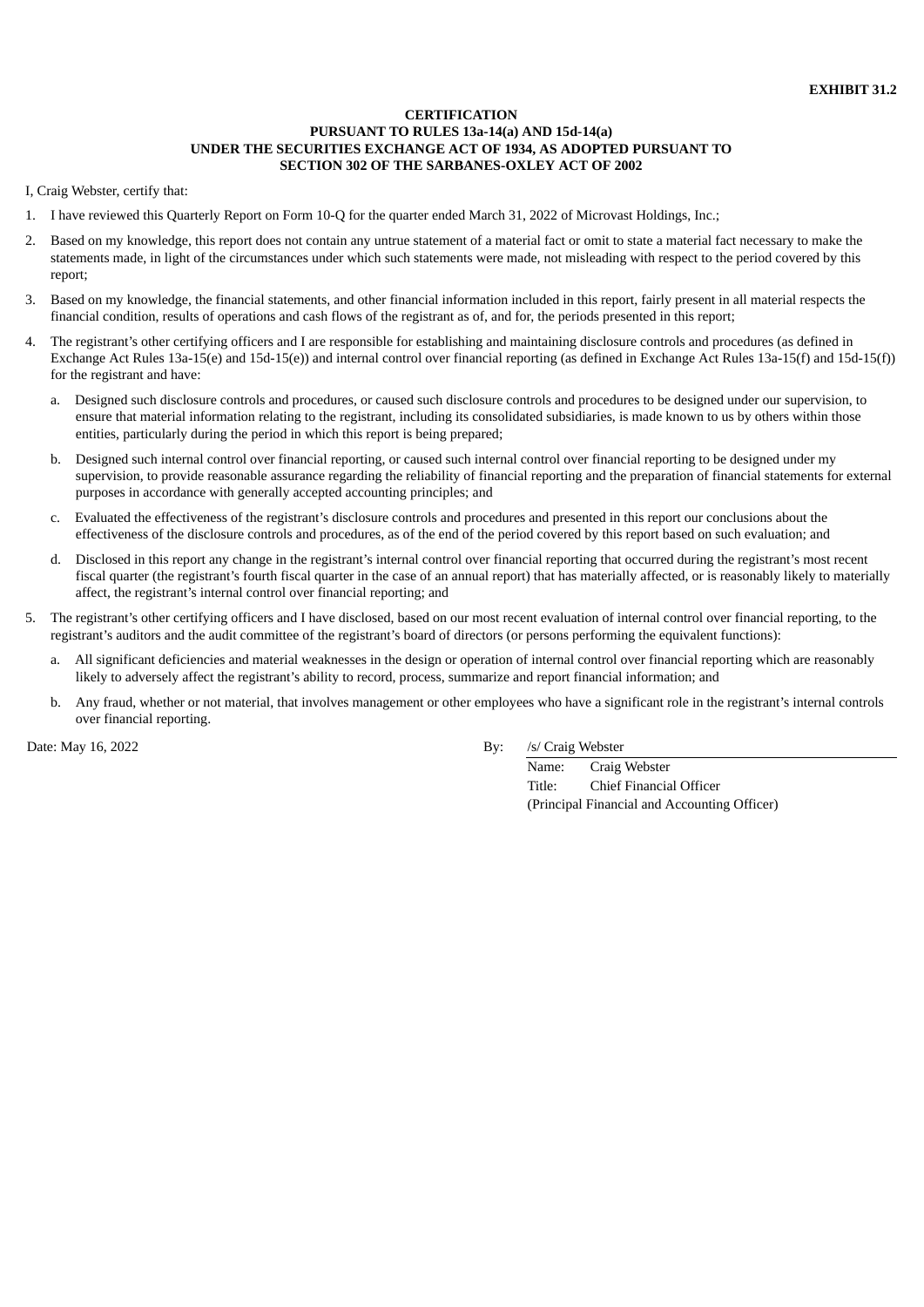**EXHIBIT 31.2**

**CERTIFICATION**
**PURSUANT TO RULES 13a-14(a) AND 15d-14(a)**
**UNDER THE SECURITIES EXCHANGE ACT OF 1934, AS ADOPTED PURSUANT TO**
**SECTION 302 OF THE SARBANES-OXLEY ACT OF 2002**

I, Craig Webster, certify that:

1. I have reviewed this Quarterly Report on Form 10-Q for the quarter ended March 31, 2022 of Microvast Holdings, Inc.;
2. Based on my knowledge, this report does not contain any untrue statement of a material fact or omit to state a material fact necessary to make the statements made, in light of the circumstances under which such statements were made, not misleading with respect to the period covered by this report;
3. Based on my knowledge, the financial statements, and other financial information included in this report, fairly present in all material respects the financial condition, results of operations and cash flows of the registrant as of, and for, the periods presented in this report;
4. The registrant's other certifying officers and I are responsible for establishing and maintaining disclosure controls and procedures (as defined in Exchange Act Rules 13a-15(e) and 15d-15(e)) and internal control over financial reporting (as defined in Exchange Act Rules 13a-15(f) and 15d-15(f)) for the registrant and have:
   a. Designed such disclosure controls and procedures, or caused such disclosure controls and procedures to be designed under our supervision, to ensure that material information relating to the registrant, including its consolidated subsidiaries, is made known to us by others within those entities, particularly during the period in which this report is being prepared;
   b. Designed such internal control over financial reporting, or caused such internal control over financial reporting to be designed under my supervision, to provide reasonable assurance regarding the reliability of financial reporting and the preparation of financial statements for external purposes in accordance with generally accepted accounting principles; and
   c. Evaluated the effectiveness of the registrant's disclosure controls and procedures and presented in this report our conclusions about the effectiveness of the disclosure controls and procedures, as of the end of the period covered by this report based on such evaluation; and
   d. Disclosed in this report any change in the registrant's internal control over financial reporting that occurred during the registrant's most recent fiscal quarter (the registrant's fourth fiscal quarter in the case of an annual report) that has materially affected, or is reasonably likely to materially affect, the registrant's internal control over financial reporting; and
5. The registrant's other certifying officers and I have disclosed, based on our most recent evaluation of internal control over financial reporting, to the registrant's auditors and the audit committee of the registrant's board of directors (or persons performing the equivalent functions):
   a. All significant deficiencies and material weaknesses in the design or operation of internal control over financial reporting which are reasonably likely to adversely affect the registrant's ability to record, process, summarize and report financial information; and
   b. Any fraud, whether or not material, that involves management or other employees who have a significant role in the registrant's internal controls over financial reporting.

Date: May 16, 2022

By: /s/ Craig Webster
Name: Craig Webster
Title: Chief Financial Officer
(Principal Financial and Accounting Officer)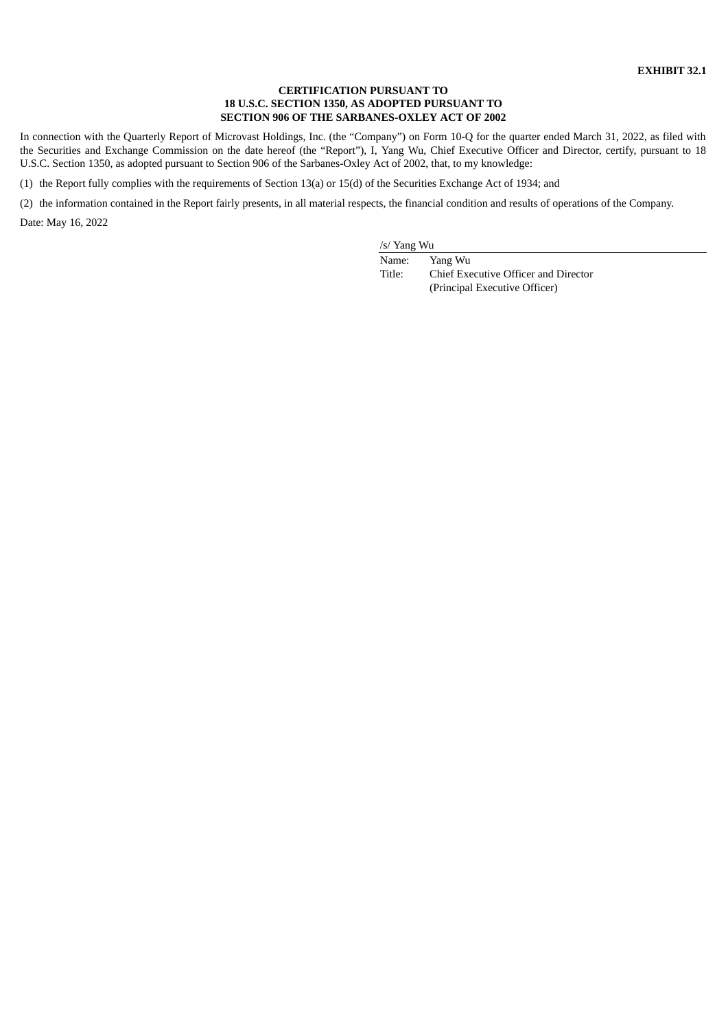**EXHIBIT 32.1**

**CERTIFICATION PURSUANT TO**
**18 U.S.C. SECTION 1350, AS ADOPTED PURSUANT TO**
**SECTION 906 OF THE SARBANES-OXLEY ACT OF 2002**

In connection with the Quarterly Report of Microvast Holdings, Inc. (the "Company") on Form 10-Q for the quarter ended March 31, 2022, as filed with the Securities and Exchange Commission on the date hereof (the "Report"), I, Yang Wu, Chief Executive Officer and Director, certify, pursuant to 18 U.S.C. Section 1350, as adopted pursuant to Section 906 of the Sarbanes-Oxley Act of 2002, that, to my knowledge:

(1) the Report fully complies with the requirements of Section 13(a) or 15(d) of the Securities Exchange Act of 1934; and

(2) the information contained in the Report fairly presents, in all material respects, the financial condition and results of operations of the Company.

Date: May 16, 2022

/s/ Yang Wu

Name: Yang Wu

Title: Chief Executive Officer and Director (Principal Executive Officer)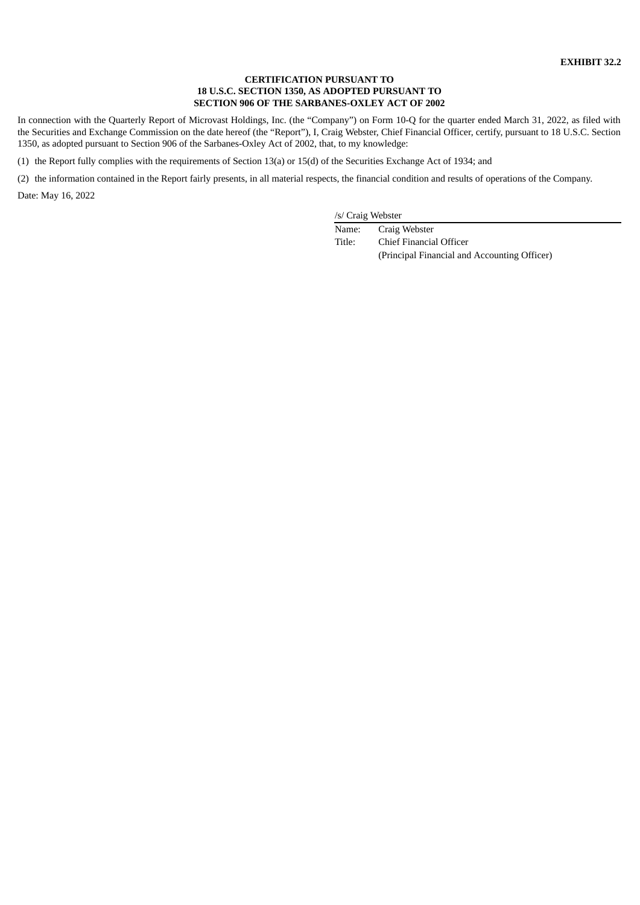**EXHIBIT 32.2**

**CERTIFICATION PURSUANT TO**
**18 U.S.C. SECTION 1350, AS ADOPTED PURSUANT TO**
**SECTION 906 OF THE SARBANES-OXLEY ACT OF 2002**

In connection with the Quarterly Report of Microvast Holdings, Inc. (the "Company") on Form 10-Q for the quarter ended March 31, 2022, as filed with the Securities and Exchange Commission on the date hereof (the "Report"), I, Craig Webster, Chief Financial Officer, certify, pursuant to 18 U.S.C. Section 1350, as adopted pursuant to Section 906 of the Sarbanes-Oxley Act of 2002, that, to my knowledge:

(1) the Report fully complies with the requirements of Section 13(a) or 15(d) of the Securities Exchange Act of 1934; and

(2) the information contained in the Report fairly presents, in all material respects, the financial condition and results of operations of the Company.

Date: May 16, 2022

/s/ Craig Webster

| | |
|---|---|
| Name: | Craig Webster |
| Title: | Chief Financial Officer |
| | (Principal Financial and Accounting Officer) |